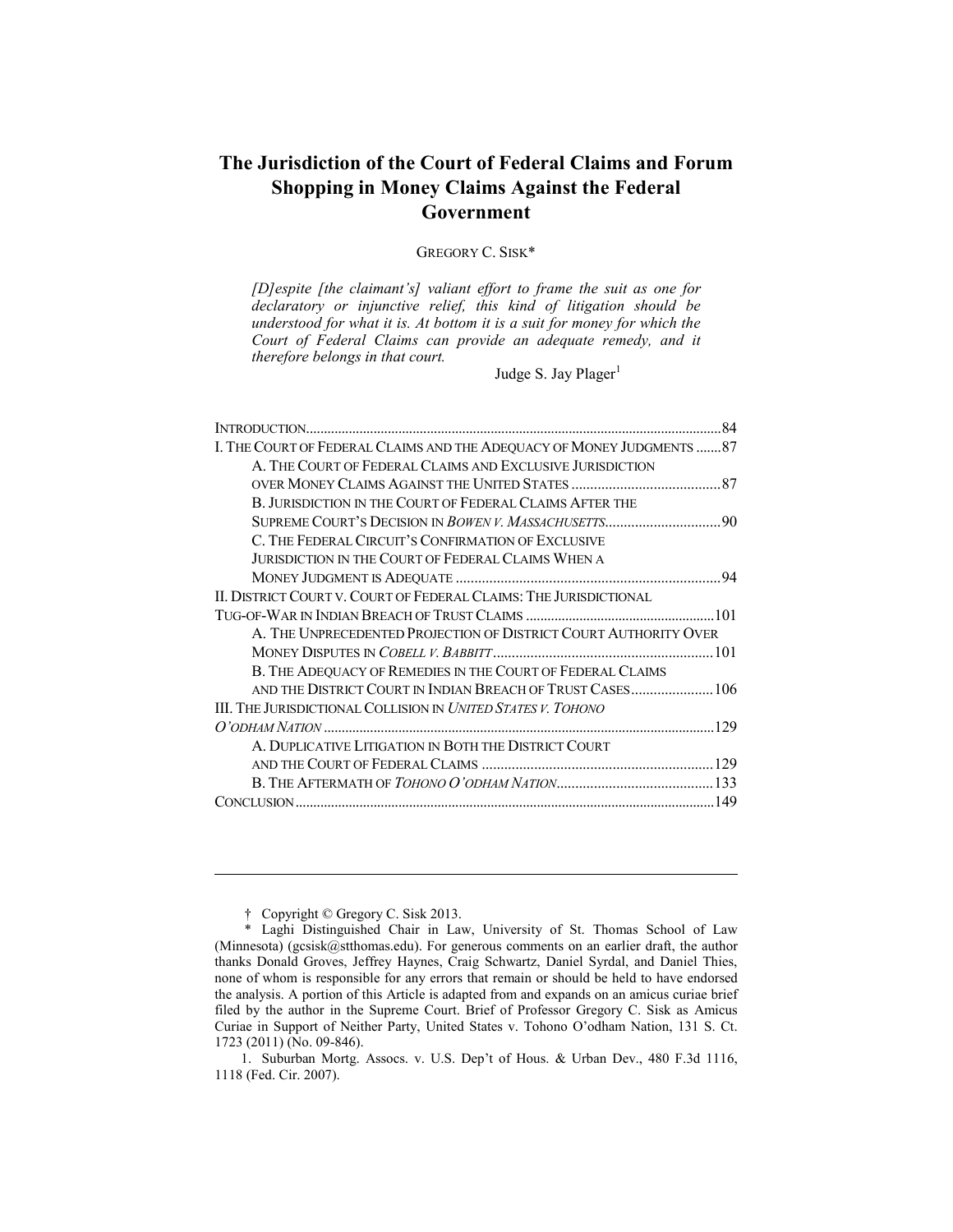# The Jurisdiction of the Court of Federal Claims and Forum Shopping in Money Claims Against the Federal Government

GREGORY C. SISK*

> *[D]espite [the claimant's] valiant effort to frame the suit as one for declaratory or injunctive relief, this kind of litigation should be understood for what it is. At bottom it is a suit for money for which the Court of Federal Claims can provide an adequate remedy, and it therefore belongs in that court.*
>
> Judge S. Jay Plager[1]

| | |
|---|---|
| INTRODUCTION | 84 |
| I. THE COURT OF FEDERAL CLAIMS AND THE ADEQUACY OF MONEY JUDGMENTS | 87 |
| A. THE COURT OF FEDERAL CLAIMS AND EXCLUSIVE JURISDICTION OVER MONEY CLAIMS AGAINST THE UNITED STATES | 87 |
| B. JURISDICTION IN THE COURT OF FEDERAL CLAIMS AFTER THE SUPREME COURT'S DECISION IN *BOWEN V. MASSACHUSETTS* | 90 |
| C. THE FEDERAL CIRCUIT'S CONFIRMATION OF EXCLUSIVE JURISDICTION IN THE COURT OF FEDERAL CLAIMS WHEN A MONEY JUDGMENT IS ADEQUATE | 94 |
| II. DISTRICT COURT V. COURT OF FEDERAL CLAIMS: THE JURISDICTIONAL TUG-OF-WAR IN INDIAN BREACH OF TRUST CLAIMS | 101 |
| A. THE UNPRECEDENTED PROJECTION OF DISTRICT COURT AUTHORITY OVER MONEY DISPUTES IN *COBELL V. BABBITT* | 101 |
| B. THE ADEQUACY OF REMEDIES IN THE COURT OF FEDERAL CLAIMS AND THE DISTRICT COURT IN INDIAN BREACH OF TRUST CASES | 106 |
| III. THE JURISDICTIONAL COLLISION IN *UNITED STATES V. TOHONO O'ODHAM NATION* | 129 |
| A. DUPLICATIVE LITIGATION IN BOTH THE DISTRICT COURT AND THE COURT OF FEDERAL CLAIMS | 129 |
| B. THE AFTERMATH OF *TOHONO O'ODHAM NATION* | 133 |
| CONCLUSION | 149 |

---

† Copyright © Gregory C. Sisk 2013.

\* Laghi Distinguished Chair in Law, University of St. Thomas School of Law (Minnesota) (gcsisk@stthomas.edu). For generous comments on an earlier draft, the author thanks Donald Groves, Jeffrey Haynes, Craig Schwartz, Daniel Syrdal, and Daniel Thies, none of whom is responsible for any errors that remain or should be held to have endorsed the analysis. A portion of this Article is adapted from and expands on an amicus curiae brief filed by the author in the Supreme Court. Brief of Professor Gregory C. Sisk as Amicus Curiae in Support of Neither Party, United States v. Tohono O'odham Nation, 131 S. Ct. 1723 (2011) (No. 09-846).

1. Suburban Mortg. Assocs. v. U.S. Dep't of Hous. & Urban Dev., 480 F.3d 1116, 1118 (Fed. Cir. 2007).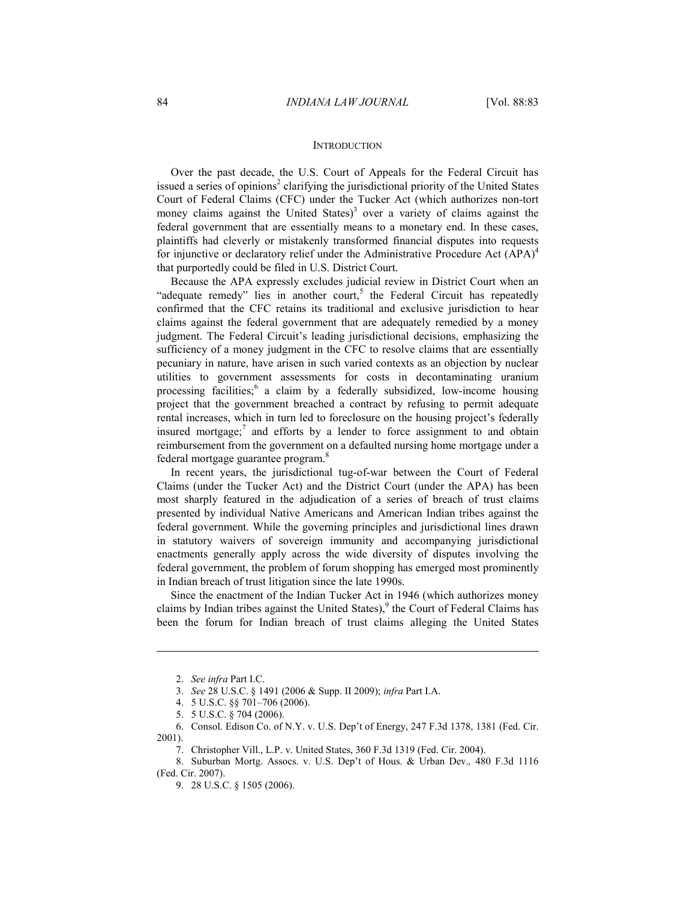## INTRODUCTION

Over the past decade, the U.S. Court of Appeals for the Federal Circuit has issued a series of opinions[2] clarifying the jurisdictional priority of the United States Court of Federal Claims (CFC) under the Tucker Act (which authorizes non-tort money claims against the United States)[3] over a variety of claims against the federal government that are essentially means to a monetary end. In these cases, plaintiffs had cleverly or mistakenly transformed financial disputes into requests for injunctive or declaratory relief under the Administrative Procedure Act (APA)[4] that purportedly could be filed in U.S. District Court.

Because the APA expressly excludes judicial review in District Court when an "adequate remedy" lies in another court,[5] the Federal Circuit has repeatedly confirmed that the CFC retains its traditional and exclusive jurisdiction to hear claims against the federal government that are adequately remedied by a money judgment. The Federal Circuit's leading jurisdictional decisions, emphasizing the sufficiency of a money judgment in the CFC to resolve claims that are essentially pecuniary in nature, have arisen in such varied contexts as an objection by nuclear utilities to government assessments for costs in decontaminating uranium processing facilities;[6] a claim by a federally subsidized, low-income housing project that the government breached a contract by refusing to permit adequate rental increases, which in turn led to foreclosure on the housing project's federally insured mortgage;[7] and efforts by a lender to force assignment to and obtain reimbursement from the government on a defaulted nursing home mortgage under a federal mortgage guarantee program.[8]

In recent years, the jurisdictional tug-of-war between the Court of Federal Claims (under the Tucker Act) and the District Court (under the APA) has been most sharply featured in the adjudication of a series of breach of trust claims presented by individual Native Americans and American Indian tribes against the federal government. While the governing principles and jurisdictional lines drawn in statutory waivers of sovereign immunity and accompanying jurisdictional enactments generally apply across the wide diversity of disputes involving the federal government, the problem of forum shopping has emerged most prominently in Indian breach of trust litigation since the late 1990s.

Since the enactment of the Indian Tucker Act in 1946 (which authorizes money claims by Indian tribes against the United States),[9] the Court of Federal Claims has been the forum for Indian breach of trust claims alleging the United States

---

2. *See infra* Part I.C.

3. *See* 28 U.S.C. § 1491 (2006 & Supp. II 2009); *infra* Part I.A.

4. 5 U.S.C. §§ 701–706 (2006).

5. 5 U.S.C. § 704 (2006).

6. Consol. Edison Co. of N.Y. v. U.S. Dep't of Energy, 247 F.3d 1378, 1381 (Fed. Cir. 2001).

7. Christopher Vill., L.P. v. United States, 360 F.3d 1319 (Fed. Cir. 2004).

8. Suburban Mortg. Assocs. v. U.S. Dep't of Hous. & Urban Dev., 480 F.3d 1116 (Fed. Cir. 2007).

9. 28 U.S.C. § 1505 (2006).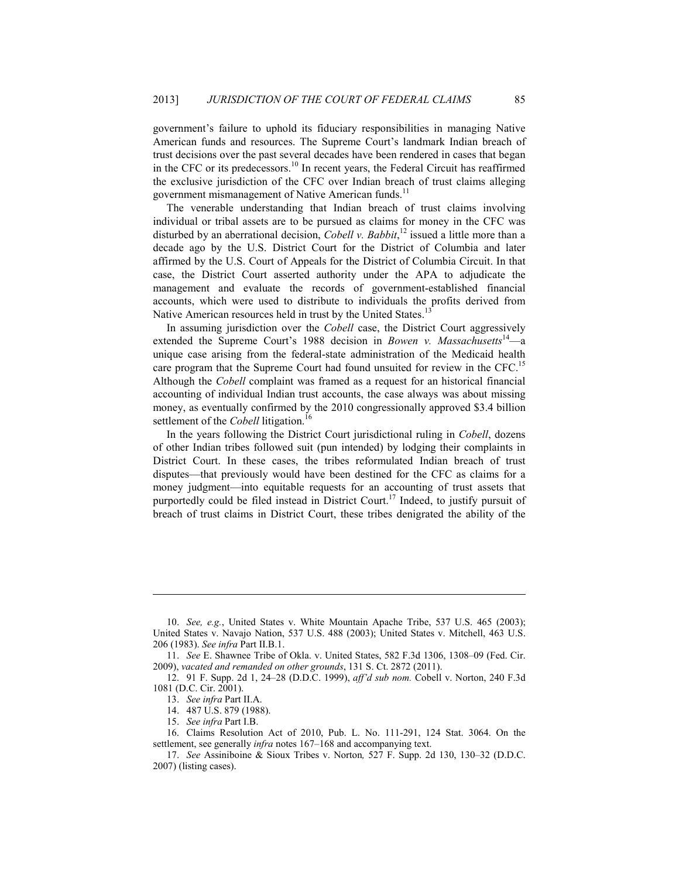government's failure to uphold its fiduciary responsibilities in managing Native American funds and resources. The Supreme Court's landmark Indian breach of trust decisions over the past several decades have been rendered in cases that began in the CFC or its predecessors.[10] In recent years, the Federal Circuit has reaffirmed the exclusive jurisdiction of the CFC over Indian breach of trust claims alleging government mismanagement of Native American funds.[11]

The venerable understanding that Indian breach of trust claims involving individual or tribal assets are to be pursued as claims for money in the CFC was disturbed by an aberrational decision, *Cobell v. Babbit*,[12] issued a little more than a decade ago by the U.S. District Court for the District of Columbia and later affirmed by the U.S. Court of Appeals for the District of Columbia Circuit. In that case, the District Court asserted authority under the APA to adjudicate the management and evaluate the records of government-established financial accounts, which were used to distribute to individuals the profits derived from Native American resources held in trust by the United States.[13]

In assuming jurisdiction over the *Cobell* case, the District Court aggressively extended the Supreme Court's 1988 decision in *Bowen v. Massachusetts*[14]—a unique case arising from the federal-state administration of the Medicaid health care program that the Supreme Court had found unsuited for review in the CFC.[15] Although the *Cobell* complaint was framed as a request for an historical financial accounting of individual Indian trust accounts, the case always was about missing money, as eventually confirmed by the 2010 congressionally approved $3.4 billion settlement of the *Cobell* litigation.[16]

In the years following the District Court jurisdictional ruling in *Cobell*, dozens of other Indian tribes followed suit (pun intended) by lodging their complaints in District Court. In these cases, the tribes reformulated Indian breach of trust disputes—that previously would have been destined for the CFC as claims for a money judgment—into equitable requests for an accounting of trust assets that purportedly could be filed instead in District Court.[17] Indeed, to justify pursuit of breach of trust claims in District Court, these tribes denigrated the ability of the

---

10. *See, e.g.*, United States v. White Mountain Apache Tribe, 537 U.S. 465 (2003); United States v. Navajo Nation, 537 U.S. 488 (2003); United States v. Mitchell, 463 U.S. 206 (1983). *See infra* Part II.B.1.

11. *See* E. Shawnee Tribe of Okla. v. United States, 582 F.3d 1306, 1308–09 (Fed. Cir. 2009), *vacated and remanded on other grounds*, 131 S. Ct. 2872 (2011).

12. 91 F. Supp. 2d 1, 24–28 (D.D.C. 1999), *aff'd sub nom.* Cobell v. Norton, 240 F.3d 1081 (D.C. Cir. 2001).

13. *See infra* Part II.A.

14. 487 U.S. 879 (1988).

15. *See infra* Part I.B.

16. Claims Resolution Act of 2010, Pub. L. No. 111-291, 124 Stat. 3064. On the settlement, see generally *infra* notes 167–168 and accompanying text.

17. *See* Assiniboine & Sioux Tribes v. Norton*,* 527 F. Supp. 2d 130, 130–32 (D.D.C. 2007) (listing cases).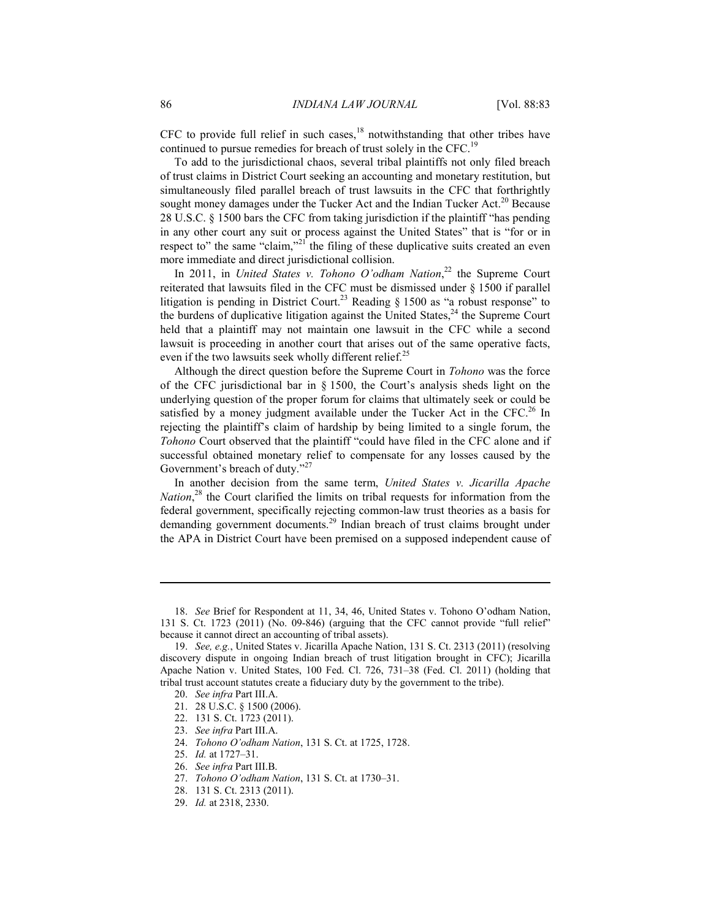CFC to provide full relief in such cases,[18] notwithstanding that other tribes have continued to pursue remedies for breach of trust solely in the CFC.[19]

To add to the jurisdictional chaos, several tribal plaintiffs not only filed breach of trust claims in District Court seeking an accounting and monetary restitution, but simultaneously filed parallel breach of trust lawsuits in the CFC that forthrightly sought money damages under the Tucker Act and the Indian Tucker Act.[20] Because 28 U.S.C. § 1500 bars the CFC from taking jurisdiction if the plaintiff "has pending in any other court any suit or process against the United States" that is "for or in respect to" the same "claim,"[21] the filing of these duplicative suits created an even more immediate and direct jurisdictional collision.

In 2011, in *United States v. Tohono O'odham Nation*,[22] the Supreme Court reiterated that lawsuits filed in the CFC must be dismissed under § 1500 if parallel litigation is pending in District Court.[23] Reading § 1500 as "a robust response" to the burdens of duplicative litigation against the United States,[24] the Supreme Court held that a plaintiff may not maintain one lawsuit in the CFC while a second lawsuit is proceeding in another court that arises out of the same operative facts, even if the two lawsuits seek wholly different relief.[25]

Although the direct question before the Supreme Court in *Tohono* was the force of the CFC jurisdictional bar in § 1500, the Court's analysis sheds light on the underlying question of the proper forum for claims that ultimately seek or could be satisfied by a money judgment available under the Tucker Act in the CFC.[26] In rejecting the plaintiff's claim of hardship by being limited to a single forum, the *Tohono* Court observed that the plaintiff "could have filed in the CFC alone and if successful obtained monetary relief to compensate for any losses caused by the Government's breach of duty."[27]

In another decision from the same term, *United States v. Jicarilla Apache Nation*,[28] the Court clarified the limits on tribal requests for information from the federal government, specifically rejecting common-law trust theories as a basis for demanding government documents.[29] Indian breach of trust claims brought under the APA in District Court have been premised on a supposed independent cause of

---

18. *See* Brief for Respondent at 11, 34, 46, United States v. Tohono O'odham Nation, 131 S. Ct. 1723 (2011) (No. 09-846) (arguing that the CFC cannot provide "full relief" because it cannot direct an accounting of tribal assets).

19. *See, e.g.*, United States v. Jicarilla Apache Nation, 131 S. Ct. 2313 (2011) (resolving discovery dispute in ongoing Indian breach of trust litigation brought in CFC); Jicarilla Apache Nation v. United States, 100 Fed. Cl. 726, 731–38 (Fed. Cl. 2011) (holding that tribal trust account statutes create a fiduciary duty by the government to the tribe).

20. *See infra* Part III.A.

21. 28 U.S.C. § 1500 (2006).

22. 131 S. Ct. 1723 (2011).

23. *See infra* Part III.A.

24. *Tohono O'odham Nation*, 131 S. Ct. at 1725, 1728.

25. *Id.* at 1727–31.

26. *See infra* Part III.B.

27. *Tohono O'odham Nation*, 131 S. Ct. at 1730–31.

28. 131 S. Ct. 2313 (2011).

29. *Id.* at 2318, 2330.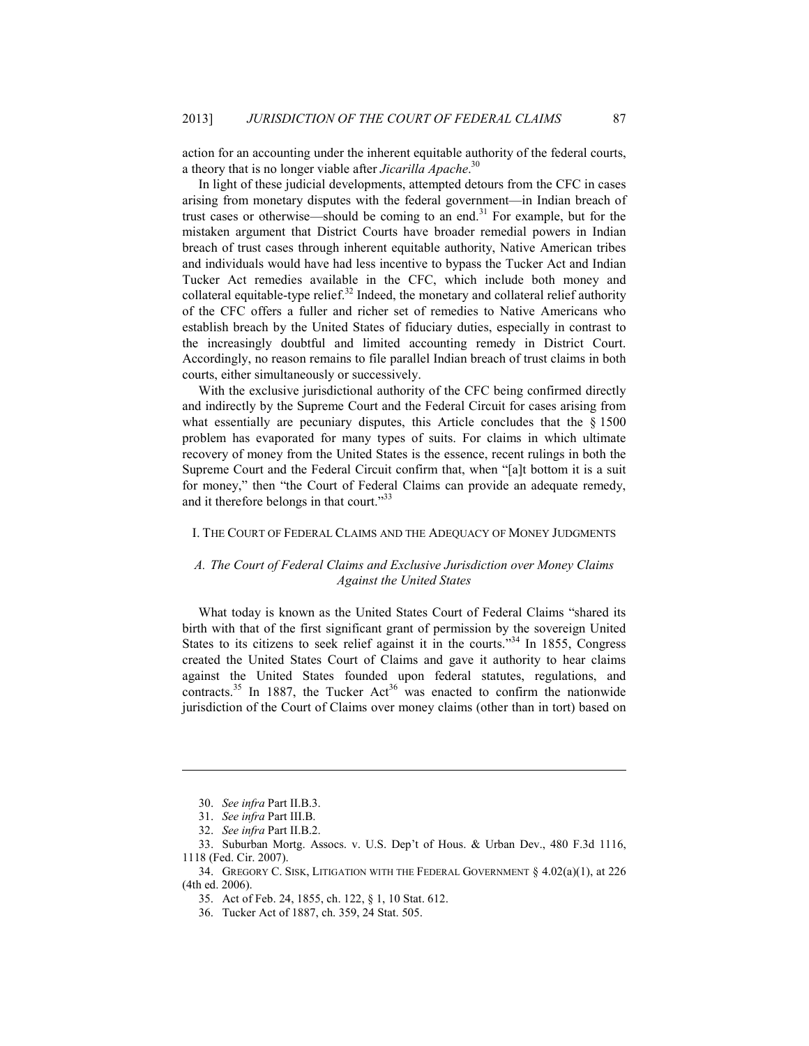action for an accounting under the inherent equitable authority of the federal courts, a theory that is no longer viable after *Jicarilla Apache*.[30]

In light of these judicial developments, attempted detours from the CFC in cases arising from monetary disputes with the federal government—in Indian breach of trust cases or otherwise—should be coming to an end.[31] For example, but for the mistaken argument that District Courts have broader remedial powers in Indian breach of trust cases through inherent equitable authority, Native American tribes and individuals would have had less incentive to bypass the Tucker Act and Indian Tucker Act remedies available in the CFC, which include both money and collateral equitable-type relief.[32] Indeed, the monetary and collateral relief authority of the CFC offers a fuller and richer set of remedies to Native Americans who establish breach by the United States of fiduciary duties, especially in contrast to the increasingly doubtful and limited accounting remedy in District Court. Accordingly, no reason remains to file parallel Indian breach of trust claims in both courts, either simultaneously or successively.

With the exclusive jurisdictional authority of the CFC being confirmed directly and indirectly by the Supreme Court and the Federal Circuit for cases arising from what essentially are pecuniary disputes, this Article concludes that the § 1500 problem has evaporated for many types of suits. For claims in which ultimate recovery of money from the United States is the essence, recent rulings in both the Supreme Court and the Federal Circuit confirm that, when "[a]t bottom it is a suit for money," then "the Court of Federal Claims can provide an adequate remedy, and it therefore belongs in that court."[33]

## I. THE COURT OF FEDERAL CLAIMS AND THE ADEQUACY OF MONEY JUDGMENTS

### *A. The Court of Federal Claims and Exclusive Jurisdiction over Money Claims Against the United States*

What today is known as the United States Court of Federal Claims "shared its birth with that of the first significant grant of permission by the sovereign United States to its citizens to seek relief against it in the courts."[34] In 1855, Congress created the United States Court of Claims and gave it authority to hear claims against the United States founded upon federal statutes, regulations, and contracts.[35] In 1887, the Tucker Act[36] was enacted to confirm the nationwide jurisdiction of the Court of Claims over money claims (other than in tort) based on

---

30. *See infra* Part II.B.3.

31. *See infra* Part III.B.

32. *See infra* Part II.B.2.

33. Suburban Mortg. Assocs. v. U.S. Dep't of Hous. & Urban Dev., 480 F.3d 1116, 1118 (Fed. Cir. 2007).

34. GREGORY C. SISK, LITIGATION WITH THE FEDERAL GOVERNMENT § 4.02(a)(1), at 226 (4th ed. 2006).

35. Act of Feb. 24, 1855, ch. 122, § 1, 10 Stat. 612.

36. Tucker Act of 1887, ch. 359, 24 Stat. 505.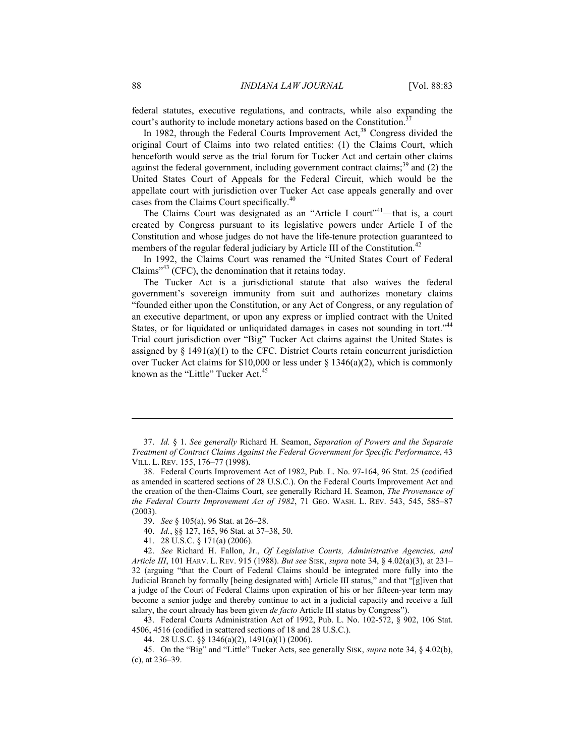federal statutes, executive regulations, and contracts, while also expanding the court's authority to include monetary actions based on the Constitution.[37]

In 1982, through the Federal Courts Improvement Act,[38] Congress divided the original Court of Claims into two related entities: (1) the Claims Court, which henceforth would serve as the trial forum for Tucker Act and certain other claims against the federal government, including government contract claims;[39] and (2) the United States Court of Appeals for the Federal Circuit, which would be the appellate court with jurisdiction over Tucker Act case appeals generally and over cases from the Claims Court specifically.[40]

The Claims Court was designated as an "Article I court"[41]—that is, a court created by Congress pursuant to its legislative powers under Article I of the Constitution and whose judges do not have the life-tenure protection guaranteed to members of the regular federal judiciary by Article III of the Constitution.[42]

In 1992, the Claims Court was renamed the "United States Court of Federal Claims"[43] (CFC), the denomination that it retains today.

The Tucker Act is a jurisdictional statute that also waives the federal government's sovereign immunity from suit and authorizes monetary claims "founded either upon the Constitution, or any Act of Congress, or any regulation of an executive department, or upon any express or implied contract with the United States, or for liquidated or unliquidated damages in cases not sounding in tort."[44] Trial court jurisdiction over "Big" Tucker Act claims against the United States is assigned by § 1491(a)(1) to the CFC. District Courts retain concurrent jurisdiction over Tucker Act claims for $10,000 or less under § 1346(a)(2), which is commonly known as the "Little" Tucker Act.[45]

---

37. *Id.* § 1. *See generally* Richard H. Seamon, *Separation of Powers and the Separate Treatment of Contract Claims Against the Federal Government for Specific Performance*, 43 VILL. L. REV. 155, 176–77 (1998).

38. Federal Courts Improvement Act of 1982, Pub. L. No. 97-164, 96 Stat. 25 (codified as amended in scattered sections of 28 U.S.C.). On the Federal Courts Improvement Act and the creation of the then-Claims Court, see generally Richard H. Seamon, *The Provenance of the Federal Courts Improvement Act of 1982*, 71 GEO. WASH. L. REV. 543, 545, 585–87 (2003).

39. *See* § 105(a), 96 Stat. at 26–28.

40. *Id.*, §§ 127, 165, 96 Stat. at 37–38, 50.

41. 28 U.S.C. § 171(a) (2006).

42. *See* Richard H. Fallon, Jr., *Of Legislative Courts, Administrative Agencies, and Article III*, 101 HARV. L. REV. 915 (1988). *But see* SISK, *supra* note 34, § 4.02(a)(3), at 231–32 (arguing "that the Court of Federal Claims should be integrated more fully into the Judicial Branch by formally [being designated with] Article III status," and that "[g]iven that a judge of the Court of Federal Claims upon expiration of his or her fifteen-year term may become a senior judge and thereby continue to act in a judicial capacity and receive a full salary, the court already has been given *de facto* Article III status by Congress").

43. Federal Courts Administration Act of 1992, Pub. L. No. 102-572, § 902, 106 Stat. 4506, 4516 (codified in scattered sections of 18 and 28 U.S.C.).

44. 28 U.S.C. §§ 1346(a)(2), 1491(a)(1) (2006).

45. On the "Big" and "Little" Tucker Acts, see generally SISK, *supra* note 34, § 4.02(b), (c), at 236–39.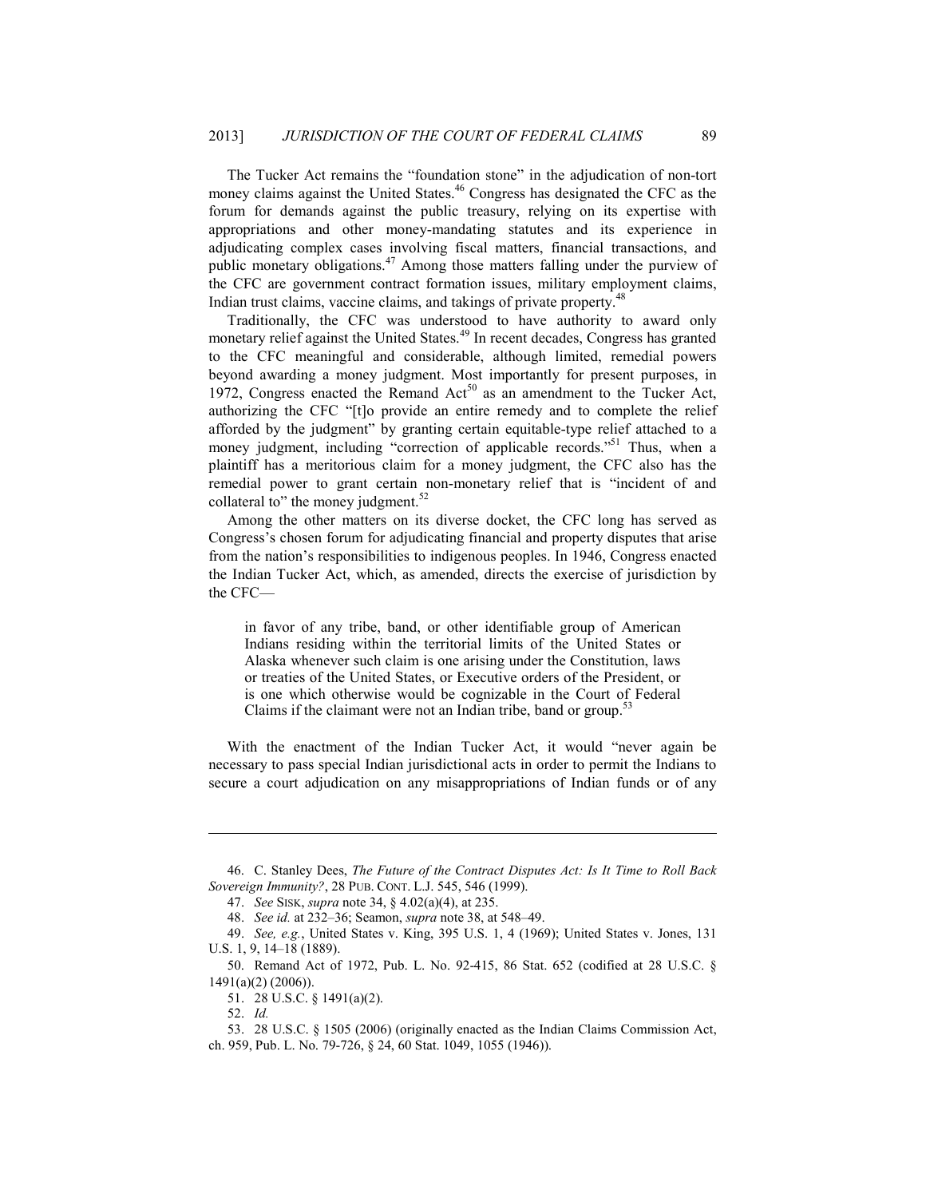The Tucker Act remains the "foundation stone" in the adjudication of non-tort money claims against the United States.[46] Congress has designated the CFC as the forum for demands against the public treasury, relying on its expertise with appropriations and other money-mandating statutes and its experience in adjudicating complex cases involving fiscal matters, financial transactions, and public monetary obligations.[47] Among those matters falling under the purview of the CFC are government contract formation issues, military employment claims, Indian trust claims, vaccine claims, and takings of private property.[48]

Traditionally, the CFC was understood to have authority to award only monetary relief against the United States.[49] In recent decades, Congress has granted to the CFC meaningful and considerable, although limited, remedial powers beyond awarding a money judgment. Most importantly for present purposes, in 1972, Congress enacted the Remand Act[50] as an amendment to the Tucker Act, authorizing the CFC "[t]o provide an entire remedy and to complete the relief afforded by the judgment" by granting certain equitable-type relief attached to a money judgment, including "correction of applicable records."[51] Thus, when a plaintiff has a meritorious claim for a money judgment, the CFC also has the remedial power to grant certain non-monetary relief that is "incident of and collateral to" the money judgment.[52]

Among the other matters on its diverse docket, the CFC long has served as Congress's chosen forum for adjudicating financial and property disputes that arise from the nation's responsibilities to indigenous peoples. In 1946, Congress enacted the Indian Tucker Act, which, as amended, directs the exercise of jurisdiction by the CFC—

> in favor of any tribe, band, or other identifiable group of American Indians residing within the territorial limits of the United States or Alaska whenever such claim is one arising under the Constitution, laws or treaties of the United States, or Executive orders of the President, or is one which otherwise would be cognizable in the Court of Federal Claims if the claimant were not an Indian tribe, band or group.[53]

With the enactment of the Indian Tucker Act, it would "never again be necessary to pass special Indian jurisdictional acts in order to permit the Indians to secure a court adjudication on any misappropriations of Indian funds or of any

---

46. C. Stanley Dees, *The Future of the Contract Disputes Act: Is It Time to Roll Back Sovereign Immunity?*, 28 PUB. CONT. L.J. 545, 546 (1999).

47. *See* SISK, *supra* note 34, § 4.02(a)(4), at 235.

48. *See id.* at 232–36; Seamon, *supra* note 38, at 548–49.

49. *See, e.g.*, United States v. King, 395 U.S. 1, 4 (1969); United States v. Jones, 131 U.S. 1, 9, 14–18 (1889).

50. Remand Act of 1972, Pub. L. No. 92-415, 86 Stat. 652 (codified at 28 U.S.C. § 1491(a)(2) (2006)).

51. 28 U.S.C. § 1491(a)(2).

52. *Id.*

53. 28 U.S.C. § 1505 (2006) (originally enacted as the Indian Claims Commission Act, ch. 959, Pub. L. No. 79-726, § 24, 60 Stat. 1049, 1055 (1946)).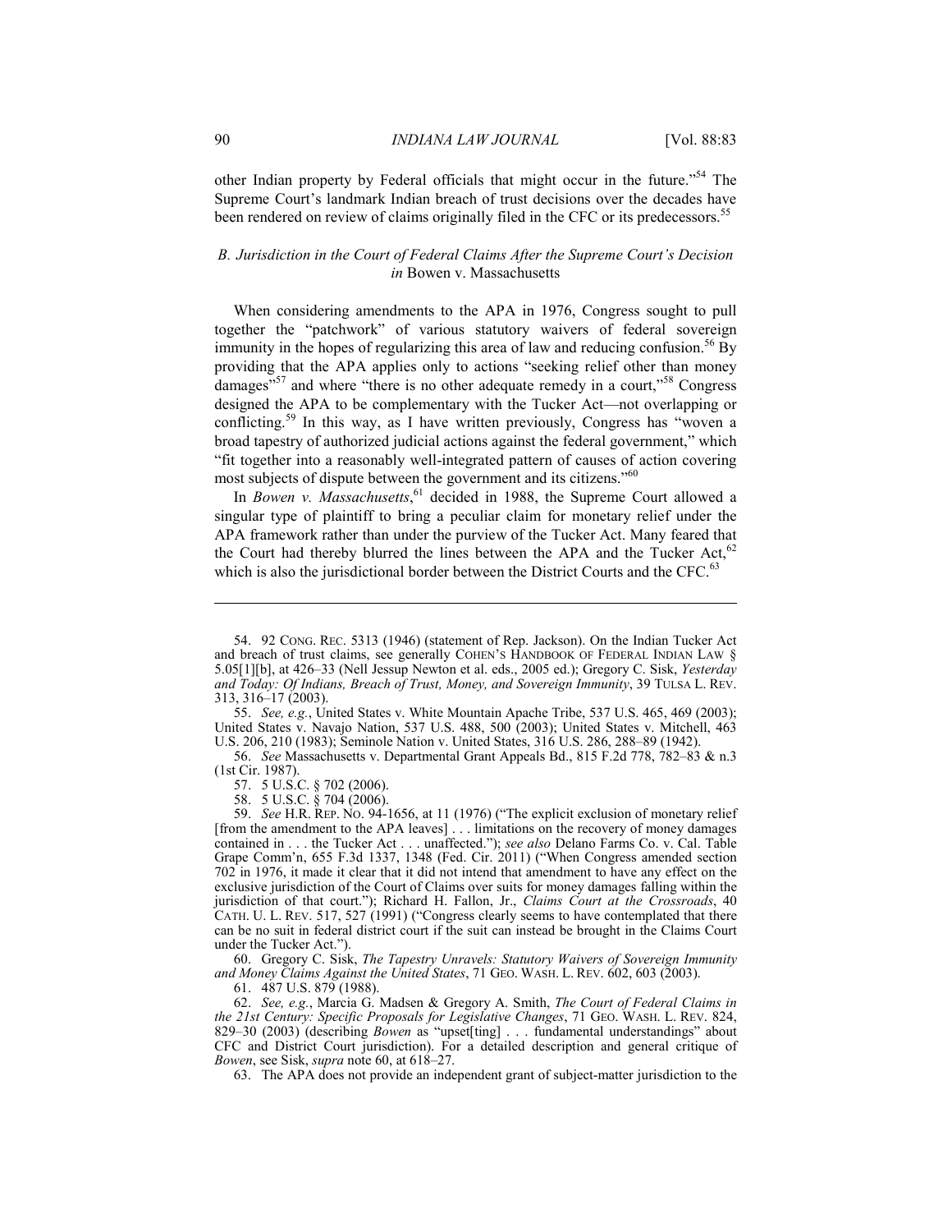other Indian property by Federal officials that might occur in the future."[54] The Supreme Court's landmark Indian breach of trust decisions over the decades have been rendered on review of claims originally filed in the CFC or its predecessors.[55]

### *B. Jurisdiction in the Court of Federal Claims After the Supreme Court's Decision in* Bowen v. Massachusetts

When considering amendments to the APA in 1976, Congress sought to pull together the "patchwork" of various statutory waivers of federal sovereign immunity in the hopes of regularizing this area of law and reducing confusion.[56] By providing that the APA applies only to actions "seeking relief other than money damages"[57] and where "there is no other adequate remedy in a court,"[58] Congress designed the APA to be complementary with the Tucker Act—not overlapping or conflicting.[59] In this way, as I have written previously, Congress has "woven a broad tapestry of authorized judicial actions against the federal government," which "fit together into a reasonably well-integrated pattern of causes of action covering most subjects of dispute between the government and its citizens."[60]

In *Bowen v. Massachusetts*,[61] decided in 1988, the Supreme Court allowed a singular type of plaintiff to bring a peculiar claim for monetary relief under the APA framework rather than under the purview of the Tucker Act. Many feared that the Court had thereby blurred the lines between the APA and the Tucker Act,[62] which is also the jurisdictional border between the District Courts and the CFC.[63]

---

54. 92 CONG. REC. 5313 (1946) (statement of Rep. Jackson). On the Indian Tucker Act and breach of trust claims, see generally COHEN'S HANDBOOK OF FEDERAL INDIAN LAW § 5.05[1][b], at 426–33 (Nell Jessup Newton et al. eds., 2005 ed.); Gregory C. Sisk, *Yesterday and Today: Of Indians, Breach of Trust, Money, and Sovereign Immunity*, 39 TULSA L. REV. 313, 316–17 (2003).

55. *See, e.g.*, United States v. White Mountain Apache Tribe, 537 U.S. 465, 469 (2003); United States v. Navajo Nation, 537 U.S. 488, 500 (2003); United States v. Mitchell, 463 U.S. 206, 210 (1983); Seminole Nation v. United States, 316 U.S. 286, 288–89 (1942).

56. *See* Massachusetts v. Departmental Grant Appeals Bd., 815 F.2d 778, 782–83 & n.3 (1st Cir. 1987).

57. 5 U.S.C. § 702 (2006).

58. 5 U.S.C. § 704 (2006).

59. *See* H.R. REP. NO. 94-1656, at 11 (1976) ("The explicit exclusion of monetary relief [from the amendment to the APA leaves] . . . limitations on the recovery of money damages contained in . . . the Tucker Act . . . unaffected."); *see also* Delano Farms Co. v. Cal. Table Grape Comm'n, 655 F.3d 1337, 1348 (Fed. Cir. 2011) ("When Congress amended section 702 in 1976, it made it clear that it did not intend that amendment to have any effect on the exclusive jurisdiction of the Court of Claims over suits for money damages falling within the jurisdiction of that court."); Richard H. Fallon, Jr., *Claims Court at the Crossroads*, 40 CATH. U. L. REV. 517, 527 (1991) ("Congress clearly seems to have contemplated that there can be no suit in federal district court if the suit can instead be brought in the Claims Court under the Tucker Act.").

60. Gregory C. Sisk, *The Tapestry Unravels: Statutory Waivers of Sovereign Immunity and Money Claims Against the United States*, 71 GEO. WASH. L. REV. 602, 603 (2003).

61. 487 U.S. 879 (1988).

62. *See, e.g.*, Marcia G. Madsen & Gregory A. Smith, *The Court of Federal Claims in the 21st Century: Specific Proposals for Legislative Changes*, 71 GEO. WASH. L. REV. 824, 829–30 (2003) (describing *Bowen* as "upset[ting] . . . fundamental understandings" about CFC and District Court jurisdiction). For a detailed description and general critique of *Bowen*, see Sisk, *supra* note 60, at 618–27.

63. The APA does not provide an independent grant of subject-matter jurisdiction to the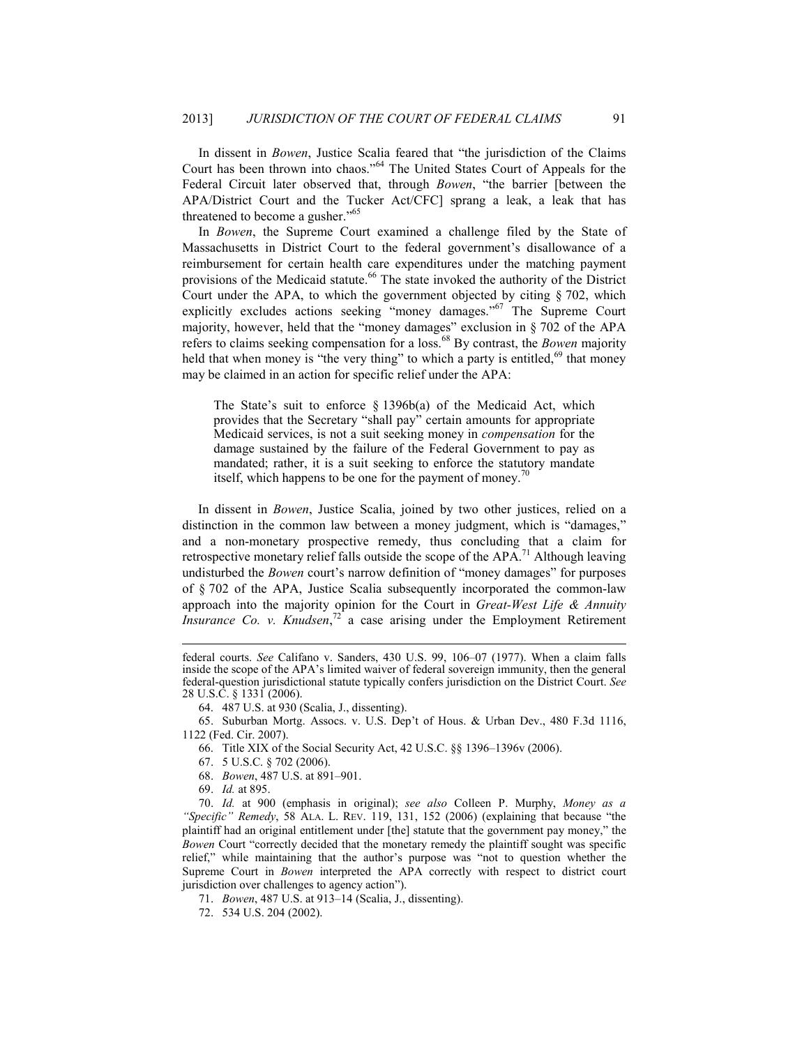In dissent in *Bowen*, Justice Scalia feared that "the jurisdiction of the Claims Court has been thrown into chaos."[64] The United States Court of Appeals for the Federal Circuit later observed that, through *Bowen*, "the barrier [between the APA/District Court and the Tucker Act/CFC] sprang a leak, a leak that has threatened to become a gusher."[65]

In *Bowen*, the Supreme Court examined a challenge filed by the State of Massachusetts in District Court to the federal government's disallowance of a reimbursement for certain health care expenditures under the matching payment provisions of the Medicaid statute.[66] The state invoked the authority of the District Court under the APA, to which the government objected by citing § 702, which explicitly excludes actions seeking "money damages."[67] The Supreme Court majority, however, held that the "money damages" exclusion in § 702 of the APA refers to claims seeking compensation for a loss.[68] By contrast, the *Bowen* majority held that when money is "the very thing" to which a party is entitled,[69] that money may be claimed in an action for specific relief under the APA:

> The State's suit to enforce § 1396b(a) of the Medicaid Act, which provides that the Secretary "shall pay" certain amounts for appropriate Medicaid services, is not a suit seeking money in *compensation* for the damage sustained by the failure of the Federal Government to pay as mandated; rather, it is a suit seeking to enforce the statutory mandate itself, which happens to be one for the payment of money.[70]

In dissent in *Bowen*, Justice Scalia, joined by two other justices, relied on a distinction in the common law between a money judgment, which is "damages," and a non-monetary prospective remedy, thus concluding that a claim for retrospective monetary relief falls outside the scope of the APA.[71] Although leaving undisturbed the *Bowen* court's narrow definition of "money damages" for purposes of § 702 of the APA, Justice Scalia subsequently incorporated the common-law approach into the majority opinion for the Court in *Great-West Life & Annuity Insurance Co. v. Knudsen*,[72] a case arising under the Employment Retirement

---

federal courts. *See* Califano v. Sanders, 430 U.S. 99, 106–07 (1977). When a claim falls inside the scope of the APA's limited waiver of federal sovereign immunity, then the general federal-question jurisdictional statute typically confers jurisdiction on the District Court. *See* 28 U.S.C. § 1331 (2006).

64. 487 U.S. at 930 (Scalia, J., dissenting).

65. Suburban Mortg. Assocs. v. U.S. Dep't of Hous. & Urban Dev., 480 F.3d 1116, 1122 (Fed. Cir. 2007).

66. Title XIX of the Social Security Act, 42 U.S.C. §§ 1396–1396v (2006).

67. 5 U.S.C. § 702 (2006).

68. *Bowen*, 487 U.S. at 891–901.

69. *Id.* at 895.

70. *Id.* at 900 (emphasis in original); *see also* Colleen P. Murphy, *Money as a "Specific" Remedy*, 58 ALA. L. REV. 119, 131, 152 (2006) (explaining that because "the plaintiff had an original entitlement under [the] statute that the government pay money," the *Bowen* Court "correctly decided that the monetary remedy the plaintiff sought was specific relief," while maintaining that the author's purpose was "not to question whether the Supreme Court in *Bowen* interpreted the APA correctly with respect to district court jurisdiction over challenges to agency action").

71. *Bowen*, 487 U.S. at 913–14 (Scalia, J., dissenting).

72. 534 U.S. 204 (2002).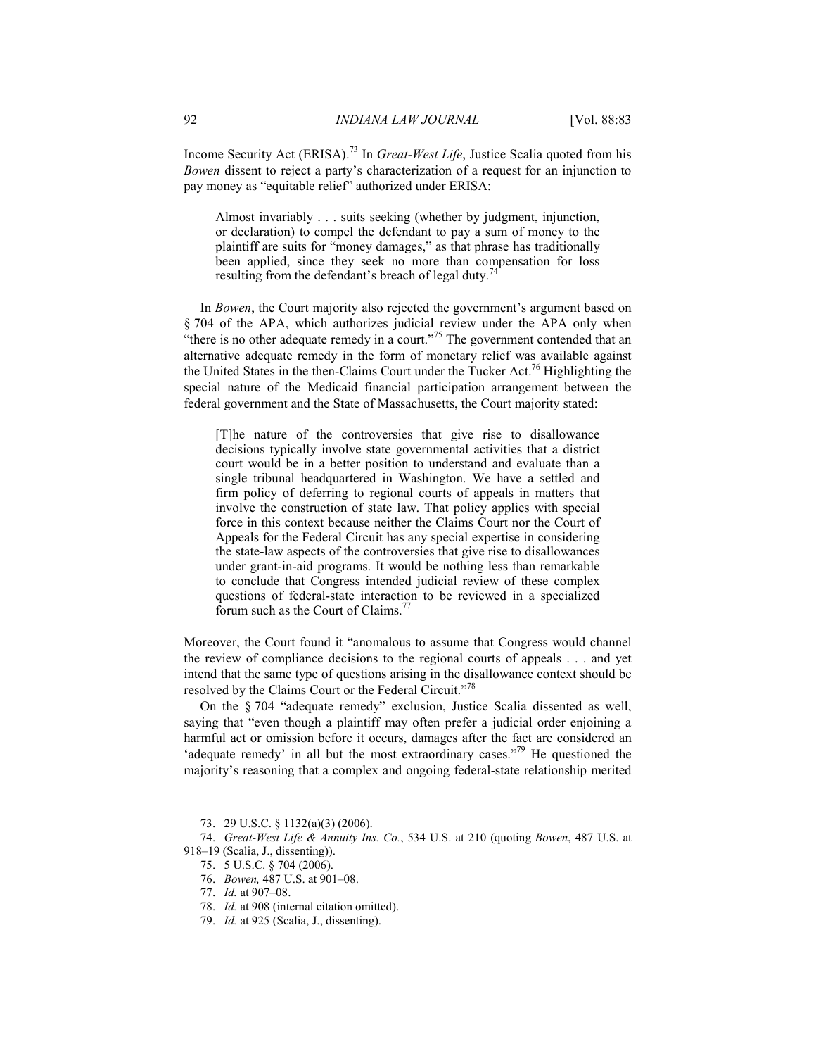Income Security Act (ERISA).[73] In *Great-West Life*, Justice Scalia quoted from his *Bowen* dissent to reject a party's characterization of a request for an injunction to pay money as "equitable relief" authorized under ERISA:

> Almost invariably . . . suits seeking (whether by judgment, injunction, or declaration) to compel the defendant to pay a sum of money to the plaintiff are suits for "money damages," as that phrase has traditionally been applied, since they seek no more than compensation for loss resulting from the defendant's breach of legal duty.[74]

In *Bowen*, the Court majority also rejected the government's argument based on § 704 of the APA, which authorizes judicial review under the APA only when "there is no other adequate remedy in a court."[75] The government contended that an alternative adequate remedy in the form of monetary relief was available against the United States in the then-Claims Court under the Tucker Act.[76] Highlighting the special nature of the Medicaid financial participation arrangement between the federal government and the State of Massachusetts, the Court majority stated:

> [T]he nature of the controversies that give rise to disallowance decisions typically involve state governmental activities that a district court would be in a better position to understand and evaluate than a single tribunal headquartered in Washington. We have a settled and firm policy of deferring to regional courts of appeals in matters that involve the construction of state law. That policy applies with special force in this context because neither the Claims Court nor the Court of Appeals for the Federal Circuit has any special expertise in considering the state-law aspects of the controversies that give rise to disallowances under grant-in-aid programs. It would be nothing less than remarkable to conclude that Congress intended judicial review of these complex questions of federal-state interaction to be reviewed in a specialized forum such as the Court of Claims.[77]

Moreover, the Court found it "anomalous to assume that Congress would channel the review of compliance decisions to the regional courts of appeals . . . and yet intend that the same type of questions arising in the disallowance context should be resolved by the Claims Court or the Federal Circuit."[78]

On the § 704 "adequate remedy" exclusion, Justice Scalia dissented as well, saying that "even though a plaintiff may often prefer a judicial order enjoining a harmful act or omission before it occurs, damages after the fact are considered an 'adequate remedy' in all but the most extraordinary cases."[79] He questioned the majority's reasoning that a complex and ongoing federal-state relationship merited

---

73. 29 U.S.C. § 1132(a)(3) (2006).

74. *Great-West Life & Annuity Ins. Co.*, 534 U.S. at 210 (quoting *Bowen*, 487 U.S. at 918–19 (Scalia, J., dissenting)).

75. 5 U.S.C. § 704 (2006).

76. *Bowen,* 487 U.S. at 901–08.

77. *Id.* at 907–08.

78. *Id.* at 908 (internal citation omitted).

79. *Id.* at 925 (Scalia, J., dissenting).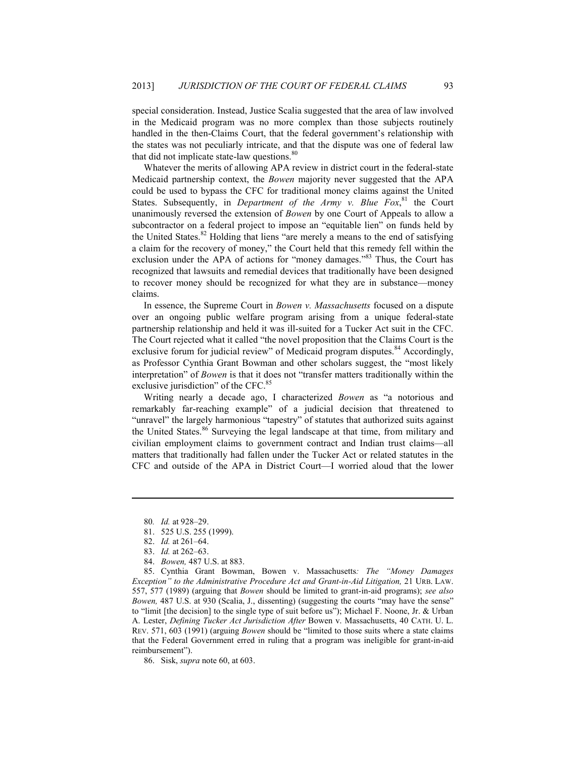special consideration. Instead, Justice Scalia suggested that the area of law involved in the Medicaid program was no more complex than those subjects routinely handled in the then-Claims Court, that the federal government's relationship with the states was not peculiarly intricate, and that the dispute was one of federal law that did not implicate state-law questions.[80]

Whatever the merits of allowing APA review in district court in the federal-state Medicaid partnership context, the *Bowen* majority never suggested that the APA could be used to bypass the CFC for traditional money claims against the United States. Subsequently, in *Department of the Army v. Blue Fox*,[81] the Court unanimously reversed the extension of *Bowen* by one Court of Appeals to allow a subcontractor on a federal project to impose an "equitable lien" on funds held by the United States.[82] Holding that liens "are merely a means to the end of satisfying a claim for the recovery of money," the Court held that this remedy fell within the exclusion under the APA of actions for "money damages."[83] Thus, the Court has recognized that lawsuits and remedial devices that traditionally have been designed to recover money should be recognized for what they are in substance—money claims.

In essence, the Supreme Court in *Bowen v. Massachusetts* focused on a dispute over an ongoing public welfare program arising from a unique federal-state partnership relationship and held it was ill-suited for a Tucker Act suit in the CFC. The Court rejected what it called "the novel proposition that the Claims Court is the exclusive forum for judicial review" of Medicaid program disputes.[84] Accordingly, as Professor Cynthia Grant Bowman and other scholars suggest, the "most likely interpretation" of *Bowen* is that it does not "transfer matters traditionally within the exclusive jurisdiction" of the CFC.[85]

Writing nearly a decade ago, I characterized *Bowen* as "a notorious and remarkably far-reaching example" of a judicial decision that threatened to "unravel" the largely harmonious "tapestry" of statutes that authorized suits against the United States.[86] Surveying the legal landscape at that time, from military and civilian employment claims to government contract and Indian trust claims—all matters that traditionally had fallen under the Tucker Act or related statutes in the CFC and outside of the APA in District Court—I worried aloud that the lower

---

80. *Id.* at 928–29.

81. 525 U.S. 255 (1999).

82. *Id.* at 261–64.

83. *Id.* at 262–63.

84. *Bowen,* 487 U.S. at 883.

85. Cynthia Grant Bowman, Bowen v. Massachusetts*: The "Money Damages Exception" to the Administrative Procedure Act and Grant-in-Aid Litigation,* 21 URB. LAW. 557, 577 (1989) (arguing that *Bowen* should be limited to grant-in-aid programs); *see also Bowen,* 487 U.S. at 930 (Scalia, J., dissenting) (suggesting the courts "may have the sense" to "limit [the decision] to the single type of suit before us"); Michael F. Noone, Jr. & Urban A. Lester, *Defining Tucker Act Jurisdiction After* Bowen v. Massachusetts, 40 CATH. U. L. REV. 571, 603 (1991) (arguing *Bowen* should be "limited to those suits where a state claims that the Federal Government erred in ruling that a program was ineligible for grant-in-aid reimbursement").

86. Sisk, *supra* note 60, at 603.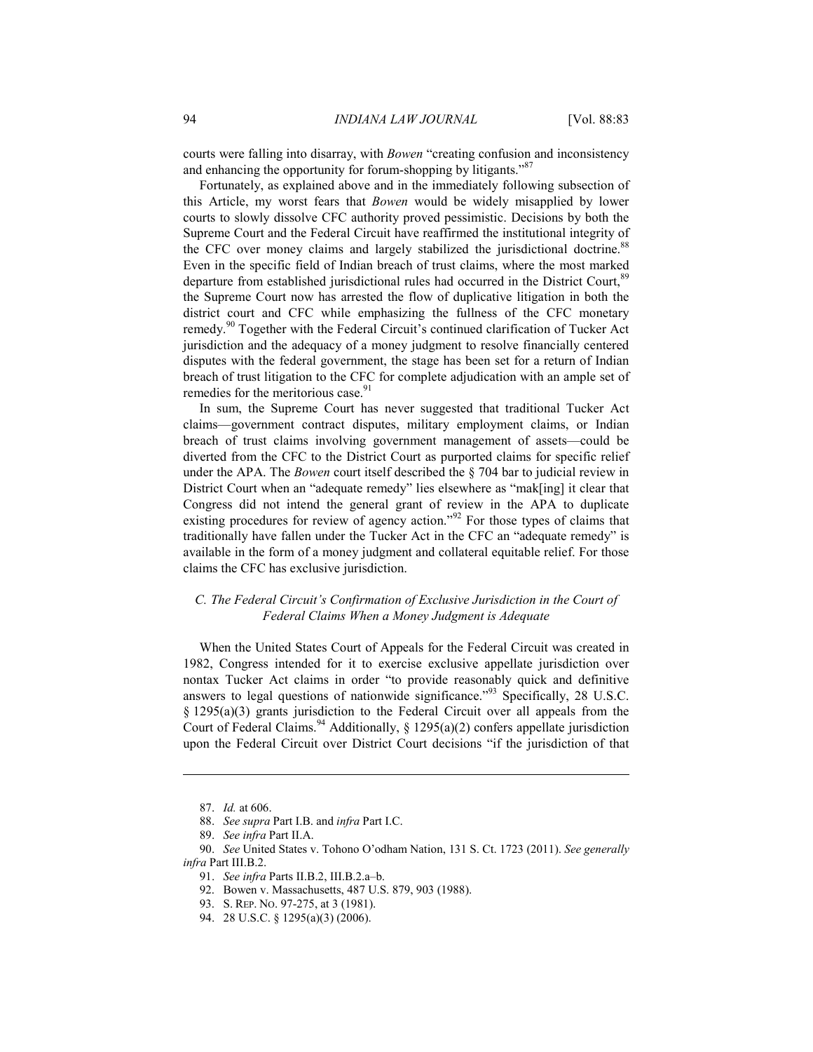courts were falling into disarray, with *Bowen* "creating confusion and inconsistency and enhancing the opportunity for forum-shopping by litigants."[87]

Fortunately, as explained above and in the immediately following subsection of this Article, my worst fears that *Bowen* would be widely misapplied by lower courts to slowly dissolve CFC authority proved pessimistic. Decisions by both the Supreme Court and the Federal Circuit have reaffirmed the institutional integrity of the CFC over money claims and largely stabilized the jurisdictional doctrine.[88] Even in the specific field of Indian breach of trust claims, where the most marked departure from established jurisdictional rules had occurred in the District Court,[89] the Supreme Court now has arrested the flow of duplicative litigation in both the district court and CFC while emphasizing the fullness of the CFC monetary remedy.[90] Together with the Federal Circuit's continued clarification of Tucker Act jurisdiction and the adequacy of a money judgment to resolve financially centered disputes with the federal government, the stage has been set for a return of Indian breach of trust litigation to the CFC for complete adjudication with an ample set of remedies for the meritorious case.[91]

In sum, the Supreme Court has never suggested that traditional Tucker Act claims—government contract disputes, military employment claims, or Indian breach of trust claims involving government management of assets—could be diverted from the CFC to the District Court as purported claims for specific relief under the APA. The *Bowen* court itself described the § 704 bar to judicial review in District Court when an "adequate remedy" lies elsewhere as "mak[ing] it clear that Congress did not intend the general grant of review in the APA to duplicate existing procedures for review of agency action."[92] For those types of claims that traditionally have fallen under the Tucker Act in the CFC an "adequate remedy" is available in the form of a money judgment and collateral equitable relief. For those claims the CFC has exclusive jurisdiction.

### *C. The Federal Circuit's Confirmation of Exclusive Jurisdiction in the Court of Federal Claims When a Money Judgment is Adequate*

When the United States Court of Appeals for the Federal Circuit was created in 1982, Congress intended for it to exercise exclusive appellate jurisdiction over nontax Tucker Act claims in order "to provide reasonably quick and definitive answers to legal questions of nationwide significance."[93] Specifically, 28 U.S.C. § 1295(a)(3) grants jurisdiction to the Federal Circuit over all appeals from the Court of Federal Claims.[94] Additionally, § 1295(a)(2) confers appellate jurisdiction upon the Federal Circuit over District Court decisions "if the jurisdiction of that

---

87. *Id.* at 606.

88. *See supra* Part I.B. and *infra* Part I.C.

89. *See infra* Part II.A.

90. *See* United States v. Tohono O'odham Nation, 131 S. Ct. 1723 (2011). *See generally infra* Part III.B.2.

91. *See infra* Parts II.B.2, III.B.2.a–b.

92. Bowen v. Massachusetts, 487 U.S. 879, 903 (1988).

93. S. REP. NO. 97-275, at 3 (1981).

94. 28 U.S.C. § 1295(a)(3) (2006).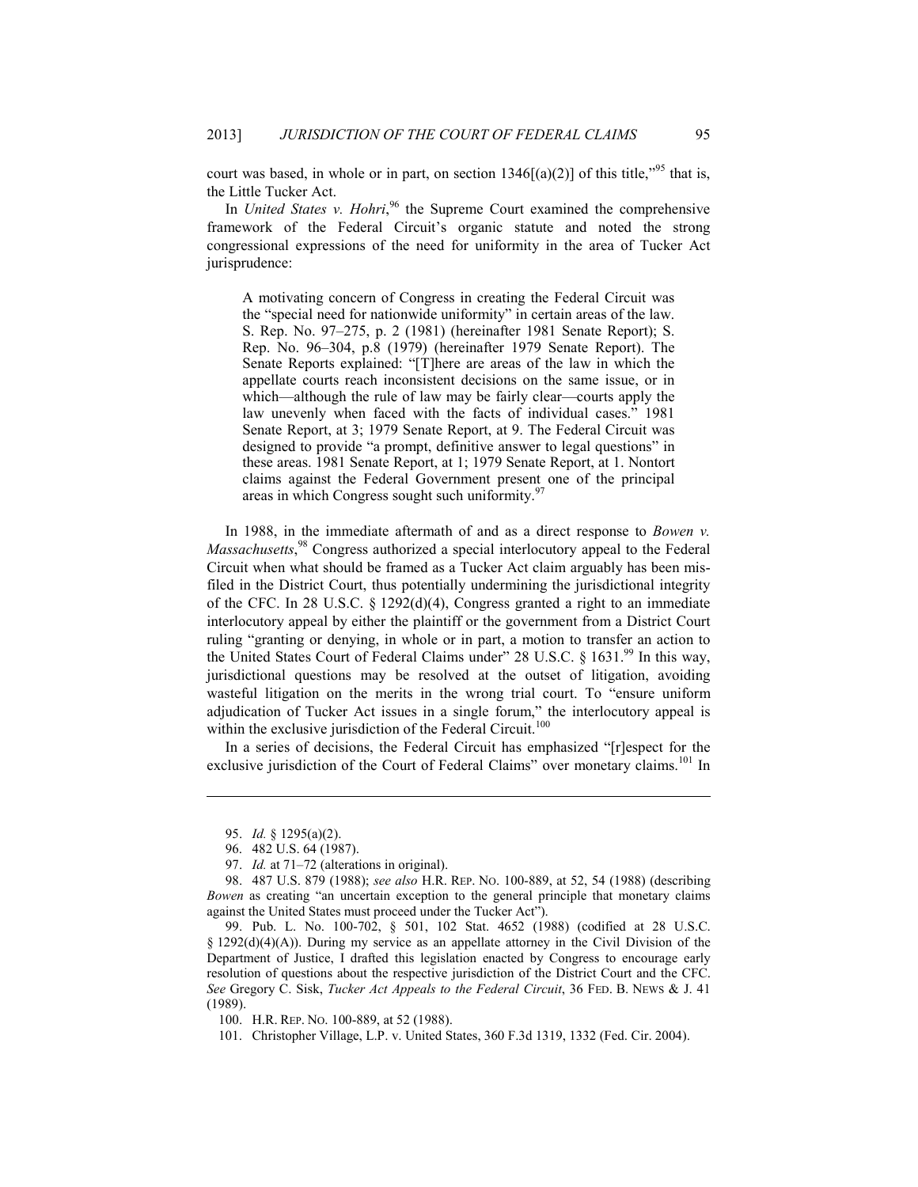court was based, in whole or in part, on section 1346[(a)(2)] of this title,"[95] that is, the Little Tucker Act.

In *United States v. Hohri*,[96] the Supreme Court examined the comprehensive framework of the Federal Circuit's organic statute and noted the strong congressional expressions of the need for uniformity in the area of Tucker Act jurisprudence:

> A motivating concern of Congress in creating the Federal Circuit was the "special need for nationwide uniformity" in certain areas of the law. S. Rep. No. 97–275, p. 2 (1981) (hereinafter 1981 Senate Report); S. Rep. No. 96–304, p.8 (1979) (hereinafter 1979 Senate Report). The Senate Reports explained: "[T]here are areas of the law in which the appellate courts reach inconsistent decisions on the same issue, or in which—although the rule of law may be fairly clear—courts apply the law unevenly when faced with the facts of individual cases." 1981 Senate Report, at 3; 1979 Senate Report, at 9. The Federal Circuit was designed to provide "a prompt, definitive answer to legal questions" in these areas. 1981 Senate Report, at 1; 1979 Senate Report, at 1. Nontort claims against the Federal Government present one of the principal areas in which Congress sought such uniformity.[97]

In 1988, in the immediate aftermath of and as a direct response to *Bowen v. Massachusetts*,[98] Congress authorized a special interlocutory appeal to the Federal Circuit when what should be framed as a Tucker Act claim arguably has been misfiled in the District Court, thus potentially undermining the jurisdictional integrity of the CFC. In 28 U.S.C. § 1292(d)(4), Congress granted a right to an immediate interlocutory appeal by either the plaintiff or the government from a District Court ruling "granting or denying, in whole or in part, a motion to transfer an action to the United States Court of Federal Claims under" 28 U.S.C. § 1631.[99] In this way, jurisdictional questions may be resolved at the outset of litigation, avoiding wasteful litigation on the merits in the wrong trial court. To "ensure uniform adjudication of Tucker Act issues in a single forum," the interlocutory appeal is within the exclusive jurisdiction of the Federal Circuit.[100]

In a series of decisions, the Federal Circuit has emphasized "[r]espect for the exclusive jurisdiction of the Court of Federal Claims" over monetary claims.[101] In

---

95. *Id.* § 1295(a)(2).

96. 482 U.S. 64 (1987).

97. *Id.* at 71–72 (alterations in original).

98. 487 U.S. 879 (1988); *see also* H.R. REP. NO. 100-889, at 52, 54 (1988) (describing *Bowen* as creating "an uncertain exception to the general principle that monetary claims against the United States must proceed under the Tucker Act").

99. Pub. L. No. 100-702, § 501, 102 Stat. 4652 (1988) (codified at 28 U.S.C. § 1292(d)(4)(A)). During my service as an appellate attorney in the Civil Division of the Department of Justice, I drafted this legislation enacted by Congress to encourage early resolution of questions about the respective jurisdiction of the District Court and the CFC. *See* Gregory C. Sisk, *Tucker Act Appeals to the Federal Circuit*, 36 FED. B. NEWS & J. 41 (1989).

100. H.R. REP. NO. 100-889, at 52 (1988).

101. Christopher Village, L.P. v. United States, 360 F.3d 1319, 1332 (Fed. Cir. 2004).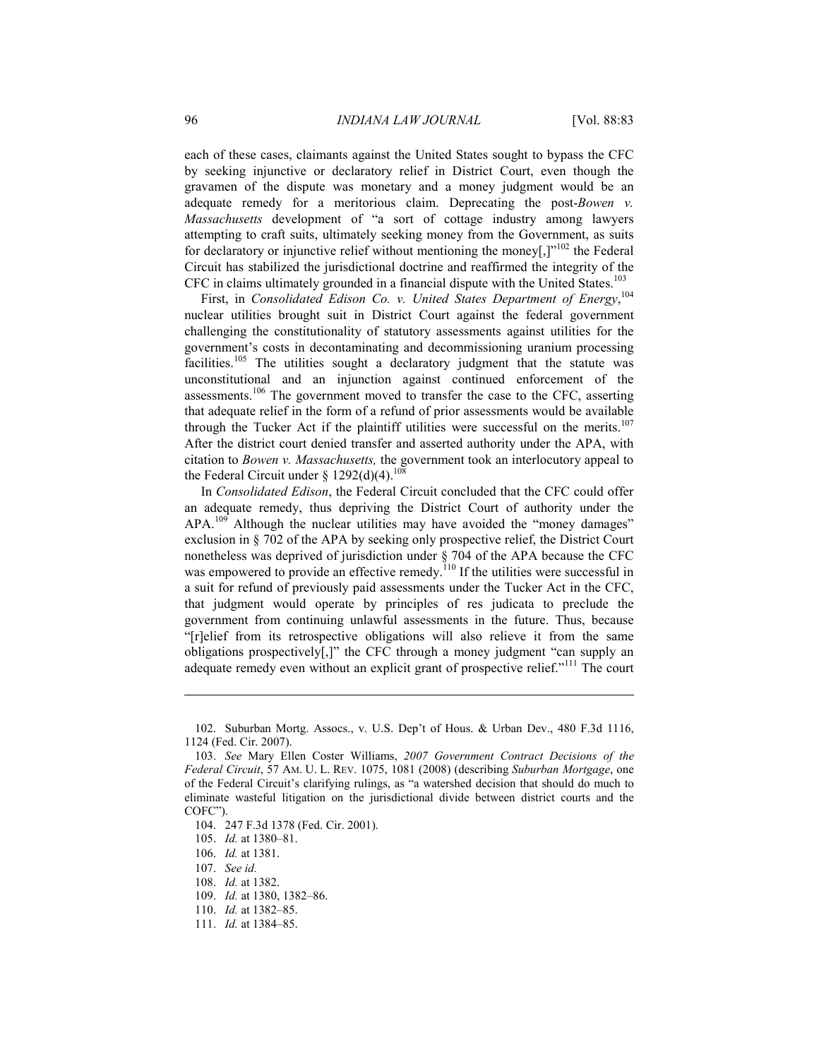each of these cases, claimants against the United States sought to bypass the CFC by seeking injunctive or declaratory relief in District Court, even though the gravamen of the dispute was monetary and a money judgment would be an adequate remedy for a meritorious claim. Deprecating the post-*Bowen v. Massachusetts* development of "a sort of cottage industry among lawyers attempting to craft suits, ultimately seeking money from the Government, as suits for declaratory or injunctive relief without mentioning the money[,]"[102] the Federal Circuit has stabilized the jurisdictional doctrine and reaffirmed the integrity of the CFC in claims ultimately grounded in a financial dispute with the United States.[103]

First, in *Consolidated Edison Co. v. United States Department of Energy*,[104] nuclear utilities brought suit in District Court against the federal government challenging the constitutionality of statutory assessments against utilities for the government's costs in decontaminating and decommissioning uranium processing facilities.[105] The utilities sought a declaratory judgment that the statute was unconstitutional and an injunction against continued enforcement of the assessments.[106] The government moved to transfer the case to the CFC, asserting that adequate relief in the form of a refund of prior assessments would be available through the Tucker Act if the plaintiff utilities were successful on the merits.[107] After the district court denied transfer and asserted authority under the APA, with citation to *Bowen v. Massachusetts,* the government took an interlocutory appeal to the Federal Circuit under § 1292(d)(4).[108]

In *Consolidated Edison*, the Federal Circuit concluded that the CFC could offer an adequate remedy, thus depriving the District Court of authority under the APA.[109] Although the nuclear utilities may have avoided the "money damages" exclusion in § 702 of the APA by seeking only prospective relief, the District Court nonetheless was deprived of jurisdiction under § 704 of the APA because the CFC was empowered to provide an effective remedy.[110] If the utilities were successful in a suit for refund of previously paid assessments under the Tucker Act in the CFC, that judgment would operate by principles of res judicata to preclude the government from continuing unlawful assessments in the future. Thus, because "[r]elief from its retrospective obligations will also relieve it from the same obligations prospectively[,]" the CFC through a money judgment "can supply an adequate remedy even without an explicit grant of prospective relief."[111] The court

---

102. Suburban Mortg. Assocs., v. U.S. Dep't of Hous. & Urban Dev., 480 F.3d 1116, 1124 (Fed. Cir. 2007).

103. *See* Mary Ellen Coster Williams, *2007 Government Contract Decisions of the Federal Circuit*, 57 AM. U. L. REV. 1075, 1081 (2008) (describing *Suburban Mortgage*, one of the Federal Circuit's clarifying rulings, as "a watershed decision that should do much to eliminate wasteful litigation on the jurisdictional divide between district courts and the COFC").

104. 247 F.3d 1378 (Fed. Cir. 2001).

105. *Id.* at 1380–81.

106. *Id.* at 1381.

107. *See id.*

108. *Id.* at 1382.

109. *Id.* at 1380, 1382–86.

110. *Id.* at 1382–85.

111. *Id.* at 1384–85.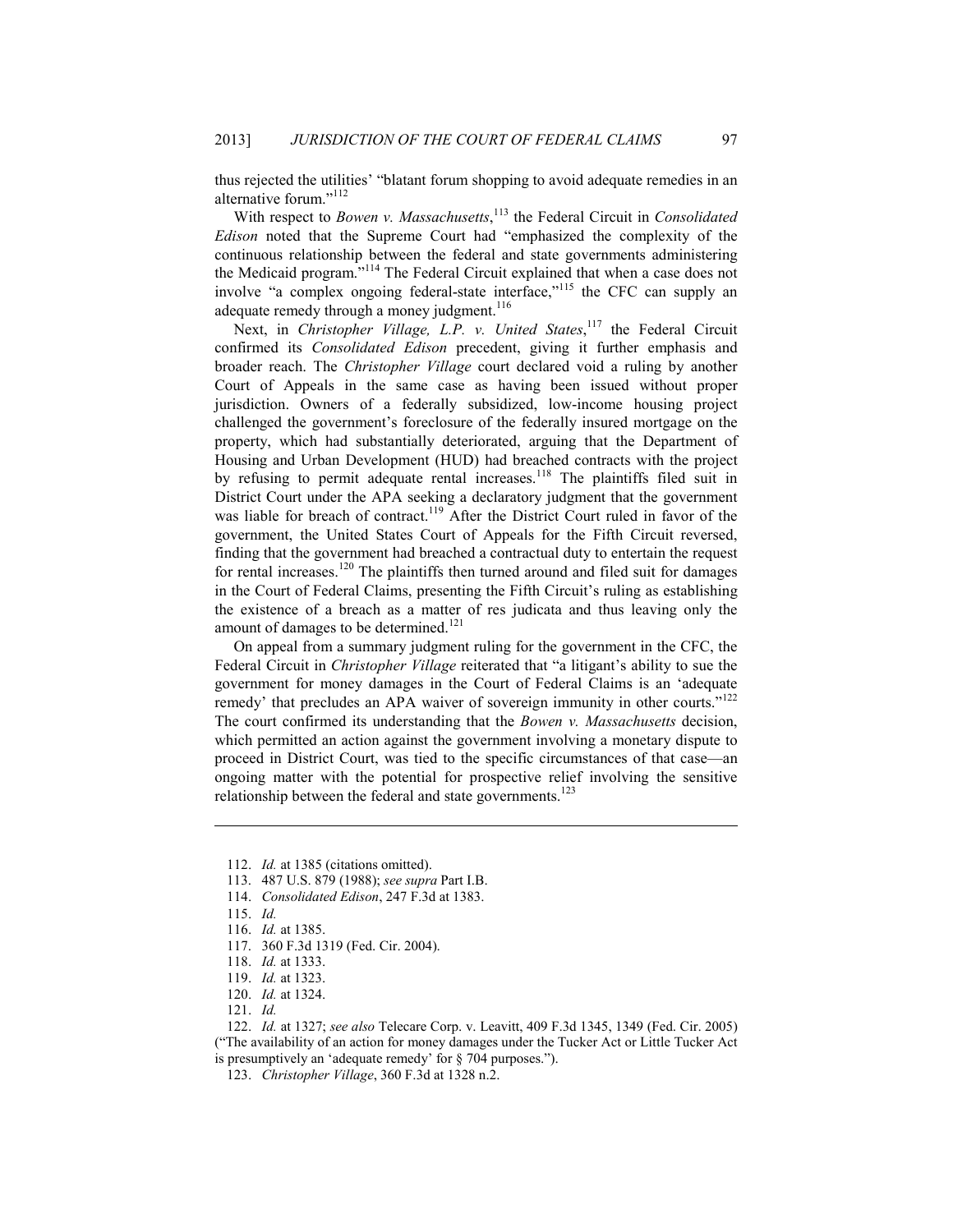thus rejected the utilities' "blatant forum shopping to avoid adequate remedies in an alternative forum."[112]

With respect to *Bowen v. Massachusetts*,[113] the Federal Circuit in *Consolidated Edison* noted that the Supreme Court had "emphasized the complexity of the continuous relationship between the federal and state governments administering the Medicaid program."[114] The Federal Circuit explained that when a case does not involve "a complex ongoing federal-state interface,"[115] the CFC can supply an adequate remedy through a money judgment.[116]

Next, in *Christopher Village, L.P. v. United States*,[117] the Federal Circuit confirmed its *Consolidated Edison* precedent, giving it further emphasis and broader reach. The *Christopher Village* court declared void a ruling by another Court of Appeals in the same case as having been issued without proper jurisdiction. Owners of a federally subsidized, low-income housing project challenged the government's foreclosure of the federally insured mortgage on the property, which had substantially deteriorated, arguing that the Department of Housing and Urban Development (HUD) had breached contracts with the project by refusing to permit adequate rental increases.[118] The plaintiffs filed suit in District Court under the APA seeking a declaratory judgment that the government was liable for breach of contract.[119] After the District Court ruled in favor of the government, the United States Court of Appeals for the Fifth Circuit reversed, finding that the government had breached a contractual duty to entertain the request for rental increases.[120] The plaintiffs then turned around and filed suit for damages in the Court of Federal Claims, presenting the Fifth Circuit's ruling as establishing the existence of a breach as a matter of res judicata and thus leaving only the amount of damages to be determined.[121]

On appeal from a summary judgment ruling for the government in the CFC, the Federal Circuit in *Christopher Village* reiterated that "a litigant's ability to sue the government for money damages in the Court of Federal Claims is an 'adequate remedy' that precludes an APA waiver of sovereign immunity in other courts."[122] The court confirmed its understanding that the *Bowen v. Massachusetts* decision, which permitted an action against the government involving a monetary dispute to proceed in District Court, was tied to the specific circumstances of that case—an ongoing matter with the potential for prospective relief involving the sensitive relationship between the federal and state governments.[123]

---

112. *Id.* at 1385 (citations omitted).

113. 487 U.S. 879 (1988); *see supra* Part I.B.

114. *Consolidated Edison*, 247 F.3d at 1383.

115. *Id.*

116. *Id.* at 1385.

117. 360 F.3d 1319 (Fed. Cir. 2004).

118. *Id.* at 1333.

119. *Id.* at 1323.

120. *Id.* at 1324.

121. *Id.*

122. *Id.* at 1327; *see also* Telecare Corp. v. Leavitt, 409 F.3d 1345, 1349 (Fed. Cir. 2005) ("The availability of an action for money damages under the Tucker Act or Little Tucker Act is presumptively an 'adequate remedy' for § 704 purposes.").

123. *Christopher Village*, 360 F.3d at 1328 n.2.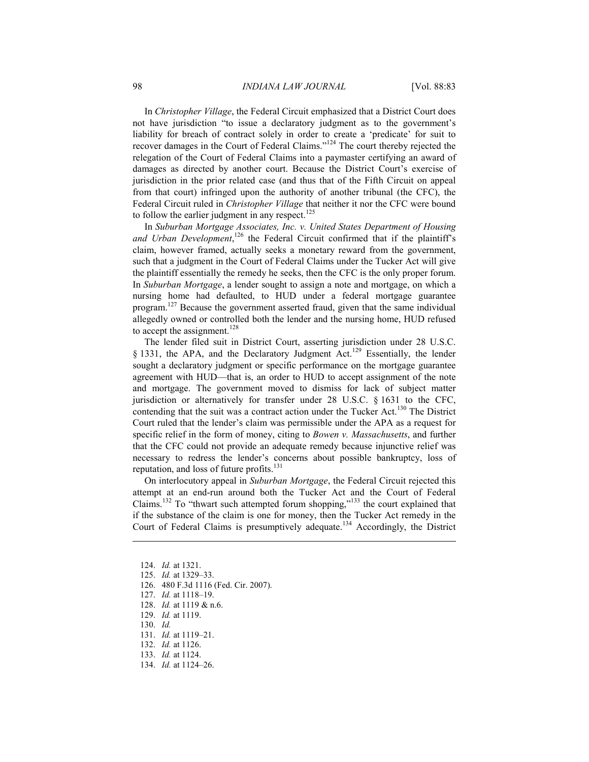In *Christopher Village*, the Federal Circuit emphasized that a District Court does not have jurisdiction "to issue a declaratory judgment as to the government's liability for breach of contract solely in order to create a 'predicate' for suit to recover damages in the Court of Federal Claims."[124] The court thereby rejected the relegation of the Court of Federal Claims into a paymaster certifying an award of damages as directed by another court. Because the District Court's exercise of jurisdiction in the prior related case (and thus that of the Fifth Circuit on appeal from that court) infringed upon the authority of another tribunal (the CFC), the Federal Circuit ruled in *Christopher Village* that neither it nor the CFC were bound to follow the earlier judgment in any respect.[125]

In *Suburban Mortgage Associates, Inc. v. United States Department of Housing and Urban Development*,[126] the Federal Circuit confirmed that if the plaintiff's claim, however framed, actually seeks a monetary reward from the government, such that a judgment in the Court of Federal Claims under the Tucker Act will give the plaintiff essentially the remedy he seeks, then the CFC is the only proper forum. In *Suburban Mortgage*, a lender sought to assign a note and mortgage, on which a nursing home had defaulted, to HUD under a federal mortgage guarantee program.[127] Because the government asserted fraud, given that the same individual allegedly owned or controlled both the lender and the nursing home, HUD refused to accept the assignment.[128]

The lender filed suit in District Court, asserting jurisdiction under 28 U.S.C. § 1331, the APA, and the Declaratory Judgment Act.[129] Essentially, the lender sought a declaratory judgment or specific performance on the mortgage guarantee agreement with HUD—that is, an order to HUD to accept assignment of the note and mortgage. The government moved to dismiss for lack of subject matter jurisdiction or alternatively for transfer under 28 U.S.C. § 1631 to the CFC, contending that the suit was a contract action under the Tucker Act.[130] The District Court ruled that the lender's claim was permissible under the APA as a request for specific relief in the form of money, citing to *Bowen v. Massachusetts*, and further that the CFC could not provide an adequate remedy because injunctive relief was necessary to redress the lender's concerns about possible bankruptcy, loss of reputation, and loss of future profits.[131]

On interlocutory appeal in *Suburban Mortgage*, the Federal Circuit rejected this attempt at an end-run around both the Tucker Act and the Court of Federal Claims.[132] To "thwart such attempted forum shopping,"[133] the court explained that if the substance of the claim is one for money, then the Tucker Act remedy in the Court of Federal Claims is presumptively adequate.[134] Accordingly, the District

---

124. *Id.* at 1321.
125. *Id.* at 1329–33.
126. 480 F.3d 1116 (Fed. Cir. 2007).
127. *Id.* at 1118–19.
128. *Id.* at 1119 & n.6.
129. *Id.* at 1119.
130. *Id.*
131. *Id.* at 1119–21.
132. *Id.* at 1126.
133. *Id.* at 1124.
134. *Id.* at 1124–26.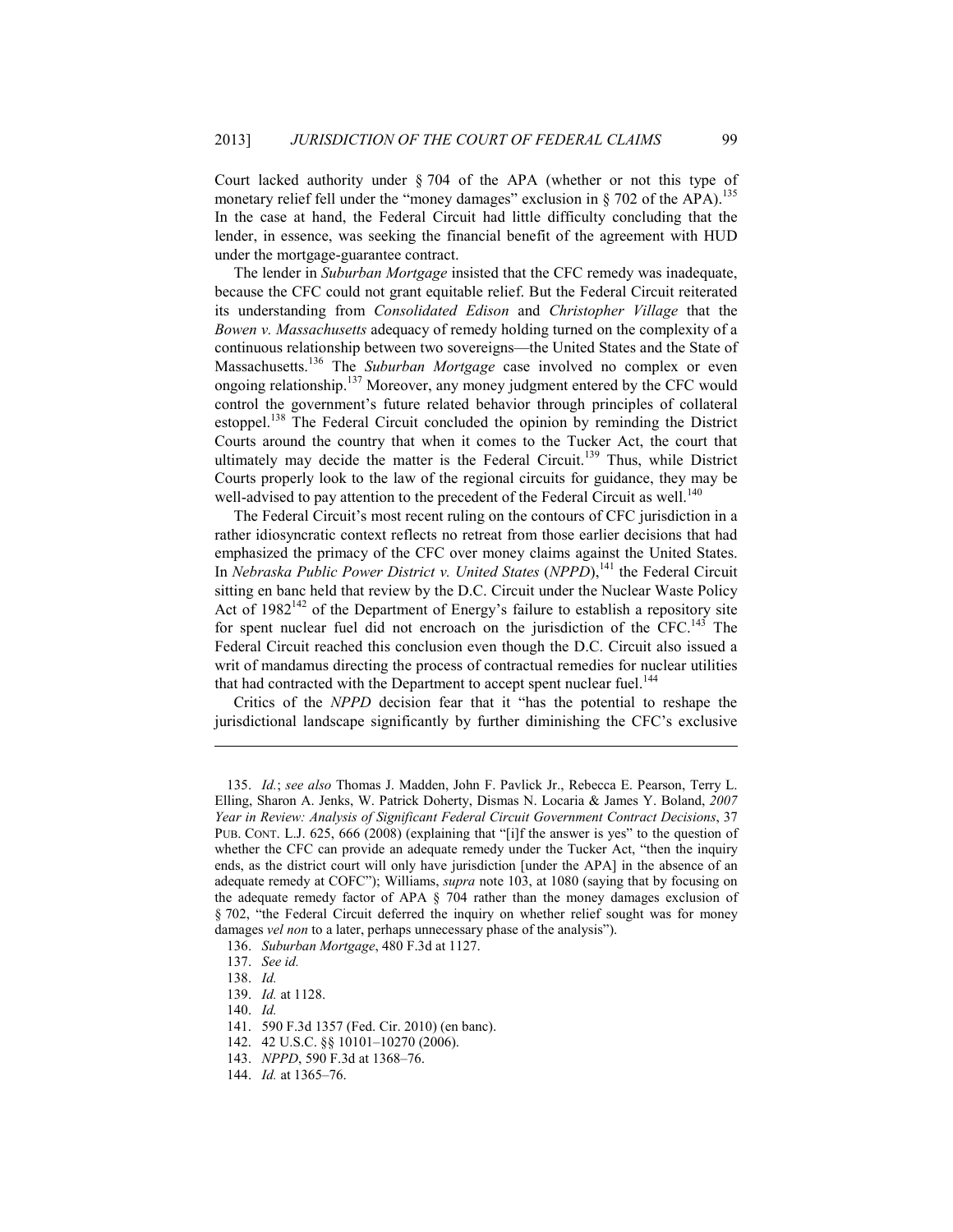Court lacked authority under § 704 of the APA (whether or not this type of monetary relief fell under the "money damages" exclusion in § 702 of the APA).[135] In the case at hand, the Federal Circuit had little difficulty concluding that the lender, in essence, was seeking the financial benefit of the agreement with HUD under the mortgage-guarantee contract.

The lender in *Suburban Mortgage* insisted that the CFC remedy was inadequate, because the CFC could not grant equitable relief. But the Federal Circuit reiterated its understanding from *Consolidated Edison* and *Christopher Village* that the *Bowen v. Massachusetts* adequacy of remedy holding turned on the complexity of a continuous relationship between two sovereigns—the United States and the State of Massachusetts.[136] The *Suburban Mortgage* case involved no complex or even ongoing relationship.[137] Moreover, any money judgment entered by the CFC would control the government's future related behavior through principles of collateral estoppel.[138] The Federal Circuit concluded the opinion by reminding the District Courts around the country that when it comes to the Tucker Act, the court that ultimately may decide the matter is the Federal Circuit.[139] Thus, while District Courts properly look to the law of the regional circuits for guidance, they may be well-advised to pay attention to the precedent of the Federal Circuit as well.[140]

The Federal Circuit's most recent ruling on the contours of CFC jurisdiction in a rather idiosyncratic context reflects no retreat from those earlier decisions that had emphasized the primacy of the CFC over money claims against the United States. In *Nebraska Public Power District v. United States* (*NPPD*),[141] the Federal Circuit sitting en banc held that review by the D.C. Circuit under the Nuclear Waste Policy Act of 1982[142] of the Department of Energy's failure to establish a repository site for spent nuclear fuel did not encroach on the jurisdiction of the CFC.[143] The Federal Circuit reached this conclusion even though the D.C. Circuit also issued a writ of mandamus directing the process of contractual remedies for nuclear utilities that had contracted with the Department to accept spent nuclear fuel.[144]

Critics of the *NPPD* decision fear that it "has the potential to reshape the jurisdictional landscape significantly by further diminishing the CFC's exclusive

---

135. *Id.*; *see also* Thomas J. Madden, John F. Pavlick Jr., Rebecca E. Pearson, Terry L. Elling, Sharon A. Jenks, W. Patrick Doherty, Dismas N. Locaria & James Y. Boland, *2007 Year in Review: Analysis of Significant Federal Circuit Government Contract Decisions*, 37 PUB. CONT. L.J. 625, 666 (2008) (explaining that "[i]f the answer is yes" to the question of whether the CFC can provide an adequate remedy under the Tucker Act, "then the inquiry ends, as the district court will only have jurisdiction [under the APA] in the absence of an adequate remedy at COFC"); Williams, *supra* note 103, at 1080 (saying that by focusing on the adequate remedy factor of APA § 704 rather than the money damages exclusion of § 702, "the Federal Circuit deferred the inquiry on whether relief sought was for money damages *vel non* to a later, perhaps unnecessary phase of the analysis").

136. *Suburban Mortgage*, 480 F.3d at 1127.

137. *See id.*

138. *Id.*

139. *Id.* at 1128.

140. *Id.*

141. 590 F.3d 1357 (Fed. Cir. 2010) (en banc).

142. 42 U.S.C. §§ 10101–10270 (2006).

143. *NPPD*, 590 F.3d at 1368–76.

144. *Id.* at 1365–76.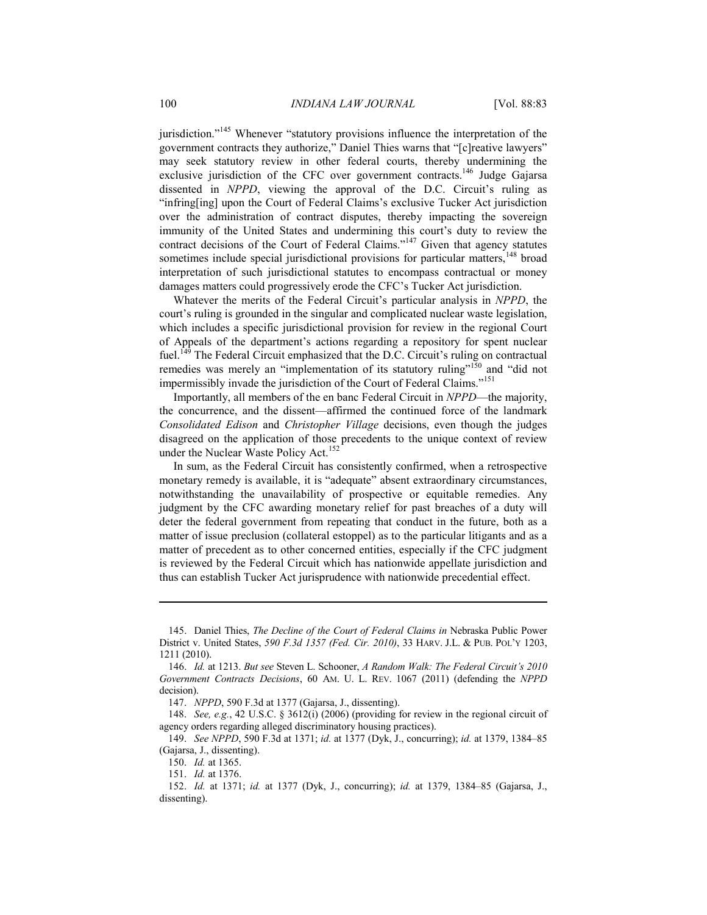jurisdiction."[145] Whenever "statutory provisions influence the interpretation of the government contracts they authorize," Daniel Thies warns that "[c]reative lawyers" may seek statutory review in other federal courts, thereby undermining the exclusive jurisdiction of the CFC over government contracts.[146] Judge Gajarsa dissented in *NPPD*, viewing the approval of the D.C. Circuit's ruling as "infring[ing] upon the Court of Federal Claims's exclusive Tucker Act jurisdiction over the administration of contract disputes, thereby impacting the sovereign immunity of the United States and undermining this court's duty to review the contract decisions of the Court of Federal Claims."[147] Given that agency statutes sometimes include special jurisdictional provisions for particular matters,[148] broad interpretation of such jurisdictional statutes to encompass contractual or money damages matters could progressively erode the CFC's Tucker Act jurisdiction.

Whatever the merits of the Federal Circuit's particular analysis in *NPPD*, the court's ruling is grounded in the singular and complicated nuclear waste legislation, which includes a specific jurisdictional provision for review in the regional Court of Appeals of the department's actions regarding a repository for spent nuclear fuel.[149] The Federal Circuit emphasized that the D.C. Circuit's ruling on contractual remedies was merely an "implementation of its statutory ruling"[150] and "did not impermissibly invade the jurisdiction of the Court of Federal Claims."[151]

Importantly, all members of the en banc Federal Circuit in *NPPD*—the majority, the concurrence, and the dissent—affirmed the continued force of the landmark *Consolidated Edison* and *Christopher Village* decisions, even though the judges disagreed on the application of those precedents to the unique context of review under the Nuclear Waste Policy Act.[152]

In sum, as the Federal Circuit has consistently confirmed, when a retrospective monetary remedy is available, it is "adequate" absent extraordinary circumstances, notwithstanding the unavailability of prospective or equitable remedies. Any judgment by the CFC awarding monetary relief for past breaches of a duty will deter the federal government from repeating that conduct in the future, both as a matter of issue preclusion (collateral estoppel) as to the particular litigants and as a matter of precedent as to other concerned entities, especially if the CFC judgment is reviewed by the Federal Circuit which has nationwide appellate jurisdiction and thus can establish Tucker Act jurisprudence with nationwide precedential effect.

---

145. Daniel Thies, *The Decline of the Court of Federal Claims in* Nebraska Public Power District v. United States, *590 F.3d 1357 (Fed. Cir. 2010)*, 33 HARV. J.L. & PUB. POL'Y 1203, 1211 (2010).

146. *Id.* at 1213. *But see* Steven L. Schooner, *A Random Walk: The Federal Circuit's 2010 Government Contracts Decisions*, 60 AM. U. L. REV. 1067 (2011) (defending the *NPPD* decision).

147. *NPPD*, 590 F.3d at 1377 (Gajarsa, J., dissenting).

148. *See, e.g.*, 42 U.S.C. § 3612(i) (2006) (providing for review in the regional circuit of agency orders regarding alleged discriminatory housing practices).

149. *See NPPD*, 590 F.3d at 1371; *id.* at 1377 (Dyk, J., concurring); *id.* at 1379, 1384–85 (Gajarsa, J., dissenting).

150. *Id.* at 1365.

151. *Id.* at 1376.

152. *Id.* at 1371; *id.* at 1377 (Dyk, J., concurring); *id.* at 1379, 1384–85 (Gajarsa, J., dissenting).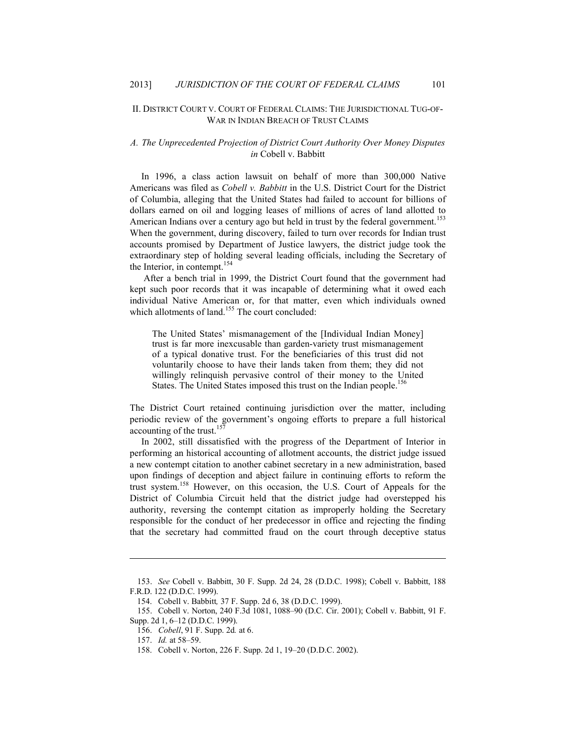## II. DISTRICT COURT V. COURT OF FEDERAL CLAIMS: THE JURISDICTIONAL TUG-OF-WAR IN INDIAN BREACH OF TRUST CLAIMS

### *A. The Unprecedented Projection of District Court Authority Over Money Disputes in* Cobell v. Babbitt

In 1996, a class action lawsuit on behalf of more than 300,000 Native Americans was filed as *Cobell v. Babbitt* in the U.S. District Court for the District of Columbia, alleging that the United States had failed to account for billions of dollars earned on oil and logging leases of millions of acres of land allotted to American Indians over a century ago but held in trust by the federal government.[153] When the government, during discovery, failed to turn over records for Indian trust accounts promised by Department of Justice lawyers, the district judge took the extraordinary step of holding several leading officials, including the Secretary of the Interior, in contempt.[154]

After a bench trial in 1999, the District Court found that the government had kept such poor records that it was incapable of determining what it owed each individual Native American or, for that matter, even which individuals owned which allotments of land.[155] The court concluded:

> The United States' mismanagement of the [Individual Indian Money] trust is far more inexcusable than garden-variety trust mismanagement of a typical donative trust. For the beneficiaries of this trust did not voluntarily choose to have their lands taken from them; they did not willingly relinquish pervasive control of their money to the United States. The United States imposed this trust on the Indian people.[156]

The District Court retained continuing jurisdiction over the matter, including periodic review of the government's ongoing efforts to prepare a full historical accounting of the trust.[157]

In 2002, still dissatisfied with the progress of the Department of Interior in performing an historical accounting of allotment accounts, the district judge issued a new contempt citation to another cabinet secretary in a new administration, based upon findings of deception and abject failure in continuing efforts to reform the trust system.[158] However, on this occasion, the U.S. Court of Appeals for the District of Columbia Circuit held that the district judge had overstepped his authority, reversing the contempt citation as improperly holding the Secretary responsible for the conduct of her predecessor in office and rejecting the finding that the secretary had committed fraud on the court through deceptive status

---

153. *See* Cobell v. Babbitt, 30 F. Supp. 2d 24, 28 (D.D.C. 1998); Cobell v. Babbitt, 188 F.R.D. 122 (D.D.C. 1999).

154. Cobell v. Babbitt*,* 37 F. Supp. 2d 6, 38 (D.D.C. 1999).

155. Cobell v. Norton, 240 F.3d 1081, 1088–90 (D.C. Cir. 2001); Cobell v. Babbitt, 91 F. Supp. 2d 1, 6–12 (D.D.C. 1999).

156. *Cobell*, 91 F. Supp. 2d*.* at 6.

157. *Id.* at 58–59.

158. Cobell v. Norton, 226 F. Supp. 2d 1, 19–20 (D.D.C. 2002).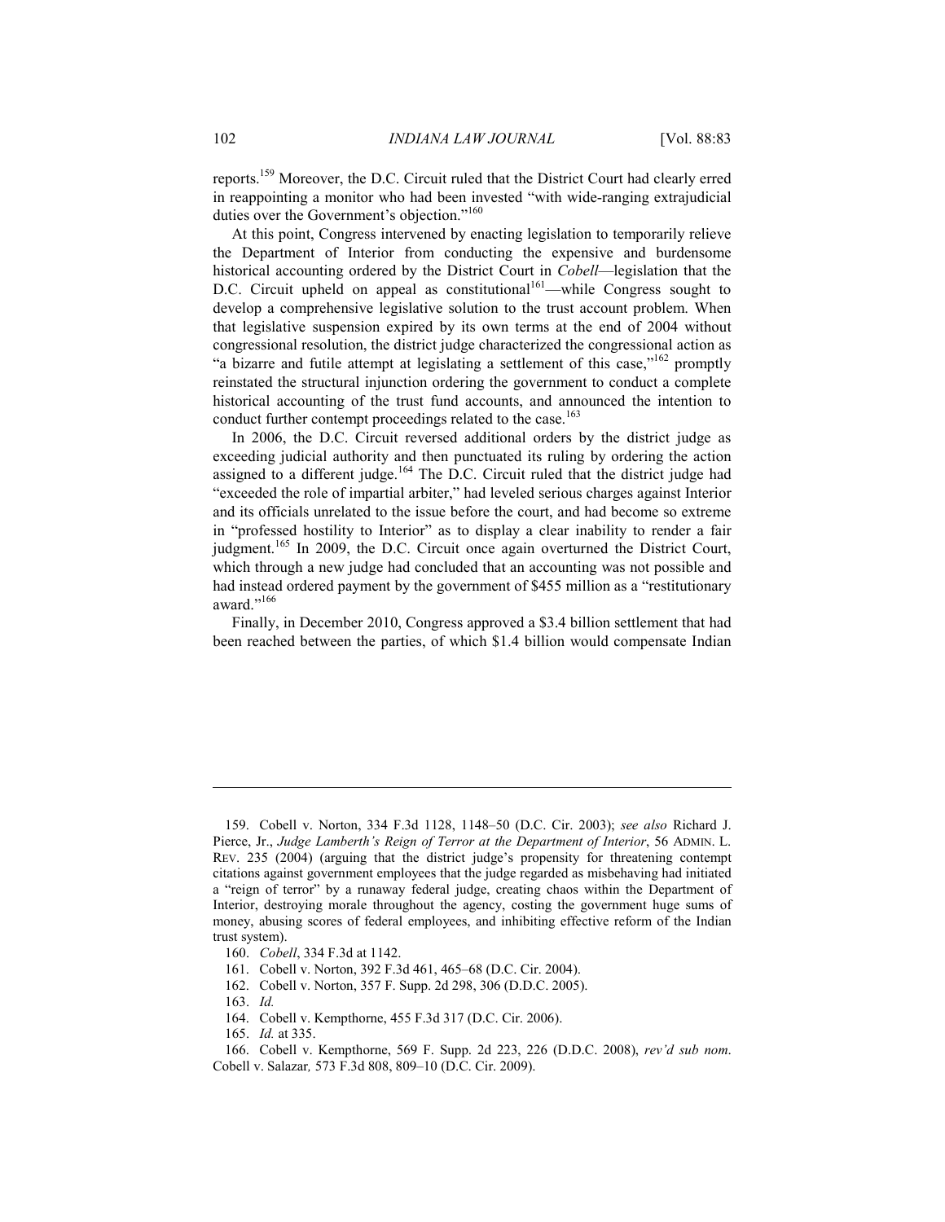reports.[159] Moreover, the D.C. Circuit ruled that the District Court had clearly erred in reappointing a monitor who had been invested "with wide-ranging extrajudicial duties over the Government's objection."[160]

At this point, Congress intervened by enacting legislation to temporarily relieve the Department of Interior from conducting the expensive and burdensome historical accounting ordered by the District Court in *Cobell*—legislation that the D.C. Circuit upheld on appeal as constitutional[161]—while Congress sought to develop a comprehensive legislative solution to the trust account problem. When that legislative suspension expired by its own terms at the end of 2004 without congressional resolution, the district judge characterized the congressional action as "a bizarre and futile attempt at legislating a settlement of this case,"[162] promptly reinstated the structural injunction ordering the government to conduct a complete historical accounting of the trust fund accounts, and announced the intention to conduct further contempt proceedings related to the case.[163]

In 2006, the D.C. Circuit reversed additional orders by the district judge as exceeding judicial authority and then punctuated its ruling by ordering the action assigned to a different judge.[164] The D.C. Circuit ruled that the district judge had "exceeded the role of impartial arbiter," had leveled serious charges against Interior and its officials unrelated to the issue before the court, and had become so extreme in "professed hostility to Interior" as to display a clear inability to render a fair judgment.[165] In 2009, the D.C. Circuit once again overturned the District Court, which through a new judge had concluded that an accounting was not possible and had instead ordered payment by the government of $455 million as a "restitutionary award."[166]

Finally, in December 2010, Congress approved a $3.4 billion settlement that had been reached between the parties, of which $1.4 billion would compensate Indian

---

159. Cobell v. Norton, 334 F.3d 1128, 1148–50 (D.C. Cir. 2003); *see also* Richard J. Pierce, Jr., *Judge Lamberth's Reign of Terror at the Department of Interior*, 56 ADMIN. L. REV. 235 (2004) (arguing that the district judge's propensity for threatening contempt citations against government employees that the judge regarded as misbehaving had initiated a "reign of terror" by a runaway federal judge, creating chaos within the Department of Interior, destroying morale throughout the agency, costing the government huge sums of money, abusing scores of federal employees, and inhibiting effective reform of the Indian trust system).

160. *Cobell*, 334 F.3d at 1142.

161. Cobell v. Norton, 392 F.3d 461, 465–68 (D.C. Cir. 2004).

162. Cobell v. Norton, 357 F. Supp. 2d 298, 306 (D.D.C. 2005).

163. *Id.*

164. Cobell v. Kempthorne, 455 F.3d 317 (D.C. Cir. 2006).

165. *Id.* at 335.

166. Cobell v. Kempthorne, 569 F. Supp. 2d 223, 226 (D.D.C. 2008), *rev'd sub nom*. Cobell v. Salazar*,* 573 F.3d 808, 809–10 (D.C. Cir. 2009).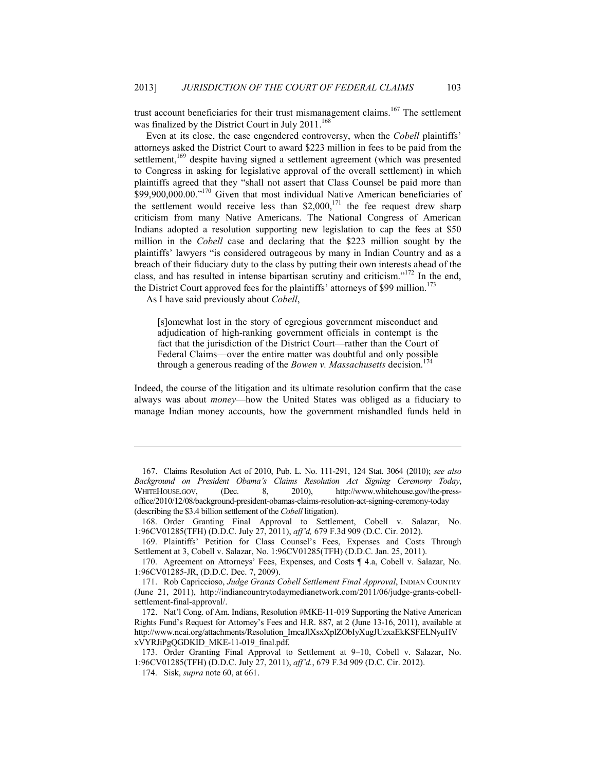trust account beneficiaries for their trust mismanagement claims.[167] The settlement was finalized by the District Court in July 2011.[168]

Even at its close, the case engendered controversy, when the *Cobell* plaintiffs' attorneys asked the District Court to award $223 million in fees to be paid from the settlement,[169] despite having signed a settlement agreement (which was presented to Congress in asking for legislative approval of the overall settlement) in which plaintiffs agreed that they "shall not assert that Class Counsel be paid more than $99,900,000.00."[170] Given that most individual Native American beneficiaries of the settlement would receive less than $2,000,[171] the fee request drew sharp criticism from many Native Americans. The National Congress of American Indians adopted a resolution supporting new legislation to cap the fees at $50 million in the *Cobell* case and declaring that the $223 million sought by the plaintiffs' lawyers "is considered outrageous by many in Indian Country and as a breach of their fiduciary duty to the class by putting their own interests ahead of the class, and has resulted in intense bipartisan scrutiny and criticism."[172] In the end, the District Court approved fees for the plaintiffs' attorneys of $99 million.[173]

As I have said previously about *Cobell*,

> [s]omewhat lost in the story of egregious government misconduct and adjudication of high-ranking government officials in contempt is the fact that the jurisdiction of the District Court—rather than the Court of Federal Claims—over the entire matter was doubtful and only possible through a generous reading of the *Bowen v. Massachusetts* decision.[174]

Indeed, the course of the litigation and its ultimate resolution confirm that the case always was about *money*—how the United States was obliged as a fiduciary to manage Indian money accounts, how the government mishandled funds held in

---

167. Claims Resolution Act of 2010, Pub. L. No. 111-291, 124 Stat. 3064 (2010); *see also Background on President Obama's Claims Resolution Act Signing Ceremony Today*, WHITEHOUSE.GOV, (Dec. 8, 2010), http://www.whitehouse.gov/the-press-office/2010/12/08/background-president-obamas-claims-resolution-act-signing-ceremony-today (describing the $3.4 billion settlement of the *Cobell* litigation).

168. Order Granting Final Approval to Settlement, Cobell v. Salazar, No. 1:96CV01285(TFH) (D.D.C. July 27, 2011), *aff'd,* 679 F.3d 909 (D.C. Cir. 2012).

169. Plaintiffs' Petition for Class Counsel's Fees, Expenses and Costs Through Settlement at 3, Cobell v. Salazar, No. 1:96CV01285(TFH) (D.D.C. Jan. 25, 2011).

170. Agreement on Attorneys' Fees, Expenses, and Costs ¶ 4.a, Cobell v. Salazar, No. 1:96CV01285-JR, (D.D.C. Dec. 7, 2009).

171. Rob Capriccioso, *Judge Grants Cobell Settlement Final Approval*, INDIAN COUNTRY (June 21, 2011), http://indiancountrytodaymedianetwork.com/2011/06/judge-grants-cobell-settlement-final-approval/.

172. Nat'l Cong. of Am. Indians, Resolution #MKE-11-019 Supporting the Native American Rights Fund's Request for Attorney's Fees and H.R. 887, at 2 (June 13-16, 2011), available at http://www.ncai.org/attachments/Resolution_ImcaJlXsxXplZObIyXugJUzxaEkKSFELNyuHVxVYRJiPgQGDKID_MKE-11-019_final.pdf.

173. Order Granting Final Approval to Settlement at 9–10, Cobell v. Salazar, No. 1:96CV01285(TFH) (D.D.C. July 27, 2011), *aff'd.*, 679 F.3d 909 (D.C. Cir. 2012).

174. Sisk, *supra* note 60, at 661.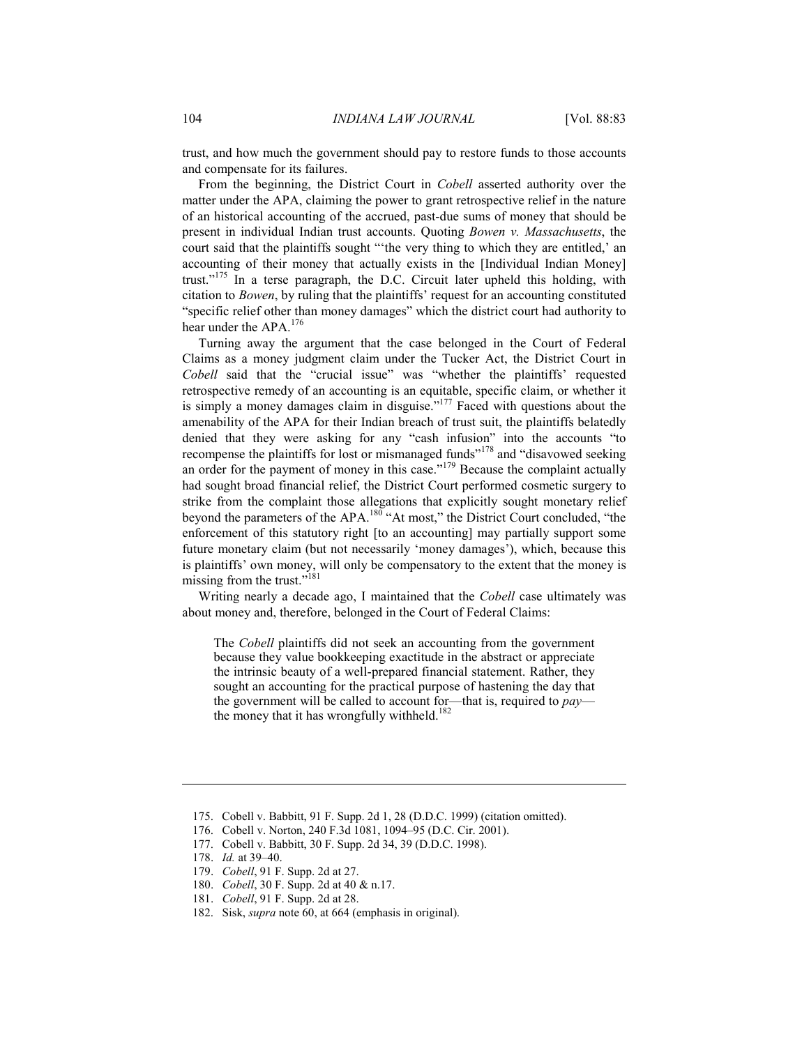trust, and how much the government should pay to restore funds to those accounts and compensate for its failures.

From the beginning, the District Court in *Cobell* asserted authority over the matter under the APA, claiming the power to grant retrospective relief in the nature of an historical accounting of the accrued, past-due sums of money that should be present in individual Indian trust accounts. Quoting *Bowen v. Massachusetts*, the court said that the plaintiffs sought "'the very thing to which they are entitled,' an accounting of their money that actually exists in the [Individual Indian Money] trust."[175] In a terse paragraph, the D.C. Circuit later upheld this holding, with citation to *Bowen*, by ruling that the plaintiffs' request for an accounting constituted "specific relief other than money damages" which the district court had authority to hear under the APA.[176]

Turning away the argument that the case belonged in the Court of Federal Claims as a money judgment claim under the Tucker Act, the District Court in *Cobell* said that the "crucial issue" was "whether the plaintiffs' requested retrospective remedy of an accounting is an equitable, specific claim, or whether it is simply a money damages claim in disguise."[177] Faced with questions about the amenability of the APA for their Indian breach of trust suit, the plaintiffs belatedly denied that they were asking for any "cash infusion" into the accounts "to recompense the plaintiffs for lost or mismanaged funds"[178] and "disavowed seeking an order for the payment of money in this case."[179] Because the complaint actually had sought broad financial relief, the District Court performed cosmetic surgery to strike from the complaint those allegations that explicitly sought monetary relief beyond the parameters of the APA.[180] "At most," the District Court concluded, "the enforcement of this statutory right [to an accounting] may partially support some future monetary claim (but not necessarily 'money damages'), which, because this is plaintiffs' own money, will only be compensatory to the extent that the money is missing from the trust."[181]

Writing nearly a decade ago, I maintained that the *Cobell* case ultimately was about money and, therefore, belonged in the Court of Federal Claims:

> The *Cobell* plaintiffs did not seek an accounting from the government because they value bookkeeping exactitude in the abstract or appreciate the intrinsic beauty of a well-prepared financial statement. Rather, they sought an accounting for the practical purpose of hastening the day that the government will be called to account for—that is, required to *pay*—the money that it has wrongfully withheld.[182]

---

175. Cobell v. Babbitt, 91 F. Supp. 2d 1, 28 (D.D.C. 1999) (citation omitted).
176. Cobell v. Norton, 240 F.3d 1081, 1094–95 (D.C. Cir. 2001).
177. Cobell v. Babbitt, 30 F. Supp. 2d 34, 39 (D.D.C. 1998).
178. *Id.* at 39–40.
179. *Cobell*, 91 F. Supp. 2d at 27.
180. *Cobell*, 30 F. Supp. 2d at 40 & n.17.
181. *Cobell*, 91 F. Supp. 2d at 28.
182. Sisk, *supra* note 60, at 664 (emphasis in original).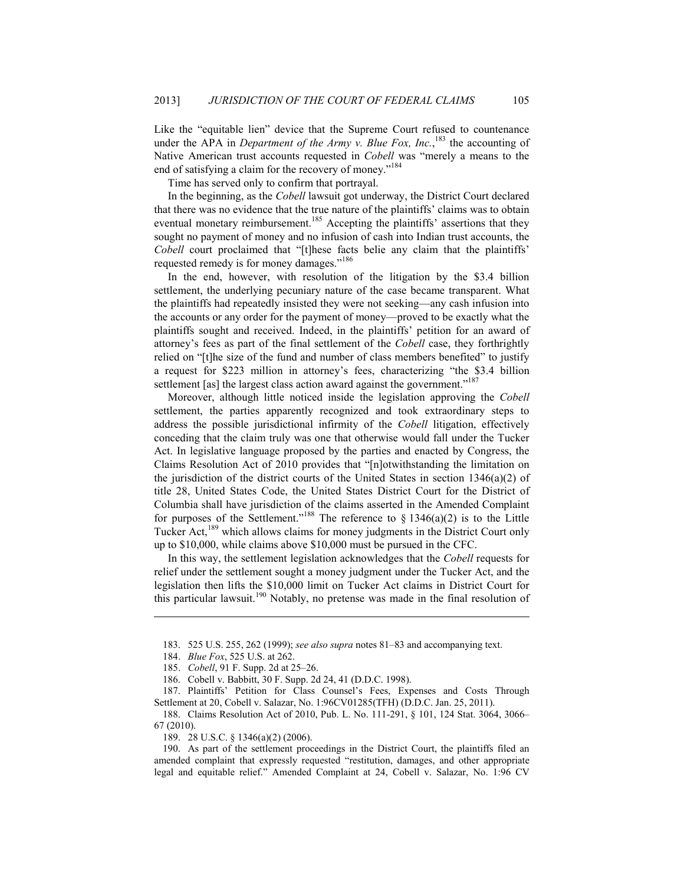Like the "equitable lien" device that the Supreme Court refused to countenance under the APA in *Department of the Army v. Blue Fox, Inc.*,[183] the accounting of Native American trust accounts requested in *Cobell* was "merely a means to the end of satisfying a claim for the recovery of money."[184]

Time has served only to confirm that portrayal.

In the beginning, as the *Cobell* lawsuit got underway, the District Court declared that there was no evidence that the true nature of the plaintiffs' claims was to obtain eventual monetary reimbursement.[185] Accepting the plaintiffs' assertions that they sought no payment of money and no infusion of cash into Indian trust accounts, the *Cobell* court proclaimed that "[t]hese facts belie any claim that the plaintiffs' requested remedy is for money damages."[186]

In the end, however, with resolution of the litigation by the $3.4 billion settlement, the underlying pecuniary nature of the case became transparent. What the plaintiffs had repeatedly insisted they were not seeking—any cash infusion into the accounts or any order for the payment of money—proved to be exactly what the plaintiffs sought and received. Indeed, in the plaintiffs' petition for an award of attorney's fees as part of the final settlement of the *Cobell* case, they forthrightly relied on "[t]he size of the fund and number of class members benefited" to justify a request for $223 million in attorney's fees, characterizing "the $3.4 billion settlement [as] the largest class action award against the government."[187]

Moreover, although little noticed inside the legislation approving the *Cobell* settlement, the parties apparently recognized and took extraordinary steps to address the possible jurisdictional infirmity of the *Cobell* litigation, effectively conceding that the claim truly was one that otherwise would fall under the Tucker Act. In legislative language proposed by the parties and enacted by Congress, the Claims Resolution Act of 2010 provides that "[n]otwithstanding the limitation on the jurisdiction of the district courts of the United States in section 1346(a)(2) of title 28, United States Code, the United States District Court for the District of Columbia shall have jurisdiction of the claims asserted in the Amended Complaint for purposes of the Settlement."[188] The reference to § 1346(a)(2) is to the Little Tucker Act,[189] which allows claims for money judgments in the District Court only up to $10,000, while claims above $10,000 must be pursued in the CFC.

In this way, the settlement legislation acknowledges that the *Cobell* requests for relief under the settlement sought a money judgment under the Tucker Act, and the legislation then lifts the $10,000 limit on Tucker Act claims in District Court for this particular lawsuit.[190] Notably, no pretense was made in the final resolution of

---

183. 525 U.S. 255, 262 (1999); *see also supra* notes 81–83 and accompanying text.

184. *Blue Fox*, 525 U.S. at 262.

185. *Cobell*, 91 F. Supp. 2d at 25–26.

186. Cobell v. Babbitt, 30 F. Supp. 2d 24, 41 (D.D.C. 1998).

187. Plaintiffs' Petition for Class Counsel's Fees, Expenses and Costs Through Settlement at 20, Cobell v. Salazar, No. 1:96CV01285(TFH) (D.D.C. Jan. 25, 2011).

188. Claims Resolution Act of 2010, Pub. L. No. 111-291, § 101, 124 Stat. 3064, 3066–67 (2010).

189. 28 U.S.C. § 1346(a)(2) (2006).

190. As part of the settlement proceedings in the District Court, the plaintiffs filed an amended complaint that expressly requested "restitution, damages, and other appropriate legal and equitable relief." Amended Complaint at 24, Cobell v. Salazar, No. 1:96 CV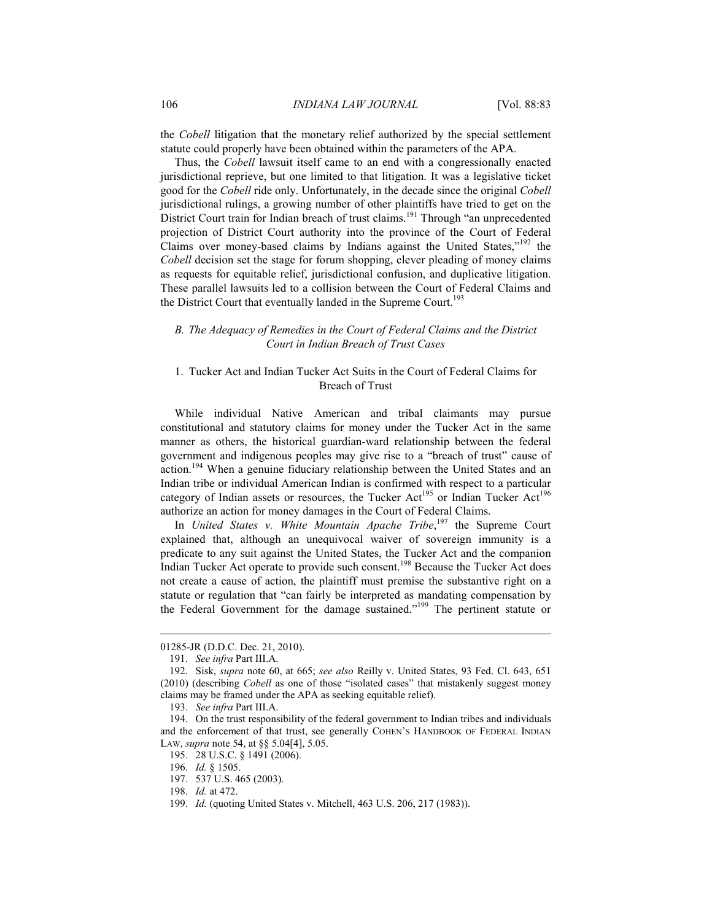the *Cobell* litigation that the monetary relief authorized by the special settlement statute could properly have been obtained within the parameters of the APA.

Thus, the *Cobell* lawsuit itself came to an end with a congressionally enacted jurisdictional reprieve, but one limited to that litigation. It was a legislative ticket good for the *Cobell* ride only. Unfortunately, in the decade since the original *Cobell* jurisdictional rulings, a growing number of other plaintiffs have tried to get on the District Court train for Indian breach of trust claims.[191] Through "an unprecedented projection of District Court authority into the province of the Court of Federal Claims over money-based claims by Indians against the United States,"[192] the *Cobell* decision set the stage for forum shopping, clever pleading of money claims as requests for equitable relief, jurisdictional confusion, and duplicative litigation. These parallel lawsuits led to a collision between the Court of Federal Claims and the District Court that eventually landed in the Supreme Court.[193]

### *B. The Adequacy of Remedies in the Court of Federal Claims and the District Court in Indian Breach of Trust Cases*

#### 1. Tucker Act and Indian Tucker Act Suits in the Court of Federal Claims for Breach of Trust

While individual Native American and tribal claimants may pursue constitutional and statutory claims for money under the Tucker Act in the same manner as others, the historical guardian-ward relationship between the federal government and indigenous peoples may give rise to a "breach of trust" cause of action.[194] When a genuine fiduciary relationship between the United States and an Indian tribe or individual American Indian is confirmed with respect to a particular category of Indian assets or resources, the Tucker Act[195] or Indian Tucker Act[196] authorize an action for money damages in the Court of Federal Claims.

In *United States v. White Mountain Apache Tribe*,[197] the Supreme Court explained that, although an unequivocal waiver of sovereign immunity is a predicate to any suit against the United States, the Tucker Act and the companion Indian Tucker Act operate to provide such consent.[198] Because the Tucker Act does not create a cause of action, the plaintiff must premise the substantive right on a statute or regulation that "can fairly be interpreted as mandating compensation by the Federal Government for the damage sustained."[199] The pertinent statute or

---

01285-JR (D.D.C. Dec. 21, 2010).

191. *See infra* Part III.A.

192. Sisk, *supra* note 60, at 665; *see also* Reilly v. United States, 93 Fed. Cl. 643, 651 (2010) (describing *Cobell* as one of those "isolated cases" that mistakenly suggest money claims may be framed under the APA as seeking equitable relief).

193. *See infra* Part III.A.

194. On the trust responsibility of the federal government to Indian tribes and individuals and the enforcement of that trust, see generally COHEN'S HANDBOOK OF FEDERAL INDIAN LAW, *supra* note 54, at §§ 5.04[4], 5.05.

195. 28 U.S.C. § 1491 (2006).

196. *Id.* § 1505.

197. 537 U.S. 465 (2003).

198. *Id.* at 472.

199. *Id.* (quoting United States v. Mitchell, 463 U.S. 206, 217 (1983)).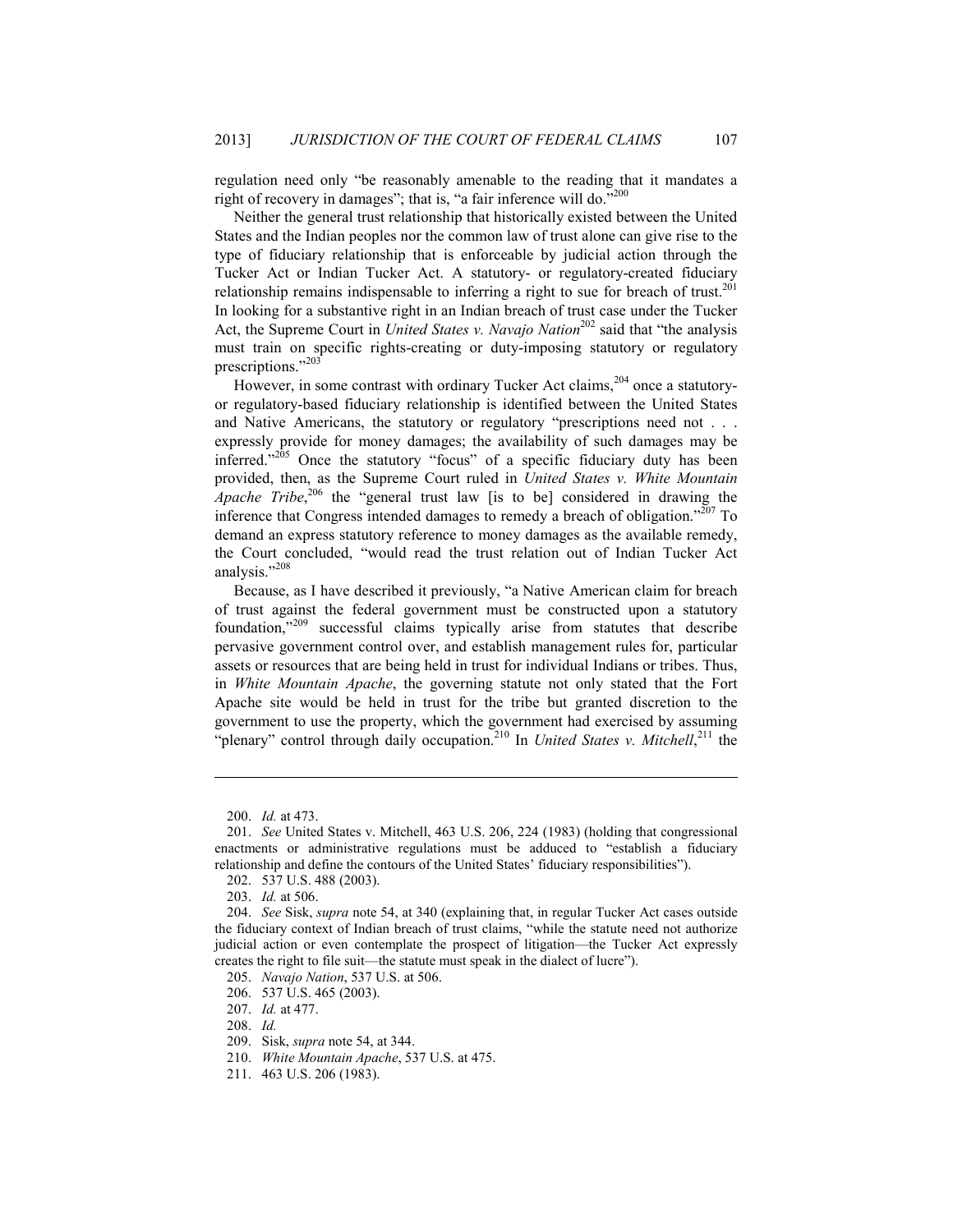regulation need only "be reasonably amenable to the reading that it mandates a right of recovery in damages"; that is, "a fair inference will do."[200]

Neither the general trust relationship that historically existed between the United States and the Indian peoples nor the common law of trust alone can give rise to the type of fiduciary relationship that is enforceable by judicial action through the Tucker Act or Indian Tucker Act. A statutory- or regulatory-created fiduciary relationship remains indispensable to inferring a right to sue for breach of trust.[201] In looking for a substantive right in an Indian breach of trust case under the Tucker Act, the Supreme Court in *United States v. Navajo Nation*[202] said that "the analysis must train on specific rights-creating or duty-imposing statutory or regulatory prescriptions."[203]

However, in some contrast with ordinary Tucker Act claims,[204] once a statutory- or regulatory-based fiduciary relationship is identified between the United States and Native Americans, the statutory or regulatory "prescriptions need not . . . expressly provide for money damages; the availability of such damages may be inferred."[205] Once the statutory "focus" of a specific fiduciary duty has been provided, then, as the Supreme Court ruled in *United States v. White Mountain Apache Tribe*,[206] the "general trust law [is to be] considered in drawing the inference that Congress intended damages to remedy a breach of obligation."[207] To demand an express statutory reference to money damages as the available remedy, the Court concluded, "would read the trust relation out of Indian Tucker Act analysis."[208]

Because, as I have described it previously, "a Native American claim for breach of trust against the federal government must be constructed upon a statutory foundation,"[209] successful claims typically arise from statutes that describe pervasive government control over, and establish management rules for, particular assets or resources that are being held in trust for individual Indians or tribes. Thus, in *White Mountain Apache*, the governing statute not only stated that the Fort Apache site would be held in trust for the tribe but granted discretion to the government to use the property, which the government had exercised by assuming "plenary" control through daily occupation.[210] In *United States v. Mitchell*,[211] the

---

200. *Id.* at 473.

201. *See* United States v. Mitchell, 463 U.S. 206, 224 (1983) (holding that congressional enactments or administrative regulations must be adduced to "establish a fiduciary relationship and define the contours of the United States' fiduciary responsibilities").

202. 537 U.S. 488 (2003).

203. *Id.* at 506.

204. *See* Sisk, *supra* note 54, at 340 (explaining that, in regular Tucker Act cases outside the fiduciary context of Indian breach of trust claims, "while the statute need not authorize judicial action or even contemplate the prospect of litigation—the Tucker Act expressly creates the right to file suit—the statute must speak in the dialect of lucre").

205. *Navajo Nation*, 537 U.S. at 506.

206. 537 U.S. 465 (2003).

207. *Id.* at 477.

208. *Id.*

209. Sisk, *supra* note 54, at 344.

210. *White Mountain Apache*, 537 U.S. at 475.

211. 463 U.S. 206 (1983).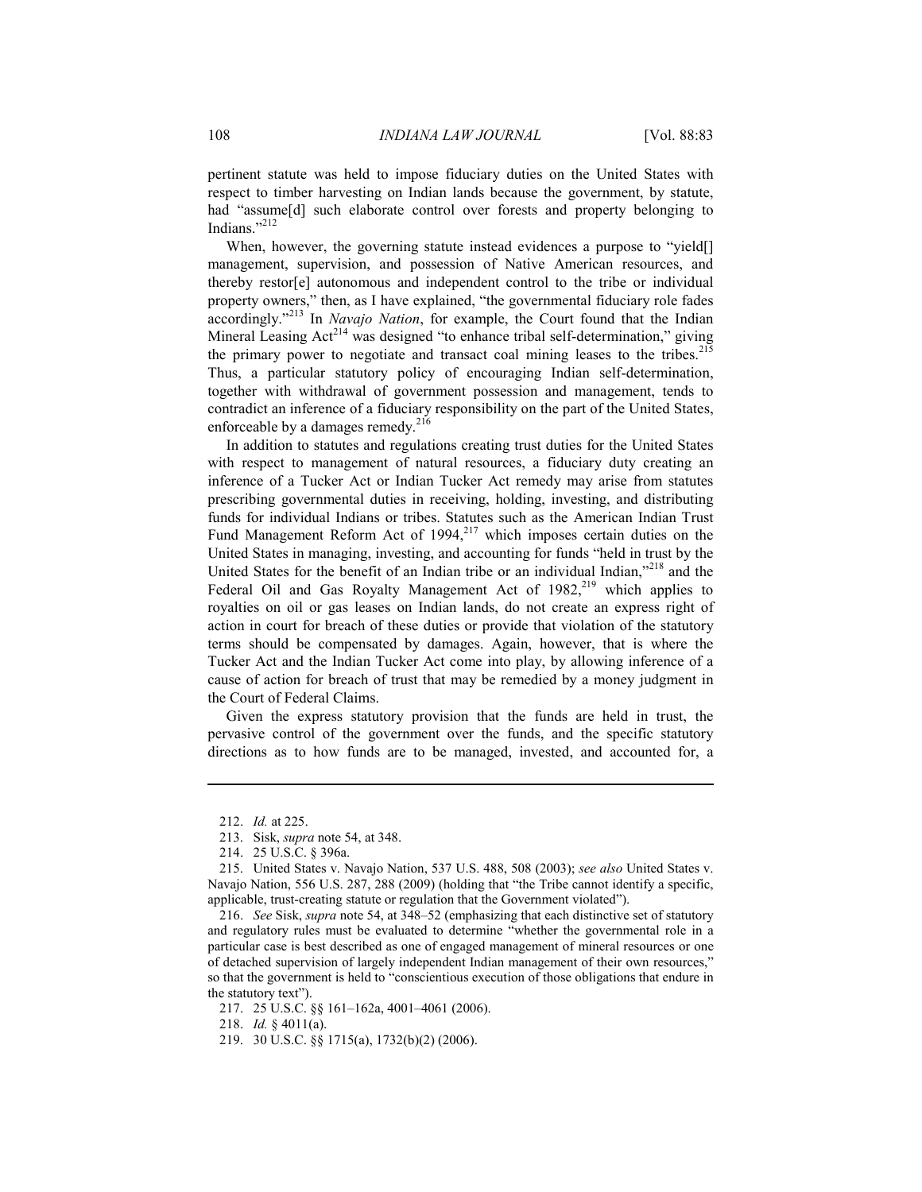pertinent statute was held to impose fiduciary duties on the United States with respect to timber harvesting on Indian lands because the government, by statute, had "assume[d] such elaborate control over forests and property belonging to Indians."[212]

When, however, the governing statute instead evidences a purpose to "yield[] management, supervision, and possession of Native American resources, and thereby restor[e] autonomous and independent control to the tribe or individual property owners," then, as I have explained, "the governmental fiduciary role fades accordingly."[213] In *Navajo Nation*, for example, the Court found that the Indian Mineral Leasing Act[214] was designed "to enhance tribal self-determination," giving the primary power to negotiate and transact coal mining leases to the tribes.[215] Thus, a particular statutory policy of encouraging Indian self-determination, together with withdrawal of government possession and management, tends to contradict an inference of a fiduciary responsibility on the part of the United States, enforceable by a damages remedy.[216]

In addition to statutes and regulations creating trust duties for the United States with respect to management of natural resources, a fiduciary duty creating an inference of a Tucker Act or Indian Tucker Act remedy may arise from statutes prescribing governmental duties in receiving, holding, investing, and distributing funds for individual Indians or tribes. Statutes such as the American Indian Trust Fund Management Reform Act of 1994,[217] which imposes certain duties on the United States in managing, investing, and accounting for funds "held in trust by the United States for the benefit of an Indian tribe or an individual Indian,"[218] and the Federal Oil and Gas Royalty Management Act of 1982,[219] which applies to royalties on oil or gas leases on Indian lands, do not create an express right of action in court for breach of these duties or provide that violation of the statutory terms should be compensated by damages. Again, however, that is where the Tucker Act and the Indian Tucker Act come into play, by allowing inference of a cause of action for breach of trust that may be remedied by a money judgment in the Court of Federal Claims.

Given the express statutory provision that the funds are held in trust, the pervasive control of the government over the funds, and the specific statutory directions as to how funds are to be managed, invested, and accounted for, a

---

212. *Id.* at 225.

213. Sisk, *supra* note 54, at 348.

214. 25 U.S.C. § 396a.

215. United States v. Navajo Nation, 537 U.S. 488, 508 (2003); *see also* United States v. Navajo Nation, 556 U.S. 287, 288 (2009) (holding that "the Tribe cannot identify a specific, applicable, trust-creating statute or regulation that the Government violated").

216. *See* Sisk, *supra* note 54, at 348–52 (emphasizing that each distinctive set of statutory and regulatory rules must be evaluated to determine "whether the governmental role in a particular case is best described as one of engaged management of mineral resources or one of detached supervision of largely independent Indian management of their own resources," so that the government is held to "conscientious execution of those obligations that endure in the statutory text").

217. 25 U.S.C. §§ 161–162a, 4001–4061 (2006).

218. *Id.* § 4011(a).

219. 30 U.S.C. §§ 1715(a), 1732(b)(2) (2006).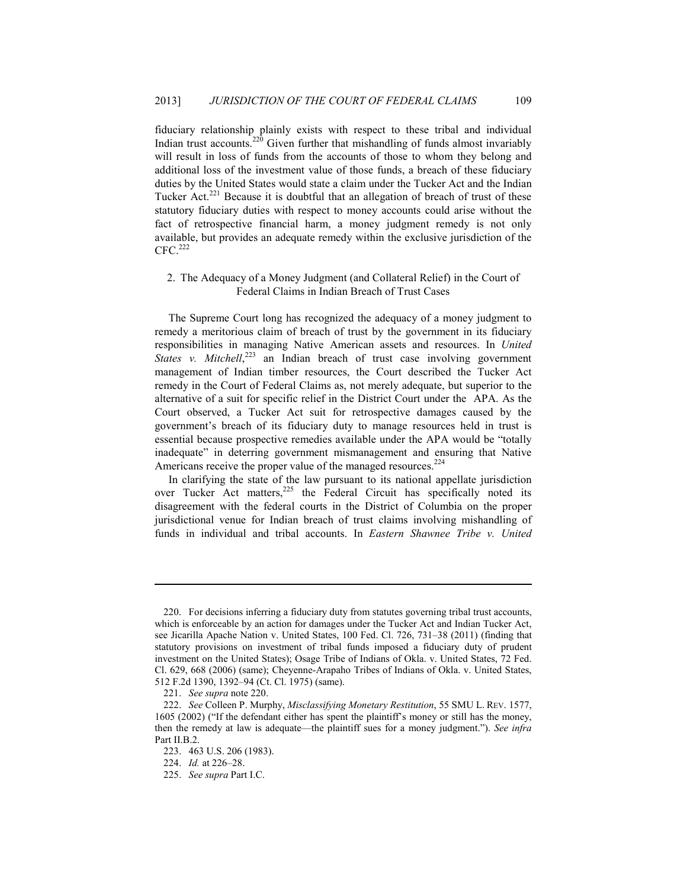fiduciary relationship plainly exists with respect to these tribal and individual Indian trust accounts.[220] Given further that mishandling of funds almost invariably will result in loss of funds from the accounts of those to whom they belong and additional loss of the investment value of those funds, a breach of these fiduciary duties by the United States would state a claim under the Tucker Act and the Indian Tucker Act.[221] Because it is doubtful that an allegation of breach of trust of these statutory fiduciary duties with respect to money accounts could arise without the fact of retrospective financial harm, a money judgment remedy is not only available, but provides an adequate remedy within the exclusive jurisdiction of the CFC.[222]

### 2. The Adequacy of a Money Judgment (and Collateral Relief) in the Court of Federal Claims in Indian Breach of Trust Cases

The Supreme Court long has recognized the adequacy of a money judgment to remedy a meritorious claim of breach of trust by the government in its fiduciary responsibilities in managing Native American assets and resources. In *United States v. Mitchell*,[223] an Indian breach of trust case involving government management of Indian timber resources, the Court described the Tucker Act remedy in the Court of Federal Claims as, not merely adequate, but superior to the alternative of a suit for specific relief in the District Court under the APA. As the Court observed, a Tucker Act suit for retrospective damages caused by the government's breach of its fiduciary duty to manage resources held in trust is essential because prospective remedies available under the APA would be "totally inadequate" in deterring government mismanagement and ensuring that Native Americans receive the proper value of the managed resources.[224]

In clarifying the state of the law pursuant to its national appellate jurisdiction over Tucker Act matters,[225] the Federal Circuit has specifically noted its disagreement with the federal courts in the District of Columbia on the proper jurisdictional venue for Indian breach of trust claims involving mishandling of funds in individual and tribal accounts. In *Eastern Shawnee Tribe v. United*

---

220. For decisions inferring a fiduciary duty from statutes governing tribal trust accounts, which is enforceable by an action for damages under the Tucker Act and Indian Tucker Act, see Jicarilla Apache Nation v. United States, 100 Fed. Cl. 726, 731–38 (2011) (finding that statutory provisions on investment of tribal funds imposed a fiduciary duty of prudent investment on the United States); Osage Tribe of Indians of Okla. v. United States, 72 Fed. Cl. 629, 668 (2006) (same); Cheyenne-Arapaho Tribes of Indians of Okla. v. United States, 512 F.2d 1390, 1392–94 (Ct. Cl. 1975) (same).

221. *See supra* note 220.

222. *See* Colleen P. Murphy, *Misclassifying Monetary Restitution*, 55 SMU L. REV. 1577, 1605 (2002) ("If the defendant either has spent the plaintiff's money or still has the money, then the remedy at law is adequate—the plaintiff sues for a money judgment."). *See infra* Part II.B.2.

223. 463 U.S. 206 (1983).

224. *Id.* at 226–28.

225. *See supra* Part I.C.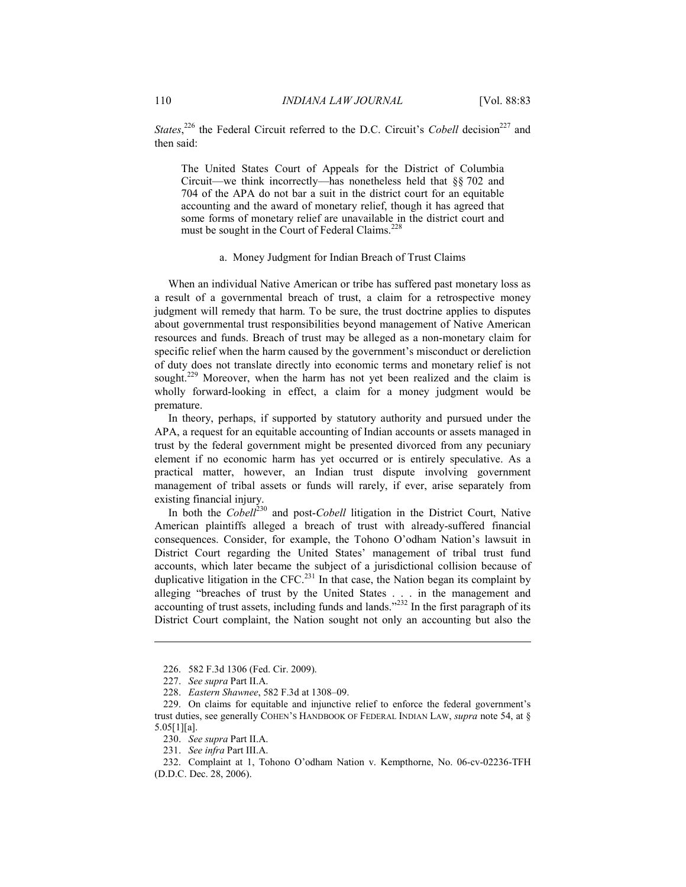*States*,[226] the Federal Circuit referred to the D.C. Circuit's *Cobell* decision[227] and then said:

> The United States Court of Appeals for the District of Columbia Circuit—we think incorrectly—has nonetheless held that §§ 702 and 704 of the APA do not bar a suit in the district court for an equitable accounting and the award of monetary relief, though it has agreed that some forms of monetary relief are unavailable in the district court and must be sought in the Court of Federal Claims.[228]

#### a. Money Judgment for Indian Breach of Trust Claims

When an individual Native American or tribe has suffered past monetary loss as a result of a governmental breach of trust, a claim for a retrospective money judgment will remedy that harm. To be sure, the trust doctrine applies to disputes about governmental trust responsibilities beyond management of Native American resources and funds. Breach of trust may be alleged as a non-monetary claim for specific relief when the harm caused by the government's misconduct or dereliction of duty does not translate directly into economic terms and monetary relief is not sought.[229] Moreover, when the harm has not yet been realized and the claim is wholly forward-looking in effect, a claim for a money judgment would be premature.

In theory, perhaps, if supported by statutory authority and pursued under the APA, a request for an equitable accounting of Indian accounts or assets managed in trust by the federal government might be presented divorced from any pecuniary element if no economic harm has yet occurred or is entirely speculative. As a practical matter, however, an Indian trust dispute involving government management of tribal assets or funds will rarely, if ever, arise separately from existing financial injury.

In both the *Cobell*[230] and post-*Cobell* litigation in the District Court, Native American plaintiffs alleged a breach of trust with already-suffered financial consequences. Consider, for example, the Tohono O'odham Nation's lawsuit in District Court regarding the United States' management of tribal trust fund accounts, which later became the subject of a jurisdictional collision because of duplicative litigation in the CFC.[231] In that case, the Nation began its complaint by alleging "breaches of trust by the United States . . . in the management and accounting of trust assets, including funds and lands."[232] In the first paragraph of its District Court complaint, the Nation sought not only an accounting but also the

---

226. 582 F.3d 1306 (Fed. Cir. 2009).

227. *See supra* Part II.A.

228. *Eastern Shawnee*, 582 F.3d at 1308–09.

229. On claims for equitable and injunctive relief to enforce the federal government's trust duties, see generally COHEN'S HANDBOOK OF FEDERAL INDIAN LAW, *supra* note 54, at § 5.05[1][a].

230. *See supra* Part II.A.

231. *See infra* Part III.A.

232. Complaint at 1, Tohono O'odham Nation v. Kempthorne, No. 06-cv-02236-TFH (D.D.C. Dec. 28, 2006).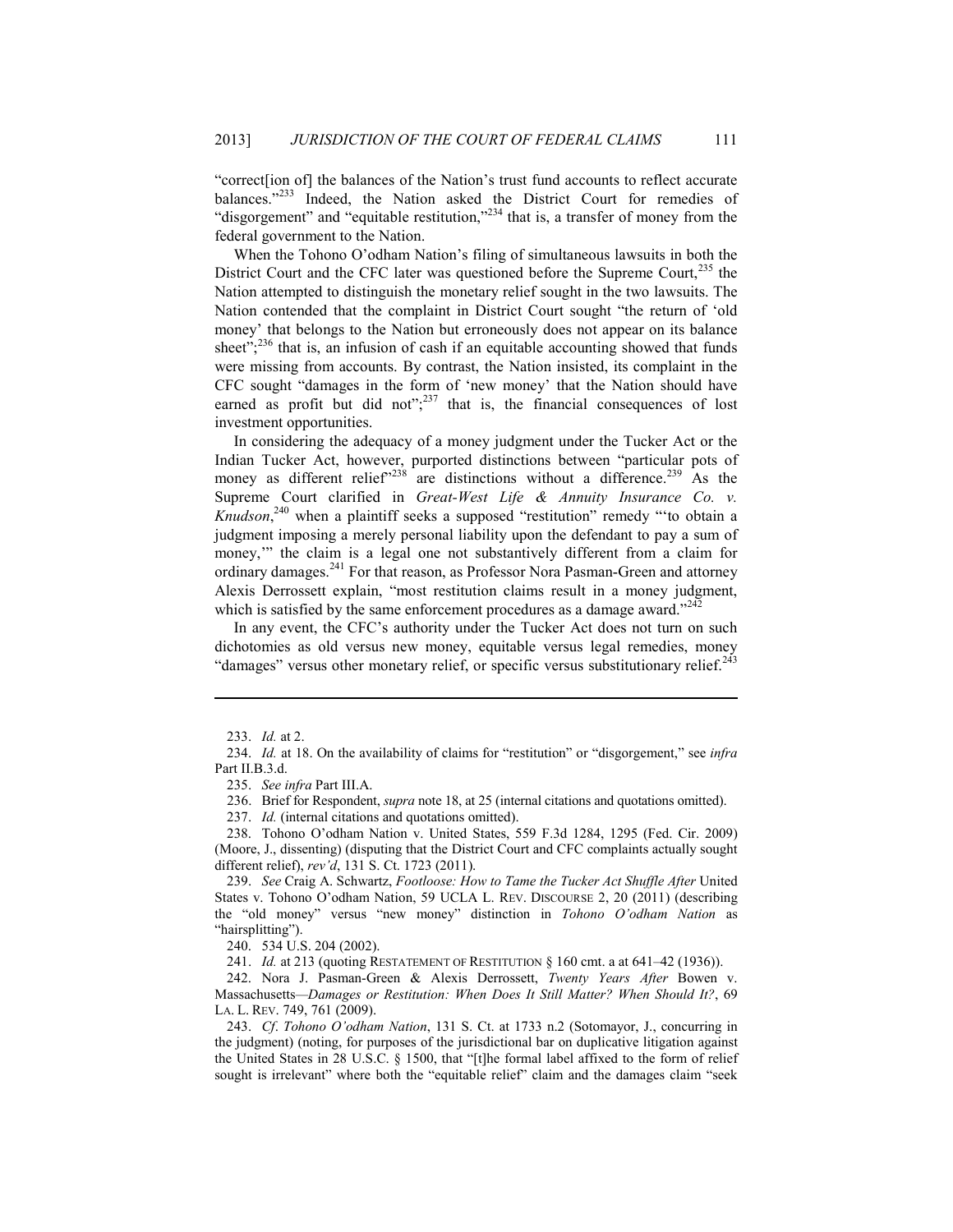"correct[ion of] the balances of the Nation's trust fund accounts to reflect accurate balances."[233] Indeed, the Nation asked the District Court for remedies of "disgorgement" and "equitable restitution,"[234] that is, a transfer of money from the federal government to the Nation.

When the Tohono O'odham Nation's filing of simultaneous lawsuits in both the District Court and the CFC later was questioned before the Supreme Court,[235] the Nation attempted to distinguish the monetary relief sought in the two lawsuits. The Nation contended that the complaint in District Court sought "the return of 'old money' that belongs to the Nation but erroneously does not appear on its balance sheet";[236] that is, an infusion of cash if an equitable accounting showed that funds were missing from accounts. By contrast, the Nation insisted, its complaint in the CFC sought "damages in the form of 'new money' that the Nation should have earned as profit but did not";[237] that is, the financial consequences of lost investment opportunities.

In considering the adequacy of a money judgment under the Tucker Act or the Indian Tucker Act, however, purported distinctions between "particular pots of money as different relief"[238] are distinctions without a difference.[239] As the Supreme Court clarified in *Great-West Life & Annuity Insurance Co. v. Knudson*,[240] when a plaintiff seeks a supposed "restitution" remedy "'to obtain a judgment imposing a merely personal liability upon the defendant to pay a sum of money,'" the claim is a legal one not substantively different from a claim for ordinary damages.[241] For that reason, as Professor Nora Pasman-Green and attorney Alexis Derrossett explain, "most restitution claims result in a money judgment, which is satisfied by the same enforcement procedures as a damage award."[242]

In any event, the CFC's authority under the Tucker Act does not turn on such dichotomies as old versus new money, equitable versus legal remedies, money "damages" versus other monetary relief, or specific versus substitutionary relief.[243]

---

233. *Id.* at 2.

234. *Id.* at 18. On the availability of claims for "restitution" or "disgorgement," see *infra* Part II.B.3.d.

235. *See infra* Part III.A.

236. Brief for Respondent, *supra* note 18, at 25 (internal citations and quotations omitted).

237. *Id.* (internal citations and quotations omitted).

238. Tohono O'odham Nation v. United States, 559 F.3d 1284, 1295 (Fed. Cir. 2009) (Moore, J., dissenting) (disputing that the District Court and CFC complaints actually sought different relief), *rev'd*, 131 S. Ct. 1723 (2011).

239. *See* Craig A. Schwartz, *Footloose: How to Tame the Tucker Act Shuffle After* United States v. Tohono O'odham Nation, 59 UCLA L. REV. DISCOURSE 2, 20 (2011) (describing the "old money" versus "new money" distinction in *Tohono O'odham Nation* as "hairsplitting").

240. 534 U.S. 204 (2002).

241. *Id.* at 213 (quoting RESTATEMENT OF RESTITUTION § 160 cmt. a at 641–42 (1936)).

242. Nora J. Pasman-Green & Alexis Derrossett, *Twenty Years After* Bowen v. Massachusetts*—Damages or Restitution: When Does It Still Matter? When Should It?*, 69 LA. L. REV. 749, 761 (2009).

243. *Cf*. *Tohono O'odham Nation*, 131 S. Ct. at 1733 n.2 (Sotomayor, J., concurring in the judgment) (noting, for purposes of the jurisdictional bar on duplicative litigation against the United States in 28 U.S.C. § 1500, that "[t]he formal label affixed to the form of relief sought is irrelevant" where both the "equitable relief" claim and the damages claim "seek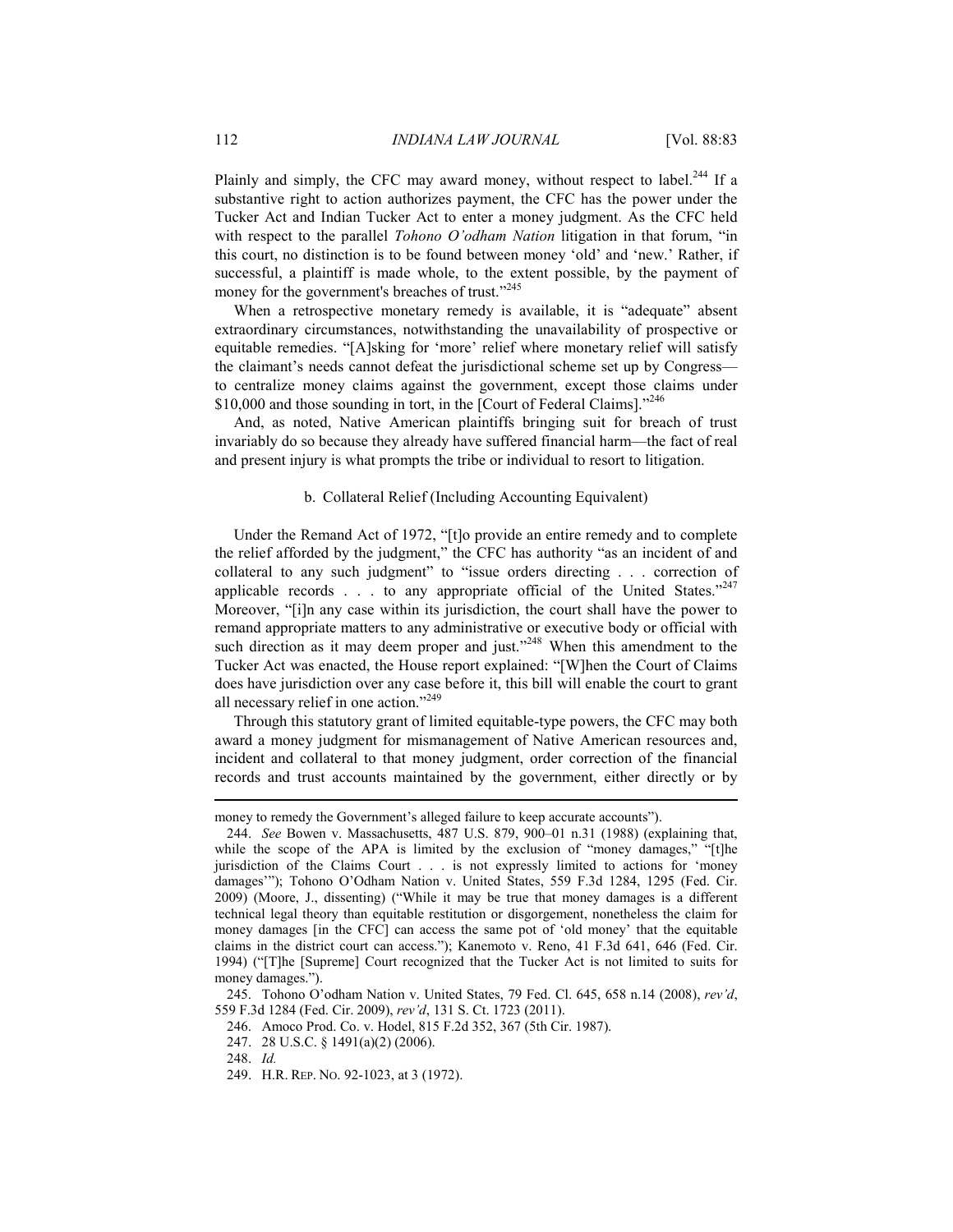Plainly and simply, the CFC may award money, without respect to label.[244] If a substantive right to action authorizes payment, the CFC has the power under the Tucker Act and Indian Tucker Act to enter a money judgment. As the CFC held with respect to the parallel *Tohono O'odham Nation* litigation in that forum, "in this court, no distinction is to be found between money 'old' and 'new.' Rather, if successful, a plaintiff is made whole, to the extent possible, by the payment of money for the government's breaches of trust."[245]

When a retrospective monetary remedy is available, it is "adequate" absent extraordinary circumstances, notwithstanding the unavailability of prospective or equitable remedies. "[A]sking for 'more' relief where monetary relief will satisfy the claimant's needs cannot defeat the jurisdictional scheme set up by Congress—to centralize money claims against the government, except those claims under $10,000 and those sounding in tort, in the [Court of Federal Claims]."[246]

And, as noted, Native American plaintiffs bringing suit for breach of trust invariably do so because they already have suffered financial harm—the fact of real and present injury is what prompts the tribe or individual to resort to litigation.

#### b. Collateral Relief (Including Accounting Equivalent)

Under the Remand Act of 1972, "[t]o provide an entire remedy and to complete the relief afforded by the judgment," the CFC has authority "as an incident of and collateral to any such judgment" to "issue orders directing . . . correction of applicable records . . . to any appropriate official of the United States."[247] Moreover, "[i]n any case within its jurisdiction, the court shall have the power to remand appropriate matters to any administrative or executive body or official with such direction as it may deem proper and just."[248] When this amendment to the Tucker Act was enacted, the House report explained: "[W]hen the Court of Claims does have jurisdiction over any case before it, this bill will enable the court to grant all necessary relief in one action."[249]

Through this statutory grant of limited equitable-type powers, the CFC may both award a money judgment for mismanagement of Native American resources and, incident and collateral to that money judgment, order correction of the financial records and trust accounts maintained by the government, either directly or by

---

money to remedy the Government's alleged failure to keep accurate accounts").

244. *See* Bowen v. Massachusetts, 487 U.S. 879, 900–01 n.31 (1988) (explaining that, while the scope of the APA is limited by the exclusion of "money damages," "[t]he jurisdiction of the Claims Court . . . is not expressly limited to actions for 'money damages'"); Tohono O'Odham Nation v. United States, 559 F.3d 1284, 1295 (Fed. Cir. 2009) (Moore, J., dissenting) ("While it may be true that money damages is a different technical legal theory than equitable restitution or disgorgement, nonetheless the claim for money damages [in the CFC] can access the same pot of 'old money' that the equitable claims in the district court can access."); Kanemoto v. Reno, 41 F.3d 641, 646 (Fed. Cir. 1994) ("[T]he [Supreme] Court recognized that the Tucker Act is not limited to suits for money damages.").

245. Tohono O'odham Nation v. United States, 79 Fed. Cl. 645, 658 n.14 (2008), *rev'd*, 559 F.3d 1284 (Fed. Cir. 2009), *rev'd*, 131 S. Ct. 1723 (2011).

246. Amoco Prod. Co. v. Hodel, 815 F.2d 352, 367 (5th Cir. 1987).

247. 28 U.S.C. § 1491(a)(2) (2006).

248. *Id.*

249. H.R. REP. NO. 92-1023, at 3 (1972).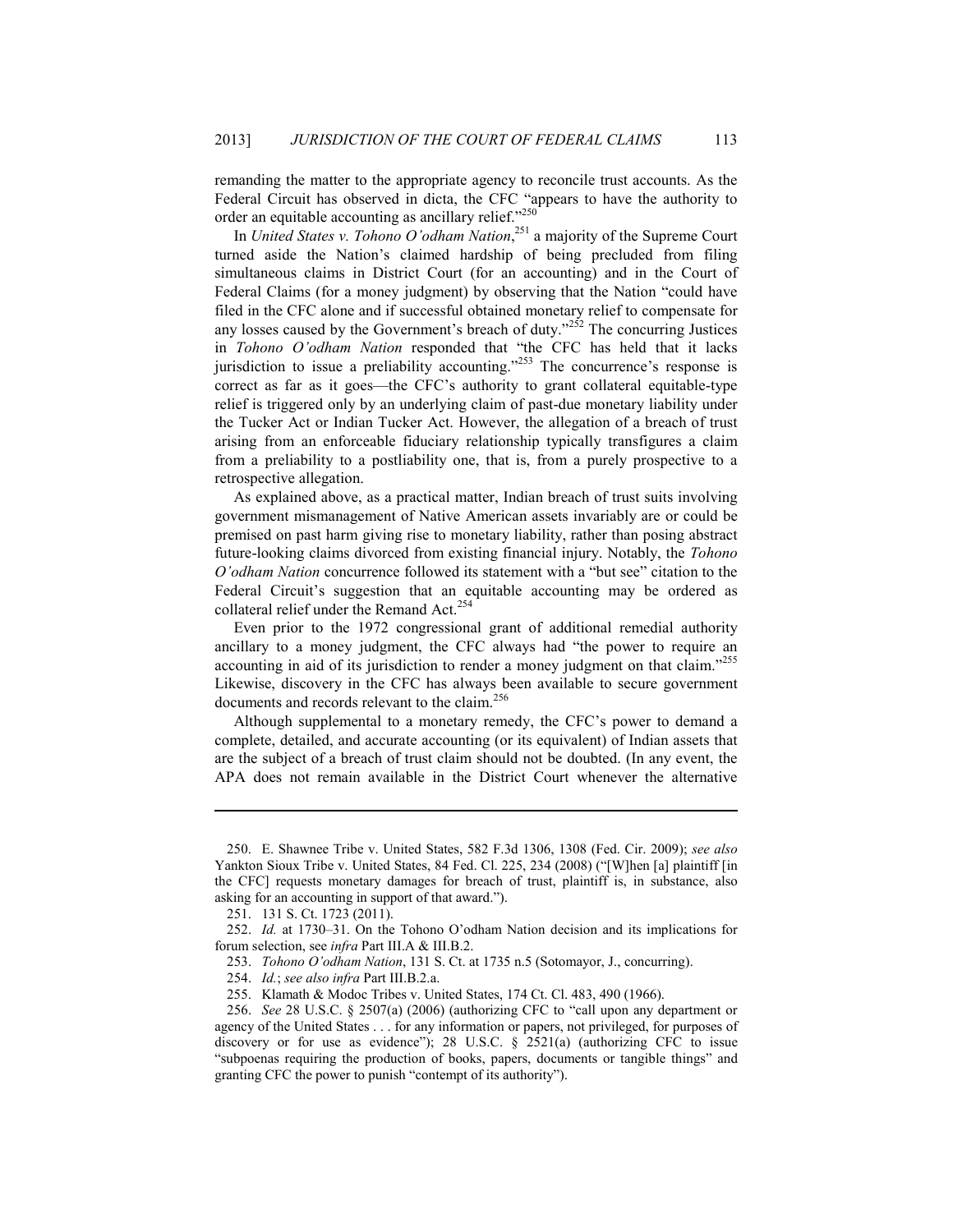remanding the matter to the appropriate agency to reconcile trust accounts. As the Federal Circuit has observed in dicta, the CFC "appears to have the authority to order an equitable accounting as ancillary relief."[250]

In *United States v. Tohono O'odham Nation*,[251] a majority of the Supreme Court turned aside the Nation's claimed hardship of being precluded from filing simultaneous claims in District Court (for an accounting) and in the Court of Federal Claims (for a money judgment) by observing that the Nation "could have filed in the CFC alone and if successful obtained monetary relief to compensate for any losses caused by the Government's breach of duty."[252] The concurring Justices in *Tohono O'odham Nation* responded that "the CFC has held that it lacks jurisdiction to issue a preliability accounting."[253] The concurrence's response is correct as far as it goes—the CFC's authority to grant collateral equitable-type relief is triggered only by an underlying claim of past-due monetary liability under the Tucker Act or Indian Tucker Act. However, the allegation of a breach of trust arising from an enforceable fiduciary relationship typically transfigures a claim from a preliability to a postliability one, that is, from a purely prospective to a retrospective allegation.

As explained above, as a practical matter, Indian breach of trust suits involving government mismanagement of Native American assets invariably are or could be premised on past harm giving rise to monetary liability, rather than posing abstract future-looking claims divorced from existing financial injury. Notably, the *Tohono O'odham Nation* concurrence followed its statement with a "but see" citation to the Federal Circuit's suggestion that an equitable accounting may be ordered as collateral relief under the Remand Act.[254]

Even prior to the 1972 congressional grant of additional remedial authority ancillary to a money judgment, the CFC always had "the power to require an accounting in aid of its jurisdiction to render a money judgment on that claim."[255] Likewise, discovery in the CFC has always been available to secure government documents and records relevant to the claim.[256]

Although supplemental to a monetary remedy, the CFC's power to demand a complete, detailed, and accurate accounting (or its equivalent) of Indian assets that are the subject of a breach of trust claim should not be doubted. (In any event, the APA does not remain available in the District Court whenever the alternative

---

250. E. Shawnee Tribe v. United States, 582 F.3d 1306, 1308 (Fed. Cir. 2009); *see also* Yankton Sioux Tribe v. United States, 84 Fed. Cl. 225, 234 (2008) ("[W]hen [a] plaintiff [in the CFC] requests monetary damages for breach of trust, plaintiff is, in substance, also asking for an accounting in support of that award.").

251. 131 S. Ct. 1723 (2011).

252. *Id.* at 1730–31. On the Tohono O'odham Nation decision and its implications for forum selection, see *infra* Part III.A & III.B.2.

253. *Tohono O'odham Nation*, 131 S. Ct. at 1735 n.5 (Sotomayor, J., concurring).

254. *Id.*; *see also infra* Part III.B.2.a.

255. Klamath & Modoc Tribes v. United States, 174 Ct. Cl. 483, 490 (1966).

256. *See* 28 U.S.C. § 2507(a) (2006) (authorizing CFC to "call upon any department or agency of the United States . . . for any information or papers, not privileged, for purposes of discovery or for use as evidence"); 28 U.S.C. § 2521(a) (authorizing CFC to issue "subpoenas requiring the production of books, papers, documents or tangible things" and granting CFC the power to punish "contempt of its authority").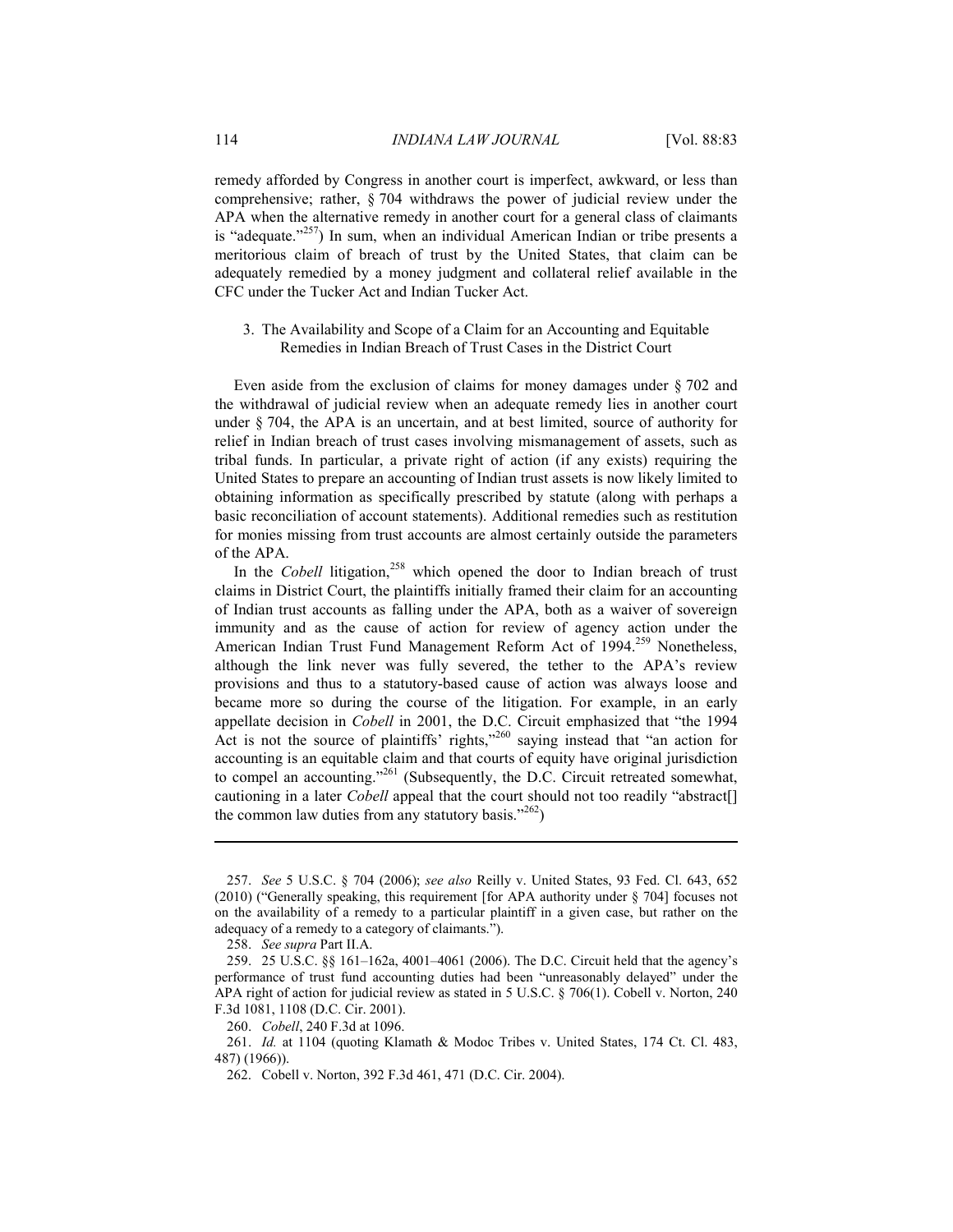remedy afforded by Congress in another court is imperfect, awkward, or less than comprehensive; rather, § 704 withdraws the power of judicial review under the APA when the alternative remedy in another court for a general class of claimants is "adequate."[257]) In sum, when an individual American Indian or tribe presents a meritorious claim of breach of trust by the United States, that claim can be adequately remedied by a money judgment and collateral relief available in the CFC under the Tucker Act and Indian Tucker Act.

### 3. The Availability and Scope of a Claim for an Accounting and Equitable Remedies in Indian Breach of Trust Cases in the District Court

Even aside from the exclusion of claims for money damages under § 702 and the withdrawal of judicial review when an adequate remedy lies in another court under § 704, the APA is an uncertain, and at best limited, source of authority for relief in Indian breach of trust cases involving mismanagement of assets, such as tribal funds. In particular, a private right of action (if any exists) requiring the United States to prepare an accounting of Indian trust assets is now likely limited to obtaining information as specifically prescribed by statute (along with perhaps a basic reconciliation of account statements). Additional remedies such as restitution for monies missing from trust accounts are almost certainly outside the parameters of the APA.

In the *Cobell* litigation,[258] which opened the door to Indian breach of trust claims in District Court, the plaintiffs initially framed their claim for an accounting of Indian trust accounts as falling under the APA, both as a waiver of sovereign immunity and as the cause of action for review of agency action under the American Indian Trust Fund Management Reform Act of 1994.[259] Nonetheless, although the link never was fully severed, the tether to the APA's review provisions and thus to a statutory-based cause of action was always loose and became more so during the course of the litigation. For example, in an early appellate decision in *Cobell* in 2001, the D.C. Circuit emphasized that "the 1994 Act is not the source of plaintiffs' rights,"[260] saying instead that "an action for accounting is an equitable claim and that courts of equity have original jurisdiction to compel an accounting."[261] (Subsequently, the D.C. Circuit retreated somewhat, cautioning in a later *Cobell* appeal that the court should not too readily "abstract[] the common law duties from any statutory basis."[262])

---

257. *See* 5 U.S.C. § 704 (2006); *see also* Reilly v. United States, 93 Fed. Cl. 643, 652 (2010) ("Generally speaking, this requirement [for APA authority under § 704] focuses not on the availability of a remedy to a particular plaintiff in a given case, but rather on the adequacy of a remedy to a category of claimants.").

258. *See supra* Part II.A.

259. 25 U.S.C. §§ 161–162a, 4001–4061 (2006). The D.C. Circuit held that the agency's performance of trust fund accounting duties had been "unreasonably delayed" under the APA right of action for judicial review as stated in 5 U.S.C. § 706(1). Cobell v. Norton, 240 F.3d 1081, 1108 (D.C. Cir. 2001).

260. *Cobell*, 240 F.3d at 1096.

261. *Id.* at 1104 (quoting Klamath & Modoc Tribes v. United States, 174 Ct. Cl. 483, 487) (1966)).

262. Cobell v. Norton, 392 F.3d 461, 471 (D.C. Cir. 2004).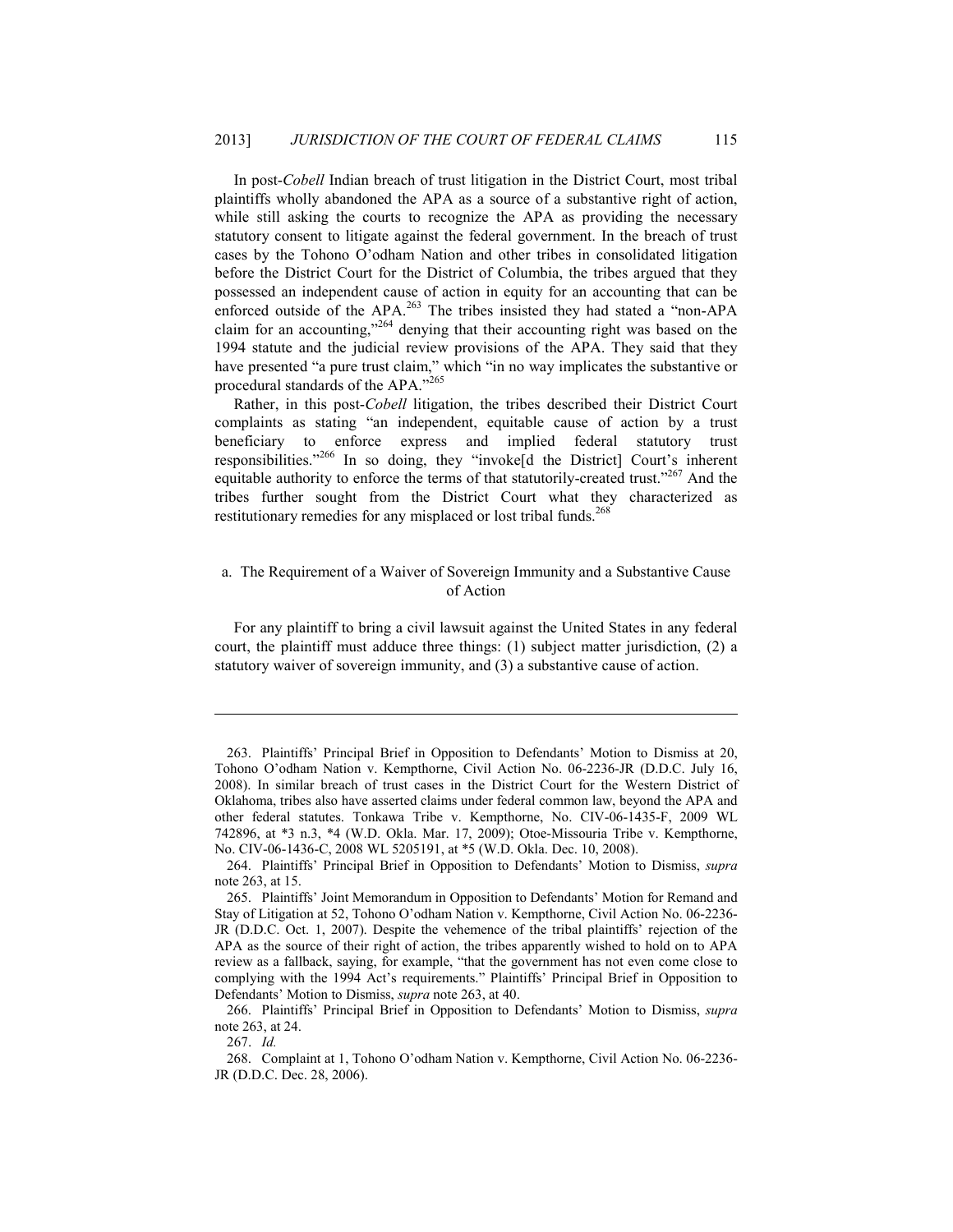In post-*Cobell* Indian breach of trust litigation in the District Court, most tribal plaintiffs wholly abandoned the APA as a source of a substantive right of action, while still asking the courts to recognize the APA as providing the necessary statutory consent to litigate against the federal government. In the breach of trust cases by the Tohono O'odham Nation and other tribes in consolidated litigation before the District Court for the District of Columbia, the tribes argued that they possessed an independent cause of action in equity for an accounting that can be enforced outside of the APA.[263] The tribes insisted they had stated a "non-APA claim for an accounting,"[264] denying that their accounting right was based on the 1994 statute and the judicial review provisions of the APA. They said that they have presented "a pure trust claim," which "in no way implicates the substantive or procedural standards of the APA."[265]

Rather, in this post-*Cobell* litigation, the tribes described their District Court complaints as stating "an independent, equitable cause of action by a trust beneficiary to enforce express and implied federal statutory trust responsibilities."[266] In so doing, they "invoke[d the District] Court's inherent equitable authority to enforce the terms of that statutorily-created trust."[267] And the tribes further sought from the District Court what they characterized as restitutionary remedies for any misplaced or lost tribal funds.[268]

### a. The Requirement of a Waiver of Sovereign Immunity and a Substantive Cause of Action

For any plaintiff to bring a civil lawsuit against the United States in any federal court, the plaintiff must adduce three things: (1) subject matter jurisdiction, (2) a statutory waiver of sovereign immunity, and (3) a substantive cause of action.

---

263. Plaintiffs' Principal Brief in Opposition to Defendants' Motion to Dismiss at 20, Tohono O'odham Nation v. Kempthorne, Civil Action No. 06-2236-JR (D.D.C. July 16, 2008). In similar breach of trust cases in the District Court for the Western District of Oklahoma, tribes also have asserted claims under federal common law, beyond the APA and other federal statutes. Tonkawa Tribe v. Kempthorne, No. CIV-06-1435-F, 2009 WL 742896, at *3 n.3, *4 (W.D. Okla. Mar. 17, 2009); Otoe-Missouria Tribe v. Kempthorne, No. CIV-06-1436-C, 2008 WL 5205191, at *5 (W.D. Okla. Dec. 10, 2008).

264. Plaintiffs' Principal Brief in Opposition to Defendants' Motion to Dismiss, *supra* note 263, at 15.

265. Plaintiffs' Joint Memorandum in Opposition to Defendants' Motion for Remand and Stay of Litigation at 52, Tohono O'odham Nation v. Kempthorne, Civil Action No. 06-2236-JR (D.D.C. Oct. 1, 2007). Despite the vehemence of the tribal plaintiffs' rejection of the APA as the source of their right of action, the tribes apparently wished to hold on to APA review as a fallback, saying, for example, "that the government has not even come close to complying with the 1994 Act's requirements." Plaintiffs' Principal Brief in Opposition to Defendants' Motion to Dismiss, *supra* note 263, at 40.

266. Plaintiffs' Principal Brief in Opposition to Defendants' Motion to Dismiss, *supra* note 263, at 24.

267. *Id.*

268. Complaint at 1, Tohono O'odham Nation v. Kempthorne, Civil Action No. 06-2236-JR (D.D.C. Dec. 28, 2006).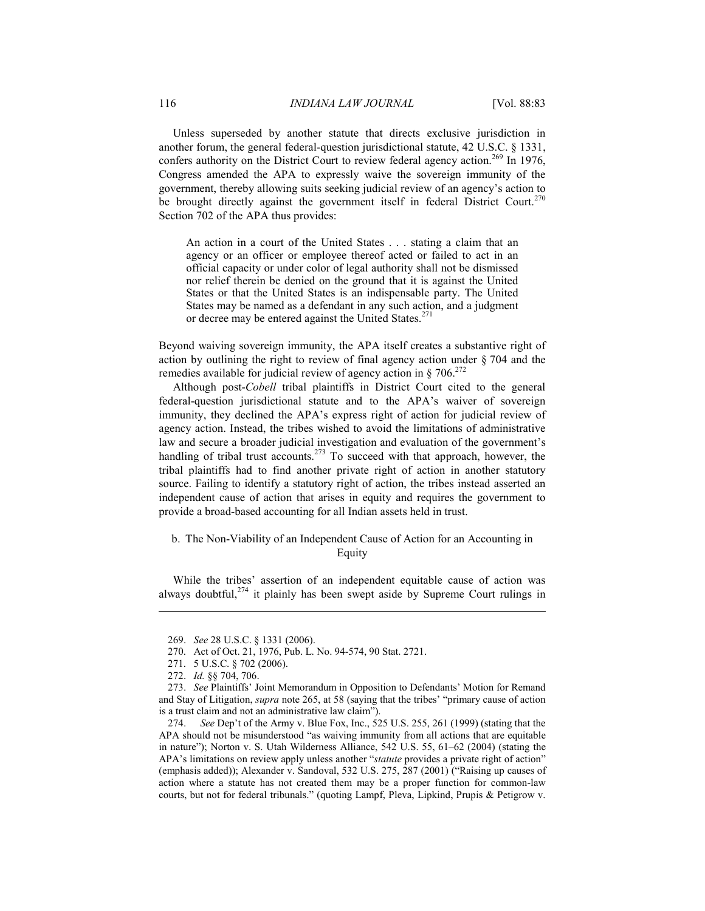Unless superseded by another statute that directs exclusive jurisdiction in another forum, the general federal-question jurisdictional statute, 42 U.S.C. § 1331, confers authority on the District Court to review federal agency action.[269] In 1976, Congress amended the APA to expressly waive the sovereign immunity of the government, thereby allowing suits seeking judicial review of an agency's action to be brought directly against the government itself in federal District Court.[270] Section 702 of the APA thus provides:

> An action in a court of the United States . . . stating a claim that an agency or an officer or employee thereof acted or failed to act in an official capacity or under color of legal authority shall not be dismissed nor relief therein be denied on the ground that it is against the United States or that the United States is an indispensable party. The United States may be named as a defendant in any such action, and a judgment or decree may be entered against the United States.[271]

Beyond waiving sovereign immunity, the APA itself creates a substantive right of action by outlining the right to review of final agency action under § 704 and the remedies available for judicial review of agency action in § 706.[272]

Although post-*Cobell* tribal plaintiffs in District Court cited to the general federal-question jurisdictional statute and to the APA's waiver of sovereign immunity, they declined the APA's express right of action for judicial review of agency action. Instead, the tribes wished to avoid the limitations of administrative law and secure a broader judicial investigation and evaluation of the government's handling of tribal trust accounts.[273] To succeed with that approach, however, the tribal plaintiffs had to find another private right of action in another statutory source. Failing to identify a statutory right of action, the tribes instead asserted an independent cause of action that arises in equity and requires the government to provide a broad-based accounting for all Indian assets held in trust.

### b. The Non-Viability of an Independent Cause of Action for an Accounting in Equity

While the tribes' assertion of an independent equitable cause of action was always doubtful,[274] it plainly has been swept aside by Supreme Court rulings in

---

269. *See* 28 U.S.C. § 1331 (2006).

270. Act of Oct. 21, 1976, Pub. L. No. 94-574, 90 Stat. 2721.

271. 5 U.S.C. § 702 (2006).

272. *Id.* §§ 704, 706.

273. *See* Plaintiffs' Joint Memorandum in Opposition to Defendants' Motion for Remand and Stay of Litigation, *supra* note 265, at 58 (saying that the tribes' "primary cause of action is a trust claim and not an administrative law claim").

274. *See* Dep't of the Army v. Blue Fox, Inc., 525 U.S. 255, 261 (1999) (stating that the APA should not be misunderstood "as waiving immunity from all actions that are equitable in nature"); Norton v. S. Utah Wilderness Alliance, 542 U.S. 55, 61–62 (2004) (stating the APA's limitations on review apply unless another "*statute* provides a private right of action" (emphasis added)); Alexander v. Sandoval, 532 U.S. 275, 287 (2001) ("Raising up causes of action where a statute has not created them may be a proper function for common-law courts, but not for federal tribunals." (quoting Lampf, Pleva, Lipkind, Prupis & Petigrow v.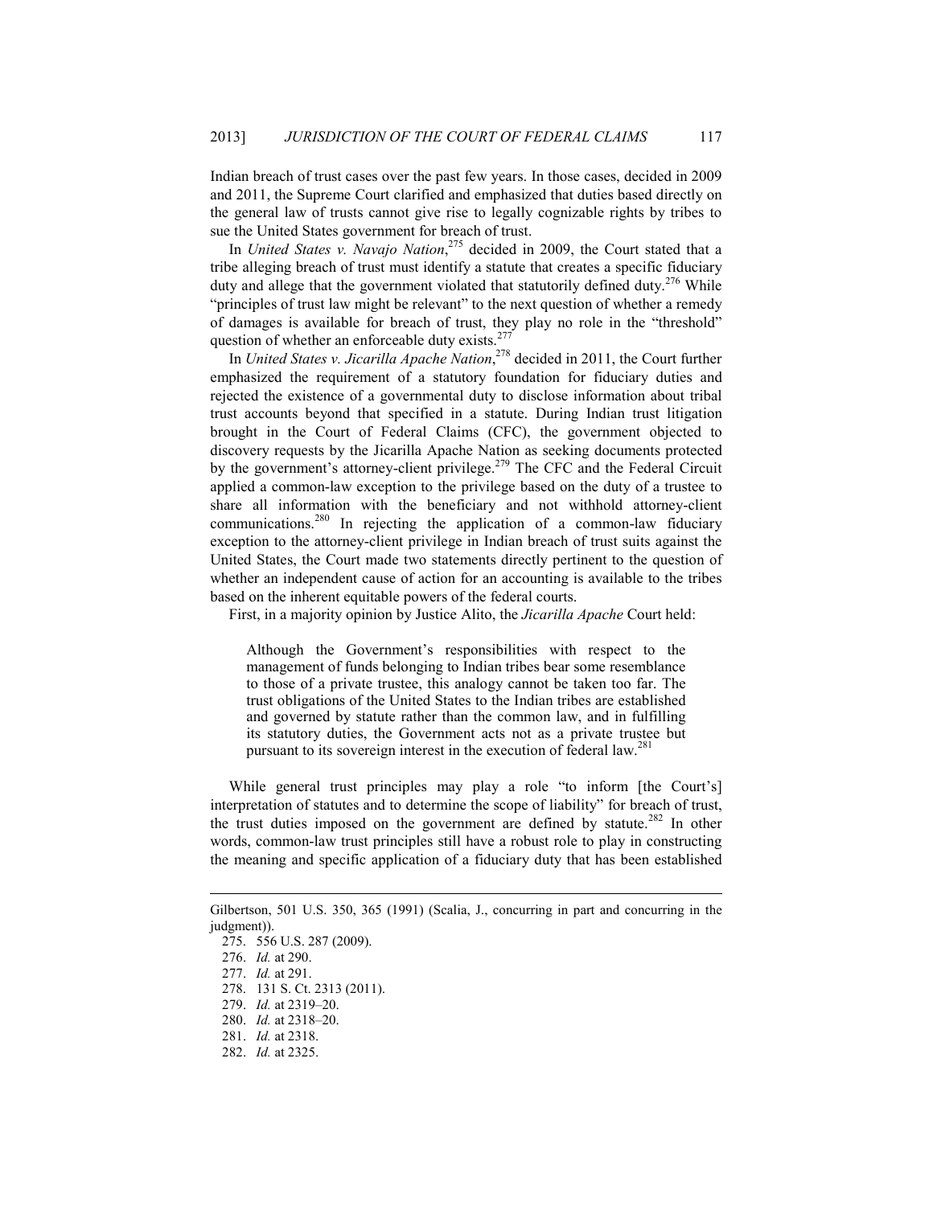Indian breach of trust cases over the past few years. In those cases, decided in 2009 and 2011, the Supreme Court clarified and emphasized that duties based directly on the general law of trusts cannot give rise to legally cognizable rights by tribes to sue the United States government for breach of trust.

In *United States v. Navajo Nation*,[275] decided in 2009, the Court stated that a tribe alleging breach of trust must identify a statute that creates a specific fiduciary duty and allege that the government violated that statutorily defined duty.[276] While "principles of trust law might be relevant" to the next question of whether a remedy of damages is available for breach of trust, they play no role in the "threshold" question of whether an enforceable duty exists.[277]

In *United States v. Jicarilla Apache Nation*,[278] decided in 2011, the Court further emphasized the requirement of a statutory foundation for fiduciary duties and rejected the existence of a governmental duty to disclose information about tribal trust accounts beyond that specified in a statute. During Indian trust litigation brought in the Court of Federal Claims (CFC), the government objected to discovery requests by the Jicarilla Apache Nation as seeking documents protected by the government's attorney-client privilege.[279] The CFC and the Federal Circuit applied a common-law exception to the privilege based on the duty of a trustee to share all information with the beneficiary and not withhold attorney-client communications.[280] In rejecting the application of a common-law fiduciary exception to the attorney-client privilege in Indian breach of trust suits against the United States, the Court made two statements directly pertinent to the question of whether an independent cause of action for an accounting is available to the tribes based on the inherent equitable powers of the federal courts.

First, in a majority opinion by Justice Alito, the *Jicarilla Apache* Court held:

> Although the Government's responsibilities with respect to the management of funds belonging to Indian tribes bear some resemblance to those of a private trustee, this analogy cannot be taken too far. The trust obligations of the United States to the Indian tribes are established and governed by statute rather than the common law, and in fulfilling its statutory duties, the Government acts not as a private trustee but pursuant to its sovereign interest in the execution of federal law.[281]

While general trust principles may play a role "to inform [the Court's] interpretation of statutes and to determine the scope of liability" for breach of trust, the trust duties imposed on the government are defined by statute.[282] In other words, common-law trust principles still have a robust role to play in constructing the meaning and specific application of a fiduciary duty that has been established

---

Gilbertson, 501 U.S. 350, 365 (1991) (Scalia, J., concurring in part and concurring in the judgment)).

275. 556 U.S. 287 (2009).

276. *Id.* at 290.

277. *Id.* at 291.

278. 131 S. Ct. 2313 (2011).

279. *Id.* at 2319–20.

280. *Id.* at 2318–20.

281. *Id.* at 2318.

282. *Id.* at 2325.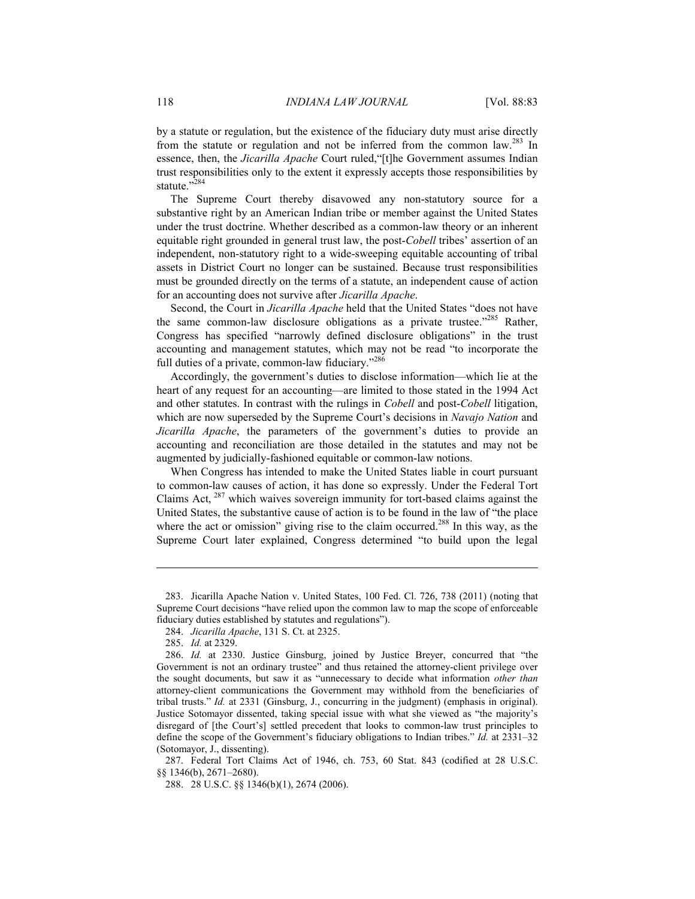by a statute or regulation, but the existence of the fiduciary duty must arise directly from the statute or regulation and not be inferred from the common law.[283] In essence, then, the *Jicarilla Apache* Court ruled,"[t]he Government assumes Indian trust responsibilities only to the extent it expressly accepts those responsibilities by statute."[284]

The Supreme Court thereby disavowed any non-statutory source for a substantive right by an American Indian tribe or member against the United States under the trust doctrine. Whether described as a common-law theory or an inherent equitable right grounded in general trust law, the post-*Cobell* tribes' assertion of an independent, non-statutory right to a wide-sweeping equitable accounting of tribal assets in District Court no longer can be sustained. Because trust responsibilities must be grounded directly on the terms of a statute, an independent cause of action for an accounting does not survive after *Jicarilla Apache*.

Second, the Court in *Jicarilla Apache* held that the United States "does not have the same common-law disclosure obligations as a private trustee."[285] Rather, Congress has specified "narrowly defined disclosure obligations" in the trust accounting and management statutes, which may not be read "to incorporate the full duties of a private, common-law fiduciary."[286]

Accordingly, the government's duties to disclose information—which lie at the heart of any request for an accounting—are limited to those stated in the 1994 Act and other statutes. In contrast with the rulings in *Cobell* and post-*Cobell* litigation, which are now superseded by the Supreme Court's decisions in *Navajo Nation* and *Jicarilla Apache*, the parameters of the government's duties to provide an accounting and reconciliation are those detailed in the statutes and may not be augmented by judicially-fashioned equitable or common-law notions.

When Congress has intended to make the United States liable in court pursuant to common-law causes of action, it has done so expressly. Under the Federal Tort Claims Act,[287] which waives sovereign immunity for tort-based claims against the United States, the substantive cause of action is to be found in the law of "the place where the act or omission" giving rise to the claim occurred.[288] In this way, as the Supreme Court later explained, Congress determined "to build upon the legal

---

283. Jicarilla Apache Nation v. United States, 100 Fed. Cl. 726, 738 (2011) (noting that Supreme Court decisions "have relied upon the common law to map the scope of enforceable fiduciary duties established by statutes and regulations").

284. *Jicarilla Apache*, 131 S. Ct. at 2325.

285. *Id.* at 2329.

286. *Id.* at 2330. Justice Ginsburg, joined by Justice Breyer, concurred that "the Government is not an ordinary trustee" and thus retained the attorney-client privilege over the sought documents, but saw it as "unnecessary to decide what information *other than* attorney-client communications the Government may withhold from the beneficiaries of tribal trusts." *Id.* at 2331 (Ginsburg, J., concurring in the judgment) (emphasis in original). Justice Sotomayor dissented, taking special issue with what she viewed as "the majority's disregard of [the Court's] settled precedent that looks to common-law trust principles to define the scope of the Government's fiduciary obligations to Indian tribes." *Id.* at 2331–32 (Sotomayor, J., dissenting).

287. Federal Tort Claims Act of 1946, ch. 753, 60 Stat. 843 (codified at 28 U.S.C. §§ 1346(b), 2671–2680).

288. 28 U.S.C. §§ 1346(b)(1), 2674 (2006).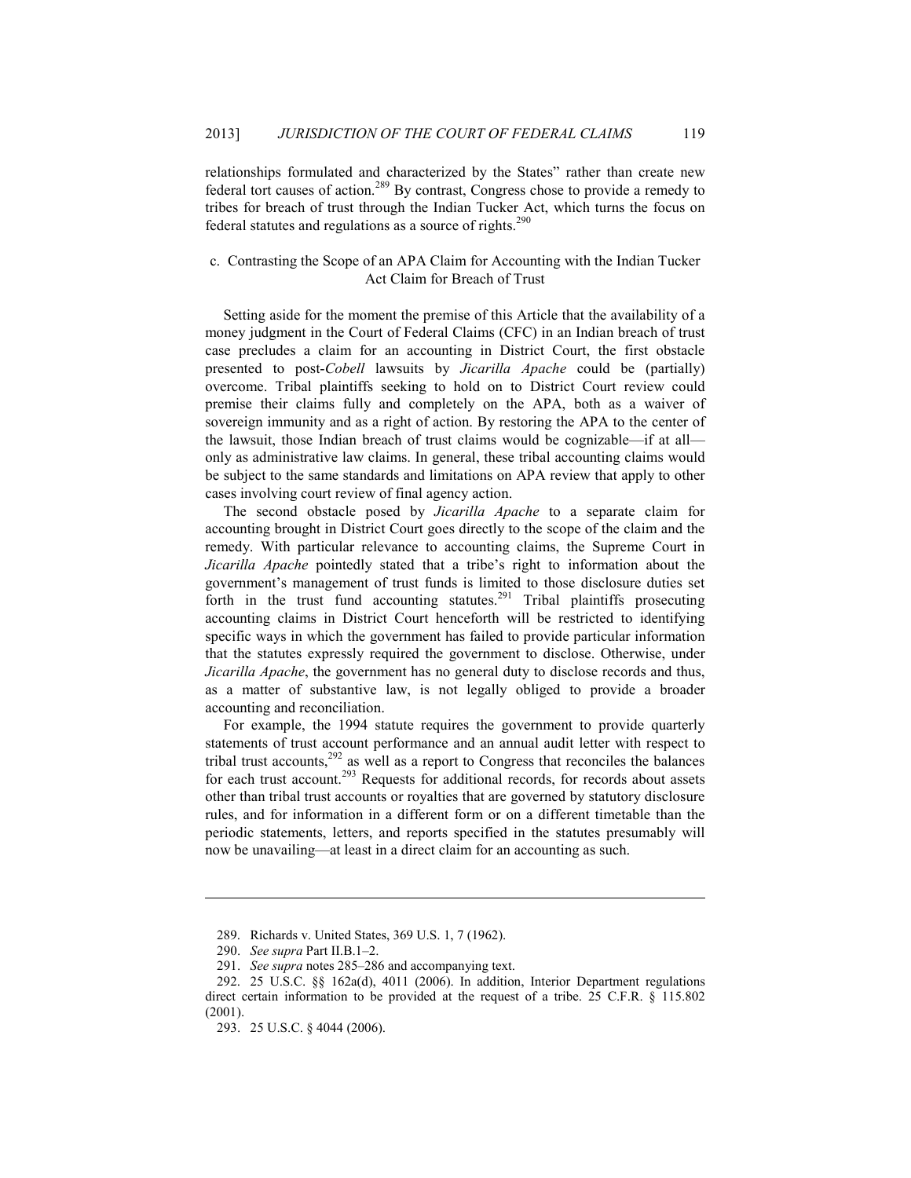relationships formulated and characterized by the States" rather than create new federal tort causes of action.[289] By contrast, Congress chose to provide a remedy to tribes for breach of trust through the Indian Tucker Act, which turns the focus on federal statutes and regulations as a source of rights.[290]

### c. Contrasting the Scope of an APA Claim for Accounting with the Indian Tucker Act Claim for Breach of Trust

Setting aside for the moment the premise of this Article that the availability of a money judgment in the Court of Federal Claims (CFC) in an Indian breach of trust case precludes a claim for an accounting in District Court, the first obstacle presented to post-*Cobell* lawsuits by *Jicarilla Apache* could be (partially) overcome. Tribal plaintiffs seeking to hold on to District Court review could premise their claims fully and completely on the APA, both as a waiver of sovereign immunity and as a right of action. By restoring the APA to the center of the lawsuit, those Indian breach of trust claims would be cognizable—if at all—only as administrative law claims. In general, these tribal accounting claims would be subject to the same standards and limitations on APA review that apply to other cases involving court review of final agency action.

The second obstacle posed by *Jicarilla Apache* to a separate claim for accounting brought in District Court goes directly to the scope of the claim and the remedy. With particular relevance to accounting claims, the Supreme Court in *Jicarilla Apache* pointedly stated that a tribe's right to information about the government's management of trust funds is limited to those disclosure duties set forth in the trust fund accounting statutes.[291] Tribal plaintiffs prosecuting accounting claims in District Court henceforth will be restricted to identifying specific ways in which the government has failed to provide particular information that the statutes expressly required the government to disclose. Otherwise, under *Jicarilla Apache*, the government has no general duty to disclose records and thus, as a matter of substantive law, is not legally obliged to provide a broader accounting and reconciliation.

For example, the 1994 statute requires the government to provide quarterly statements of trust account performance and an annual audit letter with respect to tribal trust accounts,[292] as well as a report to Congress that reconciles the balances for each trust account.[293] Requests for additional records, for records about assets other than tribal trust accounts or royalties that are governed by statutory disclosure rules, and for information in a different form or on a different timetable than the periodic statements, letters, and reports specified in the statutes presumably will now be unavailing—at least in a direct claim for an accounting as such.

---

289. Richards v. United States, 369 U.S. 1, 7 (1962).

290. *See supra* Part II.B.1–2.

291. *See supra* notes 285–286 and accompanying text.

292. 25 U.S.C. §§ 162a(d), 4011 (2006). In addition, Interior Department regulations direct certain information to be provided at the request of a tribe. 25 C.F.R. § 115.802 (2001).

293. 25 U.S.C. § 4044 (2006).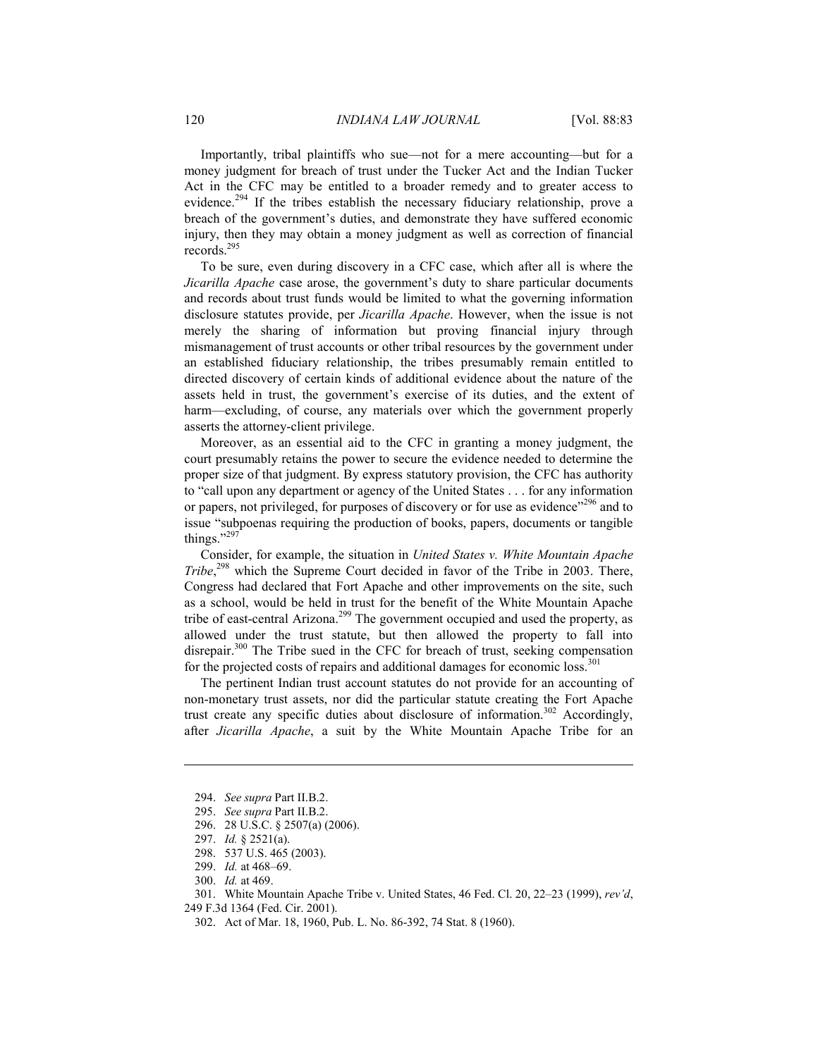Importantly, tribal plaintiffs who sue—not for a mere accounting—but for a money judgment for breach of trust under the Tucker Act and the Indian Tucker Act in the CFC may be entitled to a broader remedy and to greater access to evidence.[294] If the tribes establish the necessary fiduciary relationship, prove a breach of the government's duties, and demonstrate they have suffered economic injury, then they may obtain a money judgment as well as correction of financial records.[295]

To be sure, even during discovery in a CFC case, which after all is where the *Jicarilla Apache* case arose, the government's duty to share particular documents and records about trust funds would be limited to what the governing information disclosure statutes provide, per *Jicarilla Apache*. However, when the issue is not merely the sharing of information but proving financial injury through mismanagement of trust accounts or other tribal resources by the government under an established fiduciary relationship, the tribes presumably remain entitled to directed discovery of certain kinds of additional evidence about the nature of the assets held in trust, the government's exercise of its duties, and the extent of harm—excluding, of course, any materials over which the government properly asserts the attorney-client privilege.

Moreover, as an essential aid to the CFC in granting a money judgment, the court presumably retains the power to secure the evidence needed to determine the proper size of that judgment. By express statutory provision, the CFC has authority to "call upon any department or agency of the United States . . . for any information or papers, not privileged, for purposes of discovery or for use as evidence"[296] and to issue "subpoenas requiring the production of books, papers, documents or tangible things."[297]

Consider, for example, the situation in *United States v. White Mountain Apache Tribe*,[298] which the Supreme Court decided in favor of the Tribe in 2003. There, Congress had declared that Fort Apache and other improvements on the site, such as a school, would be held in trust for the benefit of the White Mountain Apache tribe of east-central Arizona.[299] The government occupied and used the property, as allowed under the trust statute, but then allowed the property to fall into disrepair.[300] The Tribe sued in the CFC for breach of trust, seeking compensation for the projected costs of repairs and additional damages for economic loss.[301]

The pertinent Indian trust account statutes do not provide for an accounting of non-monetary trust assets, nor did the particular statute creating the Fort Apache trust create any specific duties about disclosure of information.[302] Accordingly, after *Jicarilla Apache*, a suit by the White Mountain Apache Tribe for an

---

294. *See supra* Part II.B.2.

295. *See supra* Part II.B.2.

296. 28 U.S.C. § 2507(a) (2006).

297. *Id.* § 2521(a).

298. 537 U.S. 465 (2003).

299. *Id.* at 468–69.

300. *Id.* at 469.

301. White Mountain Apache Tribe v. United States, 46 Fed. Cl. 20, 22–23 (1999), *rev'd*, 249 F.3d 1364 (Fed. Cir. 2001).

302. Act of Mar. 18, 1960, Pub. L. No. 86-392, 74 Stat. 8 (1960).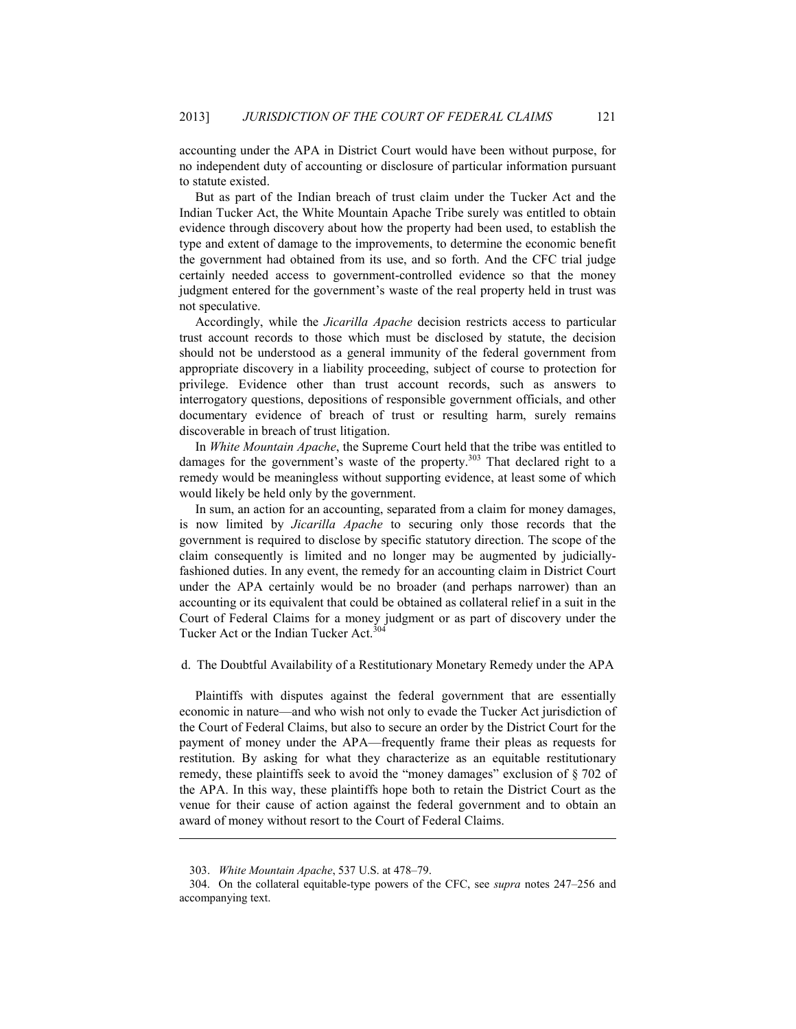accounting under the APA in District Court would have been without purpose, for no independent duty of accounting or disclosure of particular information pursuant to statute existed.

But as part of the Indian breach of trust claim under the Tucker Act and the Indian Tucker Act, the White Mountain Apache Tribe surely was entitled to obtain evidence through discovery about how the property had been used, to establish the type and extent of damage to the improvements, to determine the economic benefit the government had obtained from its use, and so forth. And the CFC trial judge certainly needed access to government-controlled evidence so that the money judgment entered for the government's waste of the real property held in trust was not speculative.

Accordingly, while the *Jicarilla Apache* decision restricts access to particular trust account records to those which must be disclosed by statute, the decision should not be understood as a general immunity of the federal government from appropriate discovery in a liability proceeding, subject of course to protection for privilege. Evidence other than trust account records, such as answers to interrogatory questions, depositions of responsible government officials, and other documentary evidence of breach of trust or resulting harm, surely remains discoverable in breach of trust litigation.

In *White Mountain Apache*, the Supreme Court held that the tribe was entitled to damages for the government's waste of the property.[303] That declared right to a remedy would be meaningless without supporting evidence, at least some of which would likely be held only by the government.

In sum, an action for an accounting, separated from a claim for money damages, is now limited by *Jicarilla Apache* to securing only those records that the government is required to disclose by specific statutory direction. The scope of the claim consequently is limited and no longer may be augmented by judicially-fashioned duties. In any event, the remedy for an accounting claim in District Court under the APA certainly would be no broader (and perhaps narrower) than an accounting or its equivalent that could be obtained as collateral relief in a suit in the Court of Federal Claims for a money judgment or as part of discovery under the Tucker Act or the Indian Tucker Act.[304]

d. The Doubtful Availability of a Restitutionary Monetary Remedy under the APA

Plaintiffs with disputes against the federal government that are essentially economic in nature—and who wish not only to evade the Tucker Act jurisdiction of the Court of Federal Claims, but also to secure an order by the District Court for the payment of money under the APA—frequently frame their pleas as requests for restitution. By asking for what they characterize as an equitable restitutionary remedy, these plaintiffs seek to avoid the "money damages" exclusion of § 702 of the APA. In this way, these plaintiffs hope both to retain the District Court as the venue for their cause of action against the federal government and to obtain an award of money without resort to the Court of Federal Claims.

---

303. *White Mountain Apache*, 537 U.S. at 478–79.

304. On the collateral equitable-type powers of the CFC, see *supra* notes 247–256 and accompanying text.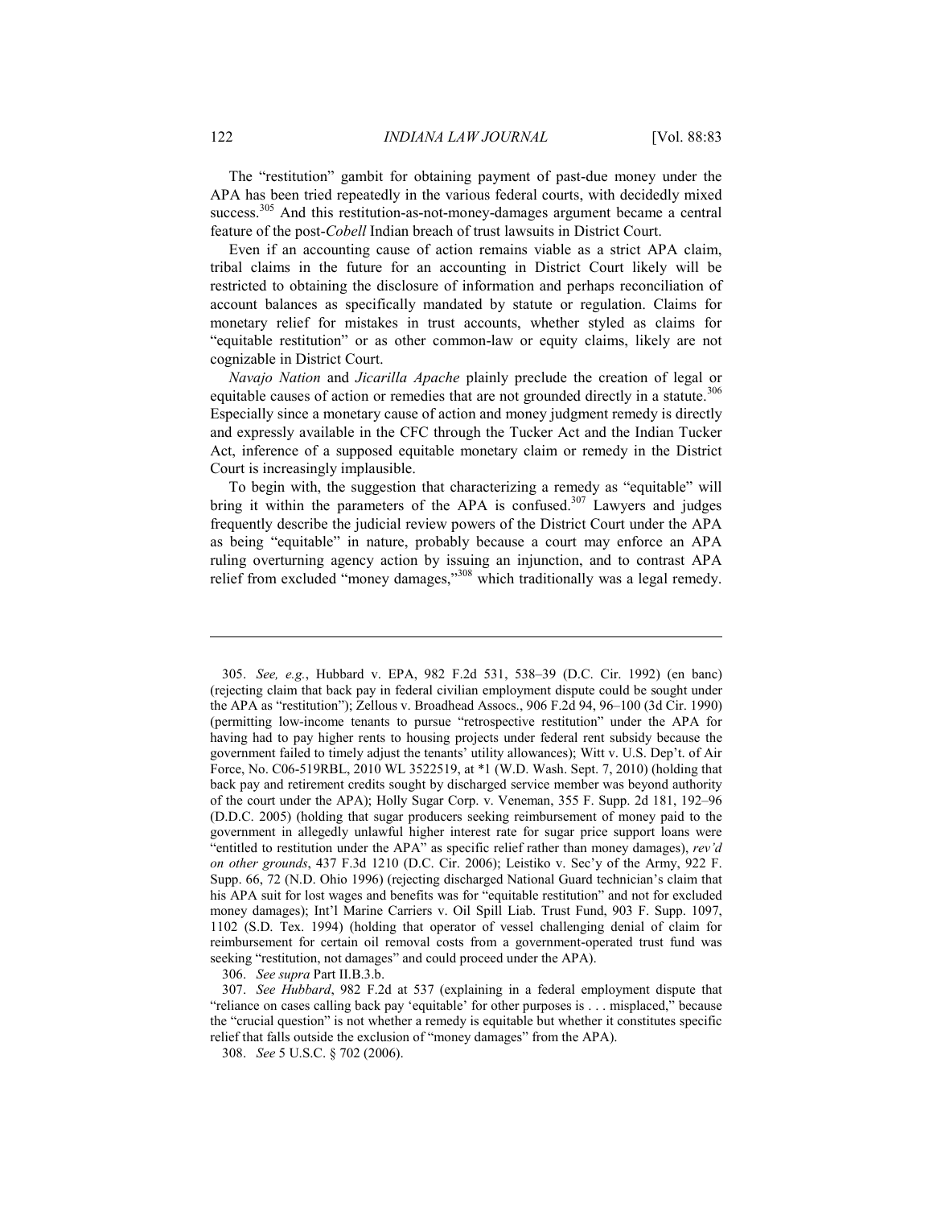The "restitution" gambit for obtaining payment of past-due money under the APA has been tried repeatedly in the various federal courts, with decidedly mixed success.[305] And this restitution-as-not-money-damages argument became a central feature of the post-*Cobell* Indian breach of trust lawsuits in District Court.

Even if an accounting cause of action remains viable as a strict APA claim, tribal claims in the future for an accounting in District Court likely will be restricted to obtaining the disclosure of information and perhaps reconciliation of account balances as specifically mandated by statute or regulation. Claims for monetary relief for mistakes in trust accounts, whether styled as claims for "equitable restitution" or as other common-law or equity claims, likely are not cognizable in District Court.

*Navajo Nation* and *Jicarilla Apache* plainly preclude the creation of legal or equitable causes of action or remedies that are not grounded directly in a statute.[306] Especially since a monetary cause of action and money judgment remedy is directly and expressly available in the CFC through the Tucker Act and the Indian Tucker Act, inference of a supposed equitable monetary claim or remedy in the District Court is increasingly implausible.

To begin with, the suggestion that characterizing a remedy as "equitable" will bring it within the parameters of the APA is confused.[307] Lawyers and judges frequently describe the judicial review powers of the District Court under the APA as being "equitable" in nature, probably because a court may enforce an APA ruling overturning agency action by issuing an injunction, and to contrast APA relief from excluded "money damages,"[308] which traditionally was a legal remedy.

---

305. *See, e.g.*, Hubbard v. EPA, 982 F.2d 531, 538–39 (D.C. Cir. 1992) (en banc) (rejecting claim that back pay in federal civilian employment dispute could be sought under the APA as "restitution"); Zellous v. Broadhead Assocs., 906 F.2d 94, 96–100 (3d Cir. 1990) (permitting low-income tenants to pursue "retrospective restitution" under the APA for having had to pay higher rents to housing projects under federal rent subsidy because the government failed to timely adjust the tenants' utility allowances); Witt v. U.S. Dep't. of Air Force, No. C06-519RBL, 2010 WL 3522519, at *1 (W.D. Wash. Sept. 7, 2010) (holding that back pay and retirement credits sought by discharged service member was beyond authority of the court under the APA); Holly Sugar Corp. v. Veneman, 355 F. Supp. 2d 181, 192–96 (D.D.C. 2005) (holding that sugar producers seeking reimbursement of money paid to the government in allegedly unlawful higher interest rate for sugar price support loans were "entitled to restitution under the APA" as specific relief rather than money damages), *rev'd on other grounds*, 437 F.3d 1210 (D.C. Cir. 2006); Leistiko v. Sec'y of the Army, 922 F. Supp. 66, 72 (N.D. Ohio 1996) (rejecting discharged National Guard technician's claim that his APA suit for lost wages and benefits was for "equitable restitution" and not for excluded money damages); Int'l Marine Carriers v. Oil Spill Liab. Trust Fund, 903 F. Supp. 1097, 1102 (S.D. Tex. 1994) (holding that operator of vessel challenging denial of claim for reimbursement for certain oil removal costs from a government-operated trust fund was seeking "restitution, not damages" and could proceed under the APA).

306. *See supra* Part II.B.3.b.

307. *See Hubbard*, 982 F.2d at 537 (explaining in a federal employment dispute that "reliance on cases calling back pay 'equitable' for other purposes is . . . misplaced," because the "crucial question" is not whether a remedy is equitable but whether it constitutes specific relief that falls outside the exclusion of "money damages" from the APA).

308. *See* 5 U.S.C. § 702 (2006).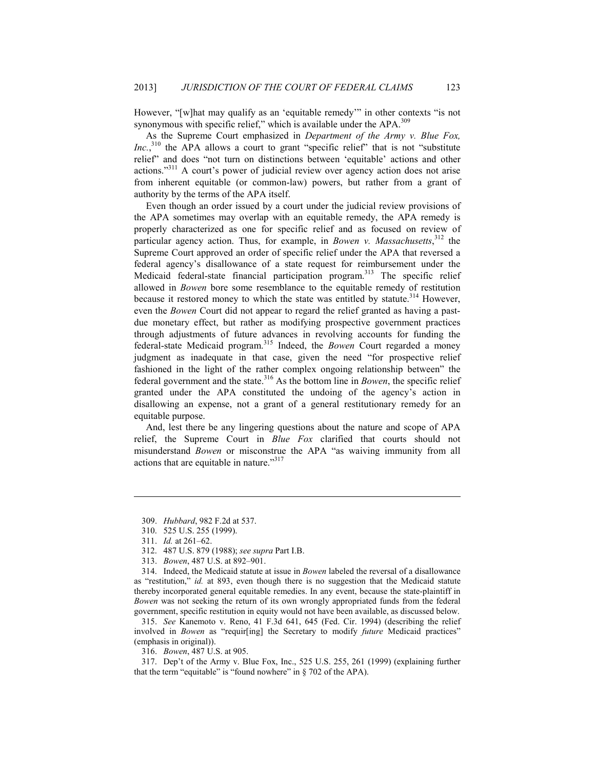However, "[w]hat may qualify as an 'equitable remedy'" in other contexts "is not synonymous with specific relief," which is available under the APA.[309]

As the Supreme Court emphasized in *Department of the Army v. Blue Fox, Inc.*,[310] the APA allows a court to grant "specific relief" that is not "substitute relief" and does "not turn on distinctions between 'equitable' actions and other actions."[311] A court's power of judicial review over agency action does not arise from inherent equitable (or common-law) powers, but rather from a grant of authority by the terms of the APA itself.

Even though an order issued by a court under the judicial review provisions of the APA sometimes may overlap with an equitable remedy, the APA remedy is properly characterized as one for specific relief and as focused on review of particular agency action. Thus, for example, in *Bowen v. Massachusetts*,[312] the Supreme Court approved an order of specific relief under the APA that reversed a federal agency's disallowance of a state request for reimbursement under the Medicaid federal-state financial participation program.[313] The specific relief allowed in *Bowen* bore some resemblance to the equitable remedy of restitution because it restored money to which the state was entitled by statute.[314] However, even the *Bowen* Court did not appear to regard the relief granted as having a past-due monetary effect, but rather as modifying prospective government practices through adjustments of future advances in revolving accounts for funding the federal-state Medicaid program.[315] Indeed, the *Bowen* Court regarded a money judgment as inadequate in that case, given the need "for prospective relief fashioned in the light of the rather complex ongoing relationship between" the federal government and the state.[316] As the bottom line in *Bowen*, the specific relief granted under the APA constituted the undoing of the agency's action in disallowing an expense, not a grant of a general restitutionary remedy for an equitable purpose.

And, lest there be any lingering questions about the nature and scope of APA relief, the Supreme Court in *Blue Fox* clarified that courts should not misunderstand *Bowen* or misconstrue the APA "as waiving immunity from all actions that are equitable in nature."[317]

---

309. *Hubbard*, 982 F.2d at 537.

310. 525 U.S. 255 (1999).

311. *Id.* at 261–62.

312. 487 U.S. 879 (1988); *see supra* Part I.B.

313. *Bowen*, 487 U.S. at 892–901.

314. Indeed, the Medicaid statute at issue in *Bowen* labeled the reversal of a disallowance as "restitution," *id.* at 893, even though there is no suggestion that the Medicaid statute thereby incorporated general equitable remedies. In any event, because the state-plaintiff in *Bowen* was not seeking the return of its own wrongly appropriated funds from the federal government, specific restitution in equity would not have been available, as discussed below.

315. *See* Kanemoto v. Reno, 41 F.3d 641, 645 (Fed. Cir. 1994) (describing the relief involved in *Bowen* as "requir[ing] the Secretary to modify *future* Medicaid practices" (emphasis in original)).

316. *Bowen*, 487 U.S. at 905.

317. Dep't of the Army v. Blue Fox, Inc., 525 U.S. 255, 261 (1999) (explaining further that the term "equitable" is "found nowhere" in § 702 of the APA).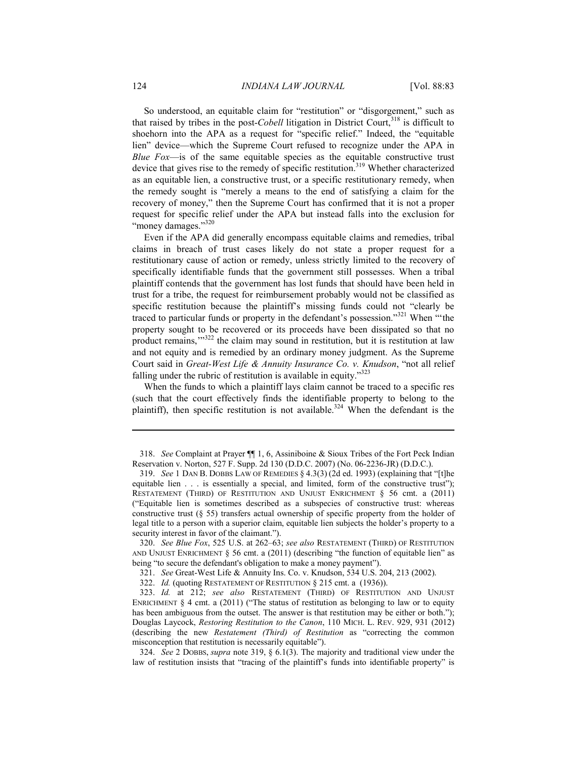So understood, an equitable claim for "restitution" or "disgorgement," such as that raised by tribes in the post-*Cobell* litigation in District Court,[318] is difficult to shoehorn into the APA as a request for "specific relief." Indeed, the "equitable lien" device—which the Supreme Court refused to recognize under the APA in *Blue Fox*—is of the same equitable species as the equitable constructive trust device that gives rise to the remedy of specific restitution.[319] Whether characterized as an equitable lien, a constructive trust, or a specific restitutionary remedy, when the remedy sought is "merely a means to the end of satisfying a claim for the recovery of money," then the Supreme Court has confirmed that it is not a proper request for specific relief under the APA but instead falls into the exclusion for "money damages."[320]

Even if the APA did generally encompass equitable claims and remedies, tribal claims in breach of trust cases likely do not state a proper request for a restitutionary cause of action or remedy, unless strictly limited to the recovery of specifically identifiable funds that the government still possesses. When a tribal plaintiff contends that the government has lost funds that should have been held in trust for a tribe, the request for reimbursement probably would not be classified as specific restitution because the plaintiff's missing funds could not "clearly be traced to particular funds or property in the defendant's possession."[321] When "'the property sought to be recovered or its proceeds have been dissipated so that no product remains,'"[322] the claim may sound in restitution, but it is restitution at law and not equity and is remedied by an ordinary money judgment. As the Supreme Court said in *Great-West Life & Annuity Insurance Co. v. Knudson*, "not all relief falling under the rubric of restitution is available in equity."[323]

When the funds to which a plaintiff lays claim cannot be traced to a specific res (such that the court effectively finds the identifiable property to belong to the plaintiff), then specific restitution is not available.[324] When the defendant is the

---

318. *See* Complaint at Prayer ¶¶ 1, 6, Assiniboine & Sioux Tribes of the Fort Peck Indian Reservation v. Norton, 527 F. Supp. 2d 130 (D.D.C. 2007) (No. 06-2236-JR) (D.D.C.).

319. *See* 1 DAN B. DOBBS LAW OF REMEDIES § 4.3(3) (2d ed. 1993) (explaining that "[t]he equitable lien . . . is essentially a special, and limited, form of the constructive trust"); RESTATEMENT (THIRD) OF RESTITUTION AND UNJUST ENRICHMENT § 56 cmt. a (2011) ("Equitable lien is sometimes described as a subspecies of constructive trust: whereas constructive trust (§ 55) transfers actual ownership of specific property from the holder of legal title to a person with a superior claim, equitable lien subjects the holder's property to a security interest in favor of the claimant.").

320. *See Blue Fox*, 525 U.S. at 262–63; *see also* RESTATEMENT (THIRD) OF RESTITUTION AND UNJUST ENRICHMENT § 56 cmt. a (2011) (describing "the function of equitable lien" as being "to secure the defendant's obligation to make a money payment").

321. *See* Great-West Life & Annuity Ins. Co. v. Knudson, 534 U.S. 204, 213 (2002).

322. *Id.* (quoting RESTATEMENT OF RESTITUTION § 215 cmt. a (1936)).

323. *Id.* at 212; *see also* RESTATEMENT (THIRD) OF RESTITUTION AND UNJUST ENRICHMENT § 4 cmt. a (2011) ("The status of restitution as belonging to law or to equity has been ambiguous from the outset. The answer is that restitution may be either or both."); Douglas Laycock, *Restoring Restitution to the Canon*, 110 MICH. L. REV. 929, 931 (2012) (describing the new *Restatement (Third) of Restitution* as "correcting the common misconception that restitution is necessarily equitable").

324. *See* 2 DOBBS, *supra* note 319, § 6.1(3). The majority and traditional view under the law of restitution insists that "tracing of the plaintiff's funds into identifiable property" is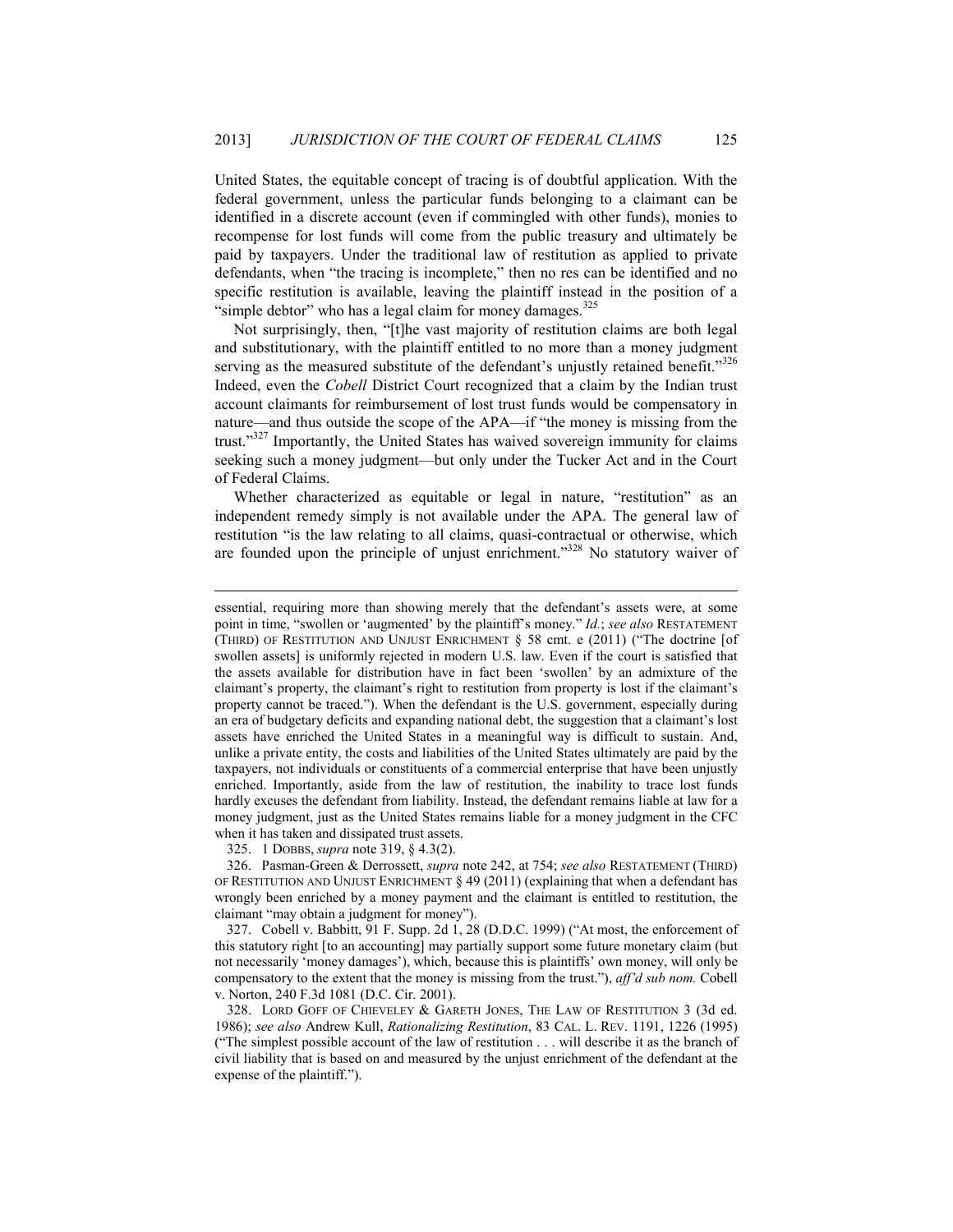United States, the equitable concept of tracing is of doubtful application. With the federal government, unless the particular funds belonging to a claimant can be identified in a discrete account (even if commingled with other funds), monies to recompense for lost funds will come from the public treasury and ultimately be paid by taxpayers. Under the traditional law of restitution as applied to private defendants, when "the tracing is incomplete," then no res can be identified and no specific restitution is available, leaving the plaintiff instead in the position of a "simple debtor" who has a legal claim for money damages.[325]

Not surprisingly, then, "[t]he vast majority of restitution claims are both legal and substitutionary, with the plaintiff entitled to no more than a money judgment serving as the measured substitute of the defendant's unjustly retained benefit."[326] Indeed, even the *Cobell* District Court recognized that a claim by the Indian trust account claimants for reimbursement of lost trust funds would be compensatory in nature—and thus outside the scope of the APA—if "the money is missing from the trust."[327] Importantly, the United States has waived sovereign immunity for claims seeking such a money judgment—but only under the Tucker Act and in the Court of Federal Claims.

Whether characterized as equitable or legal in nature, "restitution" as an independent remedy simply is not available under the APA. The general law of restitution "is the law relating to all claims, quasi-contractual or otherwise, which are founded upon the principle of unjust enrichment."[328] No statutory waiver of

---

essential, requiring more than showing merely that the defendant's assets were, at some point in time, "swollen or 'augmented' by the plaintiff's money." *Id.*; *see also* RESTATEMENT (THIRD) OF RESTITUTION AND UNJUST ENRICHMENT § 58 cmt. e (2011) ("The doctrine [of swollen assets] is uniformly rejected in modern U.S. law. Even if the court is satisfied that the assets available for distribution have in fact been 'swollen' by an admixture of the claimant's property, the claimant's right to restitution from property is lost if the claimant's property cannot be traced."). When the defendant is the U.S. government, especially during an era of budgetary deficits and expanding national debt, the suggestion that a claimant's lost assets have enriched the United States in a meaningful way is difficult to sustain. And, unlike a private entity, the costs and liabilities of the United States ultimately are paid by the taxpayers, not individuals or constituents of a commercial enterprise that have been unjustly enriched. Importantly, aside from the law of restitution, the inability to trace lost funds hardly excuses the defendant from liability. Instead, the defendant remains liable at law for a money judgment, just as the United States remains liable for a money judgment in the CFC when it has taken and dissipated trust assets.

325. 1 DOBBS, *supra* note 319, § 4.3(2).

326. Pasman-Green & Derrossett, *supra* note 242, at 754; *see also* RESTATEMENT (THIRD) OF RESTITUTION AND UNJUST ENRICHMENT § 49 (2011) (explaining that when a defendant has wrongly been enriched by a money payment and the claimant is entitled to restitution, the claimant "may obtain a judgment for money").

327. Cobell v. Babbitt, 91 F. Supp. 2d 1, 28 (D.D.C. 1999) ("At most, the enforcement of this statutory right [to an accounting] may partially support some future monetary claim (but not necessarily 'money damages'), which, because this is plaintiffs' own money, will only be compensatory to the extent that the money is missing from the trust."), *aff'd sub nom.* Cobell v. Norton, 240 F.3d 1081 (D.C. Cir. 2001).

328. LORD GOFF OF CHIEVELEY & GARETH JONES, THE LAW OF RESTITUTION 3 (3d ed. 1986); *see also* Andrew Kull, *Rationalizing Restitution*, 83 CAL. L. REV. 1191, 1226 (1995) ("The simplest possible account of the law of restitution . . . will describe it as the branch of civil liability that is based on and measured by the unjust enrichment of the defendant at the expense of the plaintiff.").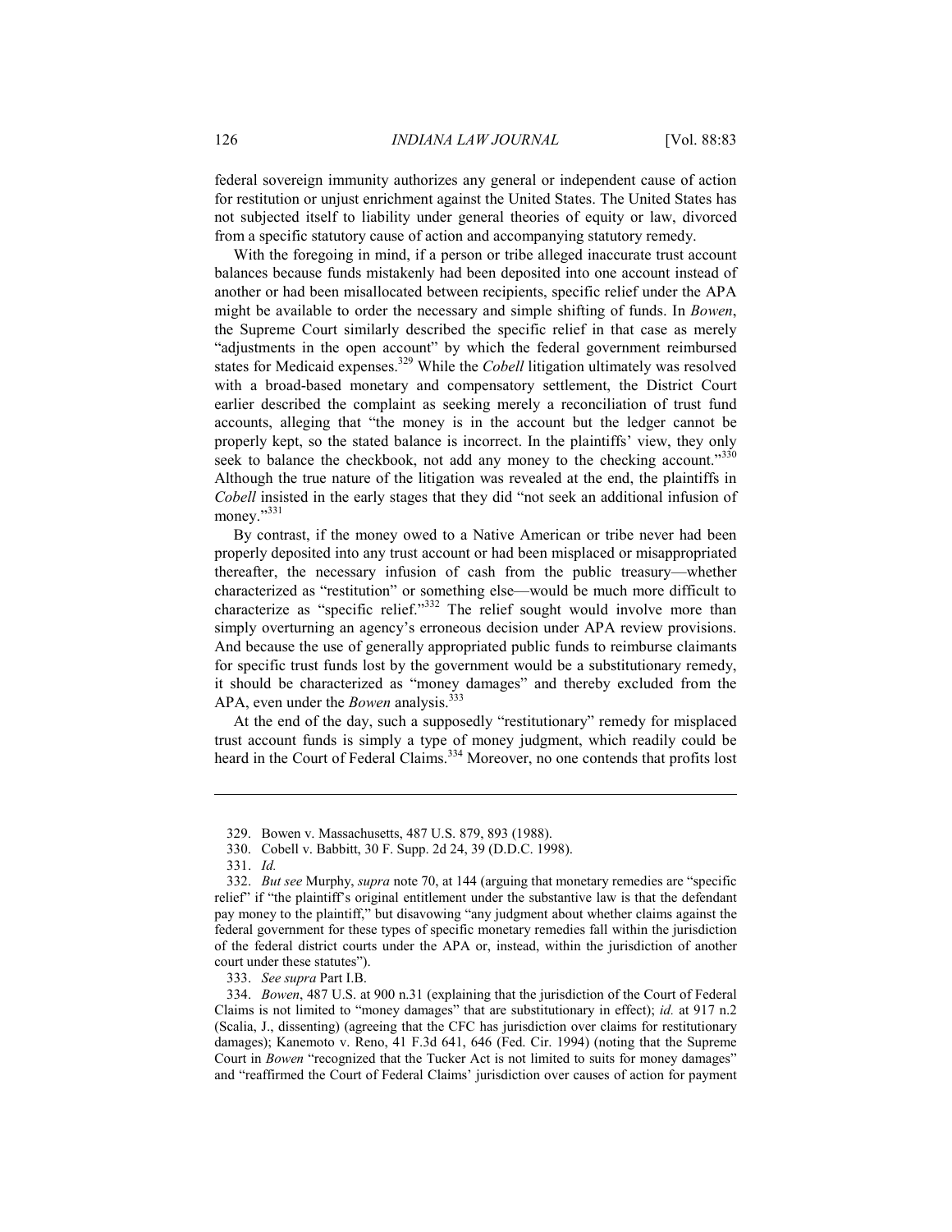federal sovereign immunity authorizes any general or independent cause of action for restitution or unjust enrichment against the United States. The United States has not subjected itself to liability under general theories of equity or law, divorced from a specific statutory cause of action and accompanying statutory remedy.

With the foregoing in mind, if a person or tribe alleged inaccurate trust account balances because funds mistakenly had been deposited into one account instead of another or had been misallocated between recipients, specific relief under the APA might be available to order the necessary and simple shifting of funds. In *Bowen*, the Supreme Court similarly described the specific relief in that case as merely "adjustments in the open account" by which the federal government reimbursed states for Medicaid expenses.[329] While the *Cobell* litigation ultimately was resolved with a broad-based monetary and compensatory settlement, the District Court earlier described the complaint as seeking merely a reconciliation of trust fund accounts, alleging that "the money is in the account but the ledger cannot be properly kept, so the stated balance is incorrect. In the plaintiffs' view, they only seek to balance the checkbook, not add any money to the checking account."[330] Although the true nature of the litigation was revealed at the end, the plaintiffs in *Cobell* insisted in the early stages that they did "not seek an additional infusion of money."[331]

By contrast, if the money owed to a Native American or tribe never had been properly deposited into any trust account or had been misplaced or misappropriated thereafter, the necessary infusion of cash from the public treasury—whether characterized as "restitution" or something else—would be much more difficult to characterize as "specific relief."[332] The relief sought would involve more than simply overturning an agency's erroneous decision under APA review provisions. And because the use of generally appropriated public funds to reimburse claimants for specific trust funds lost by the government would be a substitutionary remedy, it should be characterized as "money damages" and thereby excluded from the APA, even under the *Bowen* analysis.[333]

At the end of the day, such a supposedly "restitutionary" remedy for misplaced trust account funds is simply a type of money judgment, which readily could be heard in the Court of Federal Claims.[334] Moreover, no one contends that profits lost

---

329. Bowen v. Massachusetts, 487 U.S. 879, 893 (1988).

330. Cobell v. Babbitt, 30 F. Supp. 2d 24, 39 (D.D.C. 1998).

331. *Id.*

332. *But see* Murphy, *supra* note 70, at 144 (arguing that monetary remedies are "specific relief" if "the plaintiff's original entitlement under the substantive law is that the defendant pay money to the plaintiff," but disavowing "any judgment about whether claims against the federal government for these types of specific monetary remedies fall within the jurisdiction of the federal district courts under the APA or, instead, within the jurisdiction of another court under these statutes").

333. *See supra* Part I.B.

334. *Bowen*, 487 U.S. at 900 n.31 (explaining that the jurisdiction of the Court of Federal Claims is not limited to "money damages" that are substitutionary in effect); *id.* at 917 n.2 (Scalia, J., dissenting) (agreeing that the CFC has jurisdiction over claims for restitutionary damages); Kanemoto v. Reno, 41 F.3d 641, 646 (Fed. Cir. 1994) (noting that the Supreme Court in *Bowen* "recognized that the Tucker Act is not limited to suits for money damages" and "reaffirmed the Court of Federal Claims' jurisdiction over causes of action for payment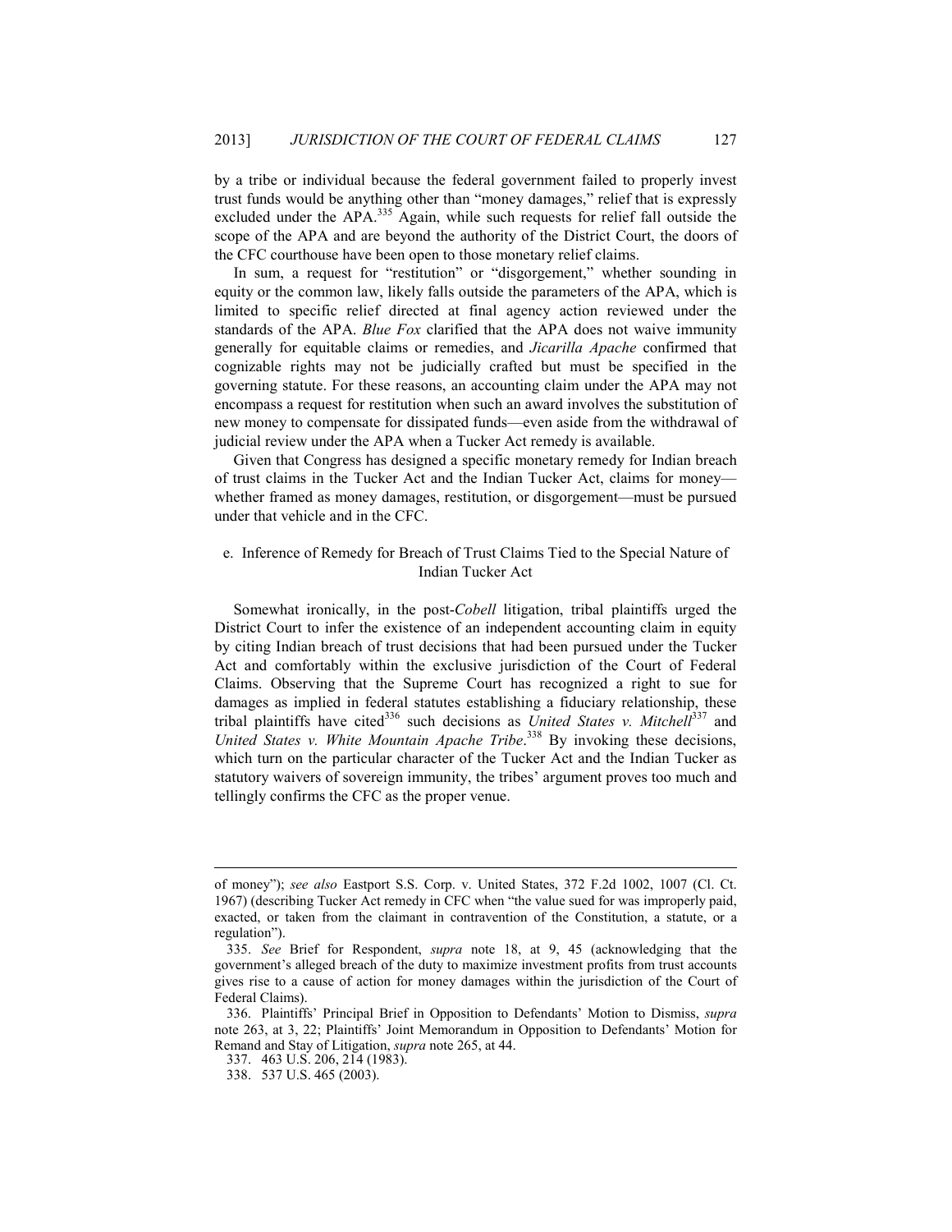by a tribe or individual because the federal government failed to properly invest trust funds would be anything other than "money damages," relief that is expressly excluded under the APA.[335] Again, while such requests for relief fall outside the scope of the APA and are beyond the authority of the District Court, the doors of the CFC courthouse have been open to those monetary relief claims.

In sum, a request for "restitution" or "disgorgement," whether sounding in equity or the common law, likely falls outside the parameters of the APA, which is limited to specific relief directed at final agency action reviewed under the standards of the APA. *Blue Fox* clarified that the APA does not waive immunity generally for equitable claims or remedies, and *Jicarilla Apache* confirmed that cognizable rights may not be judicially crafted but must be specified in the governing statute. For these reasons, an accounting claim under the APA may not encompass a request for restitution when such an award involves the substitution of new money to compensate for dissipated funds—even aside from the withdrawal of judicial review under the APA when a Tucker Act remedy is available.

Given that Congress has designed a specific monetary remedy for Indian breach of trust claims in the Tucker Act and the Indian Tucker Act, claims for money—whether framed as money damages, restitution, or disgorgement—must be pursued under that vehicle and in the CFC.

#### e. Inference of Remedy for Breach of Trust Claims Tied to the Special Nature of Indian Tucker Act

Somewhat ironically, in the post-*Cobell* litigation, tribal plaintiffs urged the District Court to infer the existence of an independent accounting claim in equity by citing Indian breach of trust decisions that had been pursued under the Tucker Act and comfortably within the exclusive jurisdiction of the Court of Federal Claims. Observing that the Supreme Court has recognized a right to sue for damages as implied in federal statutes establishing a fiduciary relationship, these tribal plaintiffs have cited[336] such decisions as *United States v. Mitchell*[337] and *United States v. White Mountain Apache Tribe*.[338] By invoking these decisions, which turn on the particular character of the Tucker Act and the Indian Tucker as statutory waivers of sovereign immunity, the tribes' argument proves too much and tellingly confirms the CFC as the proper venue.

---

of money"); *see also* Eastport S.S. Corp. v. United States, 372 F.2d 1002, 1007 (Cl. Ct. 1967) (describing Tucker Act remedy in CFC when "the value sued for was improperly paid, exacted, or taken from the claimant in contravention of the Constitution, a statute, or a regulation").

335. *See* Brief for Respondent, *supra* note 18, at 9, 45 (acknowledging that the government's alleged breach of the duty to maximize investment profits from trust accounts gives rise to a cause of action for money damages within the jurisdiction of the Court of Federal Claims).

336. Plaintiffs' Principal Brief in Opposition to Defendants' Motion to Dismiss, *supra* note 263, at 3, 22; Plaintiffs' Joint Memorandum in Opposition to Defendants' Motion for Remand and Stay of Litigation, *supra* note 265, at 44.

337. 463 U.S. 206, 214 (1983).

338. 537 U.S. 465 (2003).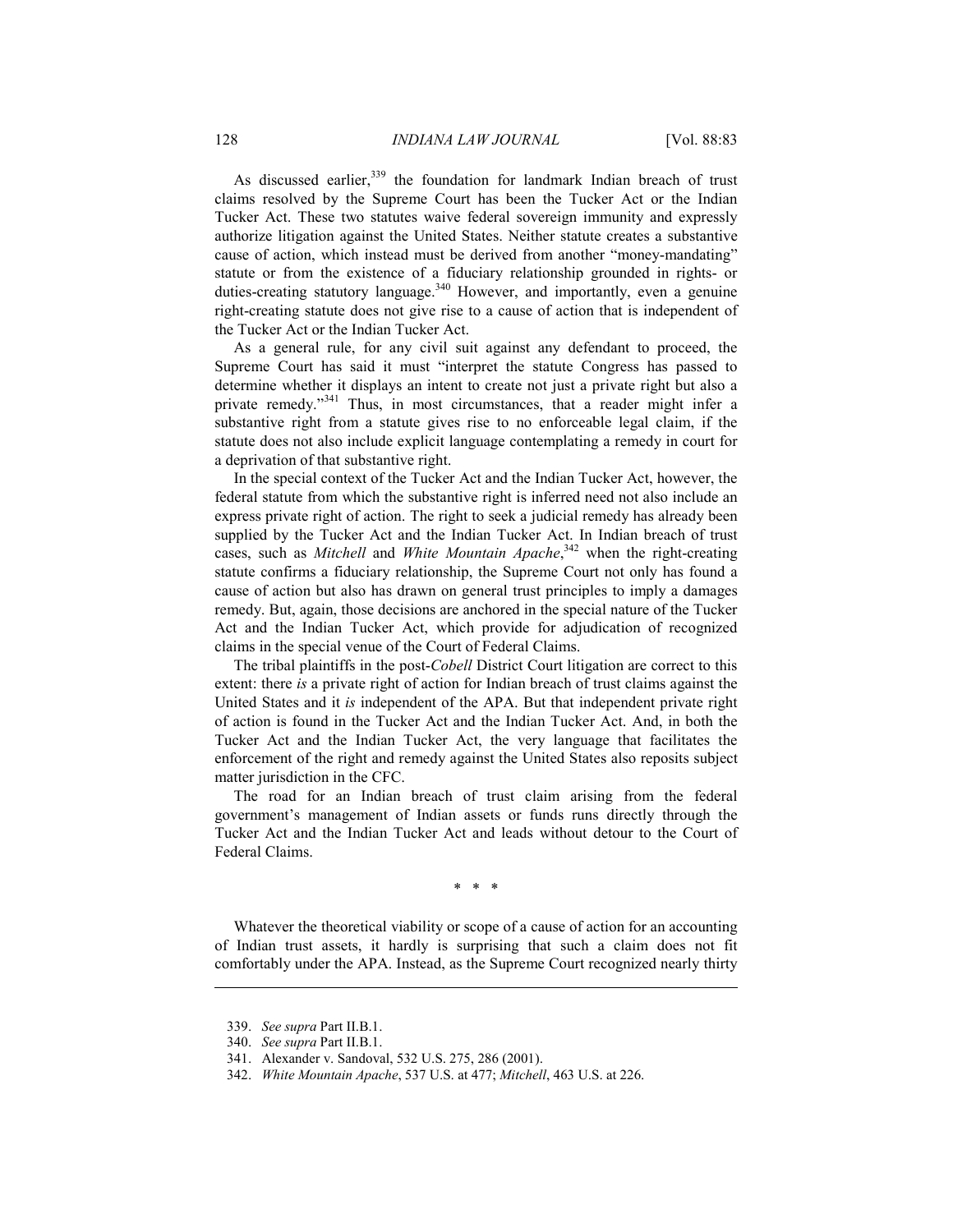As discussed earlier,[339] the foundation for landmark Indian breach of trust claims resolved by the Supreme Court has been the Tucker Act or the Indian Tucker Act. These two statutes waive federal sovereign immunity and expressly authorize litigation against the United States. Neither statute creates a substantive cause of action, which instead must be derived from another "money-mandating" statute or from the existence of a fiduciary relationship grounded in rights- or duties-creating statutory language.[340] However, and importantly, even a genuine right-creating statute does not give rise to a cause of action that is independent of the Tucker Act or the Indian Tucker Act.

As a general rule, for any civil suit against any defendant to proceed, the Supreme Court has said it must "interpret the statute Congress has passed to determine whether it displays an intent to create not just a private right but also a private remedy."[341] Thus, in most circumstances, that a reader might infer a substantive right from a statute gives rise to no enforceable legal claim, if the statute does not also include explicit language contemplating a remedy in court for a deprivation of that substantive right.

In the special context of the Tucker Act and the Indian Tucker Act, however, the federal statute from which the substantive right is inferred need not also include an express private right of action. The right to seek a judicial remedy has already been supplied by the Tucker Act and the Indian Tucker Act. In Indian breach of trust cases, such as *Mitchell* and *White Mountain Apache*,[342] when the right-creating statute confirms a fiduciary relationship, the Supreme Court not only has found a cause of action but also has drawn on general trust principles to imply a damages remedy. But, again, those decisions are anchored in the special nature of the Tucker Act and the Indian Tucker Act, which provide for adjudication of recognized claims in the special venue of the Court of Federal Claims.

The tribal plaintiffs in the post-*Cobell* District Court litigation are correct to this extent: there *is* a private right of action for Indian breach of trust claims against the United States and it *is* independent of the APA. But that independent private right of action is found in the Tucker Act and the Indian Tucker Act. And, in both the Tucker Act and the Indian Tucker Act, the very language that facilitates the enforcement of the right and remedy against the United States also reposits subject matter jurisdiction in the CFC.

The road for an Indian breach of trust claim arising from the federal government's management of Indian assets or funds runs directly through the Tucker Act and the Indian Tucker Act and leads without detour to the Court of Federal Claims.

\* \* \*

Whatever the theoretical viability or scope of a cause of action for an accounting of Indian trust assets, it hardly is surprising that such a claim does not fit comfortably under the APA. Instead, as the Supreme Court recognized nearly thirty

---

339. *See supra* Part II.B.1.

340. *See supra* Part II.B.1.

341. Alexander v. Sandoval, 532 U.S. 275, 286 (2001).

342. *White Mountain Apache*, 537 U.S. at 477; *Mitchell*, 463 U.S. at 226.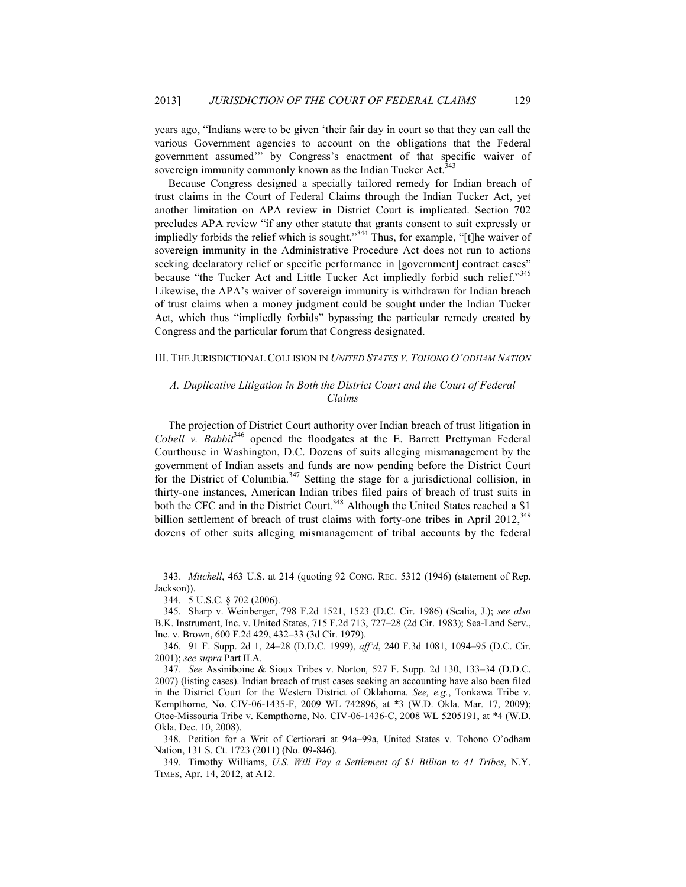years ago, "Indians were to be given 'their fair day in court so that they can call the various Government agencies to account on the obligations that the Federal government assumed'" by Congress's enactment of that specific waiver of sovereign immunity commonly known as the Indian Tucker Act.[343]

Because Congress designed a specially tailored remedy for Indian breach of trust claims in the Court of Federal Claims through the Indian Tucker Act, yet another limitation on APA review in District Court is implicated. Section 702 precludes APA review "if any other statute that grants consent to suit expressly or impliedly forbids the relief which is sought."[344] Thus, for example, "[t]he waiver of sovereign immunity in the Administrative Procedure Act does not run to actions seeking declaratory relief or specific performance in [government] contract cases" because "the Tucker Act and Little Tucker Act impliedly forbid such relief."[345] Likewise, the APA's waiver of sovereign immunity is withdrawn for Indian breach of trust claims when a money judgment could be sought under the Indian Tucker Act, which thus "impliedly forbids" bypassing the particular remedy created by Congress and the particular forum that Congress designated.

## III. THE JURISDICTIONAL COLLISION IN *UNITED STATES V. TOHONO O'ODHAM NATION*

### *A. Duplicative Litigation in Both the District Court and the Court of Federal Claims*

The projection of District Court authority over Indian breach of trust litigation in *Cobell v. Babbit*[346] opened the floodgates at the E. Barrett Prettyman Federal Courthouse in Washington, D.C. Dozens of suits alleging mismanagement by the government of Indian assets and funds are now pending before the District Court for the District of Columbia.[347] Setting the stage for a jurisdictional collision, in thirty-one instances, American Indian tribes filed pairs of breach of trust suits in both the CFC and in the District Court.[348] Although the United States reached a $1 billion settlement of breach of trust claims with forty-one tribes in April 2012,[349] dozens of other suits alleging mismanagement of tribal accounts by the federal

---

343. *Mitchell*, 463 U.S. at 214 (quoting 92 CONG. REC. 5312 (1946) (statement of Rep. Jackson)).

344. 5 U.S.C. § 702 (2006).

345. Sharp v. Weinberger, 798 F.2d 1521, 1523 (D.C. Cir. 1986) (Scalia, J.); *see also* B.K. Instrument, Inc. v. United States, 715 F.2d 713, 727–28 (2d Cir. 1983); Sea-Land Serv., Inc. v. Brown, 600 F.2d 429, 432–33 (3d Cir. 1979).

346. 91 F. Supp. 2d 1, 24–28 (D.D.C. 1999), *aff'd*, 240 F.3d 1081, 1094–95 (D.C. Cir. 2001); *see supra* Part II.A.

347. *See* Assiniboine & Sioux Tribes v. Norton*,* 527 F. Supp. 2d 130, 133–34 (D.D.C. 2007) (listing cases). Indian breach of trust cases seeking an accounting have also been filed in the District Court for the Western District of Oklahoma. *See, e.g.*, Tonkawa Tribe v. Kempthorne, No. CIV-06-1435-F, 2009 WL 742896, at *3 (W.D. Okla. Mar. 17, 2009); Otoe-Missouria Tribe v. Kempthorne, No. CIV-06-1436-C, 2008 WL 5205191, at *4 (W.D. Okla. Dec. 10, 2008).

348. Petition for a Writ of Certiorari at 94a–99a, United States v. Tohono O'odham Nation, 131 S. Ct. 1723 (2011) (No. 09-846).

349. Timothy Williams, *U.S. Will Pay a Settlement of $1 Billion to 41 Tribes*, N.Y. TIMES, Apr. 14, 2012, at A12.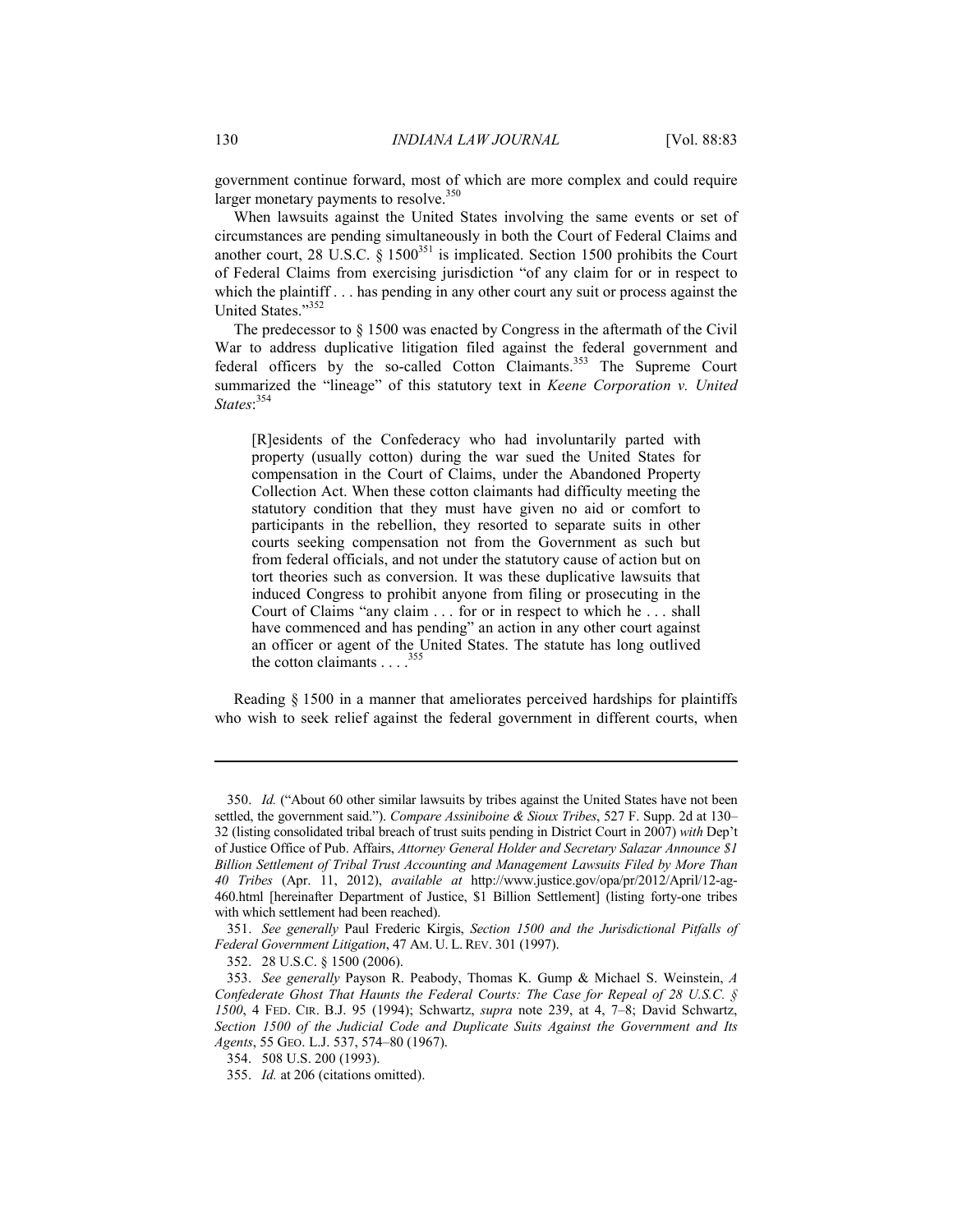government continue forward, most of which are more complex and could require larger monetary payments to resolve.[350]

When lawsuits against the United States involving the same events or set of circumstances are pending simultaneously in both the Court of Federal Claims and another court, 28 U.S.C. § 1500[351] is implicated. Section 1500 prohibits the Court of Federal Claims from exercising jurisdiction "of any claim for or in respect to which the plaintiff . . . has pending in any other court any suit or process against the United States."[352]

The predecessor to § 1500 was enacted by Congress in the aftermath of the Civil War to address duplicative litigation filed against the federal government and federal officers by the so-called Cotton Claimants.[353] The Supreme Court summarized the "lineage" of this statutory text in *Keene Corporation v. United States*:[354]

> [R]esidents of the Confederacy who had involuntarily parted with property (usually cotton) during the war sued the United States for compensation in the Court of Claims, under the Abandoned Property Collection Act. When these cotton claimants had difficulty meeting the statutory condition that they must have given no aid or comfort to participants in the rebellion, they resorted to separate suits in other courts seeking compensation not from the Government as such but from federal officials, and not under the statutory cause of action but on tort theories such as conversion. It was these duplicative lawsuits that induced Congress to prohibit anyone from filing or prosecuting in the Court of Claims "any claim . . . for or in respect to which he . . . shall have commenced and has pending" an action in any other court against an officer or agent of the United States. The statute has long outlived the cotton claimants . . . .[355]

Reading § 1500 in a manner that ameliorates perceived hardships for plaintiffs who wish to seek relief against the federal government in different courts, when

---

350. *Id.* ("About 60 other similar lawsuits by tribes against the United States have not been settled, the government said."). *Compare Assiniboine & Sioux Tribes*, 527 F. Supp. 2d at 130–32 (listing consolidated tribal breach of trust suits pending in District Court in 2007) *with* Dep't of Justice Office of Pub. Affairs, *Attorney General Holder and Secretary Salazar Announce $1 Billion Settlement of Tribal Trust Accounting and Management Lawsuits Filed by More Than 40 Tribes* (Apr. 11, 2012), *available at* http://www.justice.gov/opa/pr/2012/April/12-ag-460.html [hereinafter Department of Justice, $1 Billion Settlement] (listing forty-one tribes with which settlement had been reached).

351. *See generally* Paul Frederic Kirgis, *Section 1500 and the Jurisdictional Pitfalls of Federal Government Litigation*, 47 AM. U. L. REV. 301 (1997).

352. 28 U.S.C. § 1500 (2006).

353. *See generally* Payson R. Peabody, Thomas K. Gump & Michael S. Weinstein, *A Confederate Ghost That Haunts the Federal Courts: The Case for Repeal of 28 U.S.C. § 1500*, 4 FED. CIR. B.J. 95 (1994); Schwartz, *supra* note 239, at 4, 7–8; David Schwartz, *Section 1500 of the Judicial Code and Duplicate Suits Against the Government and Its Agents*, 55 GEO. L.J. 537, 574–80 (1967).

354. 508 U.S. 200 (1993).

355. *Id.* at 206 (citations omitted).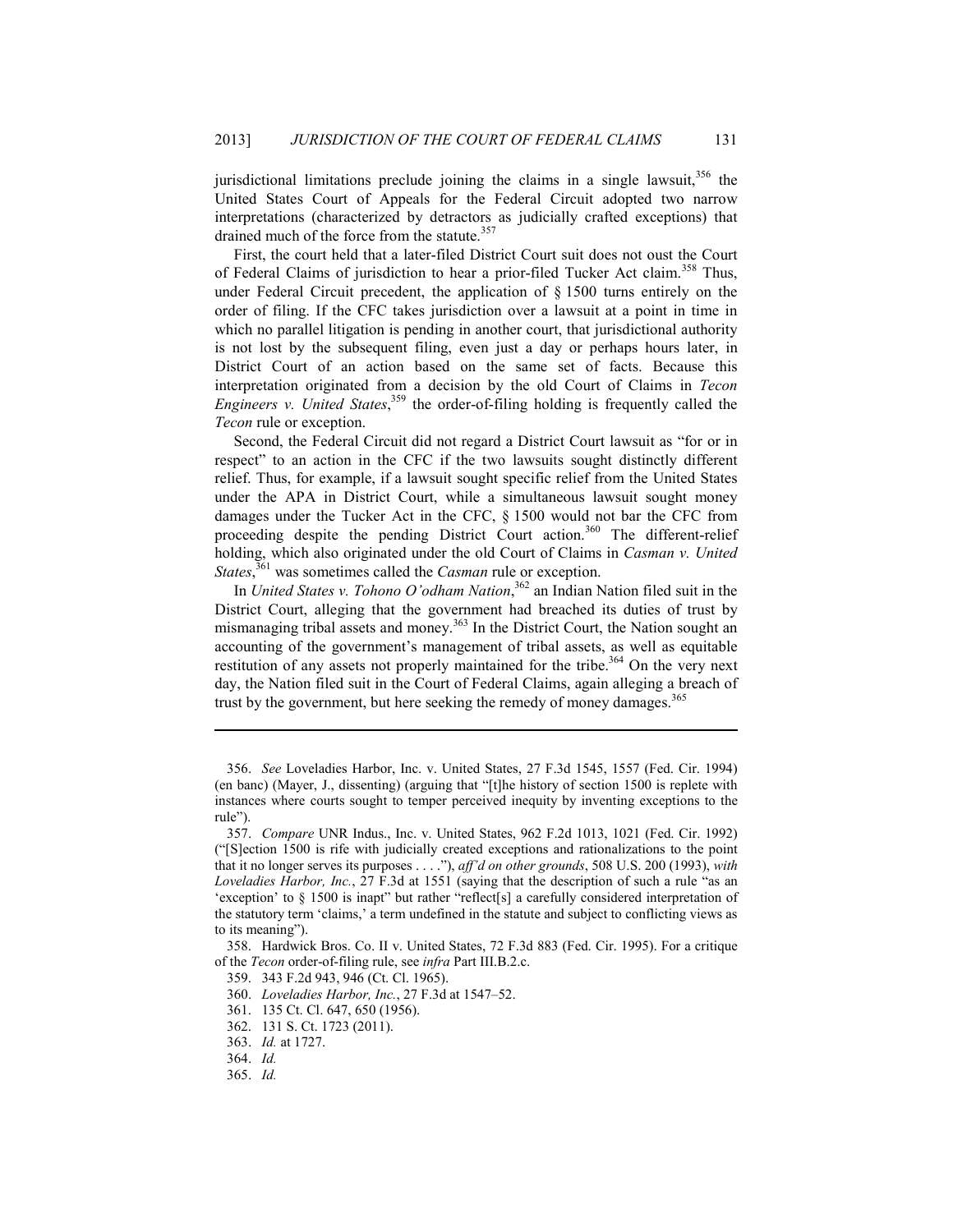jurisdictional limitations preclude joining the claims in a single lawsuit,[356] the United States Court of Appeals for the Federal Circuit adopted two narrow interpretations (characterized by detractors as judicially crafted exceptions) that drained much of the force from the statute.[357]

First, the court held that a later-filed District Court suit does not oust the Court of Federal Claims of jurisdiction to hear a prior-filed Tucker Act claim.[358] Thus, under Federal Circuit precedent, the application of § 1500 turns entirely on the order of filing. If the CFC takes jurisdiction over a lawsuit at a point in time in which no parallel litigation is pending in another court, that jurisdictional authority is not lost by the subsequent filing, even just a day or perhaps hours later, in District Court of an action based on the same set of facts. Because this interpretation originated from a decision by the old Court of Claims in *Tecon Engineers v. United States*,[359] the order-of-filing holding is frequently called the *Tecon* rule or exception.

Second, the Federal Circuit did not regard a District Court lawsuit as "for or in respect" to an action in the CFC if the two lawsuits sought distinctly different relief. Thus, for example, if a lawsuit sought specific relief from the United States under the APA in District Court, while a simultaneous lawsuit sought money damages under the Tucker Act in the CFC, § 1500 would not bar the CFC from proceeding despite the pending District Court action.[360] The different-relief holding, which also originated under the old Court of Claims in *Casman v. United States*,[361] was sometimes called the *Casman* rule or exception.

In *United States v. Tohono O'odham Nation*,[362] an Indian Nation filed suit in the District Court, alleging that the government had breached its duties of trust by mismanaging tribal assets and money.[363] In the District Court, the Nation sought an accounting of the government's management of tribal assets, as well as equitable restitution of any assets not properly maintained for the tribe.[364] On the very next day, the Nation filed suit in the Court of Federal Claims, again alleging a breach of trust by the government, but here seeking the remedy of money damages.[365]

---

356. *See* Loveladies Harbor, Inc. v. United States, 27 F.3d 1545, 1557 (Fed. Cir. 1994) (en banc) (Mayer, J., dissenting) (arguing that "[t]he history of section 1500 is replete with instances where courts sought to temper perceived inequity by inventing exceptions to the rule").

357. *Compare* UNR Indus., Inc. v. United States, 962 F.2d 1013, 1021 (Fed. Cir. 1992) ("[S]ection 1500 is rife with judicially created exceptions and rationalizations to the point that it no longer serves its purposes . . . ."), *aff'd on other grounds*, 508 U.S. 200 (1993), *with Loveladies Harbor, Inc.*, 27 F.3d at 1551 (saying that the description of such a rule "as an 'exception' to § 1500 is inapt" but rather "reflect[s] a carefully considered interpretation of the statutory term 'claims,' a term undefined in the statute and subject to conflicting views as to its meaning").

358. Hardwick Bros. Co. II v. United States, 72 F.3d 883 (Fed. Cir. 1995). For a critique of the *Tecon* order-of-filing rule, see *infra* Part III.B.2.c.

359. 343 F.2d 943, 946 (Ct. Cl. 1965).

360. *Loveladies Harbor, Inc.*, 27 F.3d at 1547–52.

361. 135 Ct. Cl. 647, 650 (1956).

362. 131 S. Ct. 1723 (2011).

363. *Id.* at 1727.

364. *Id.*

365. *Id.*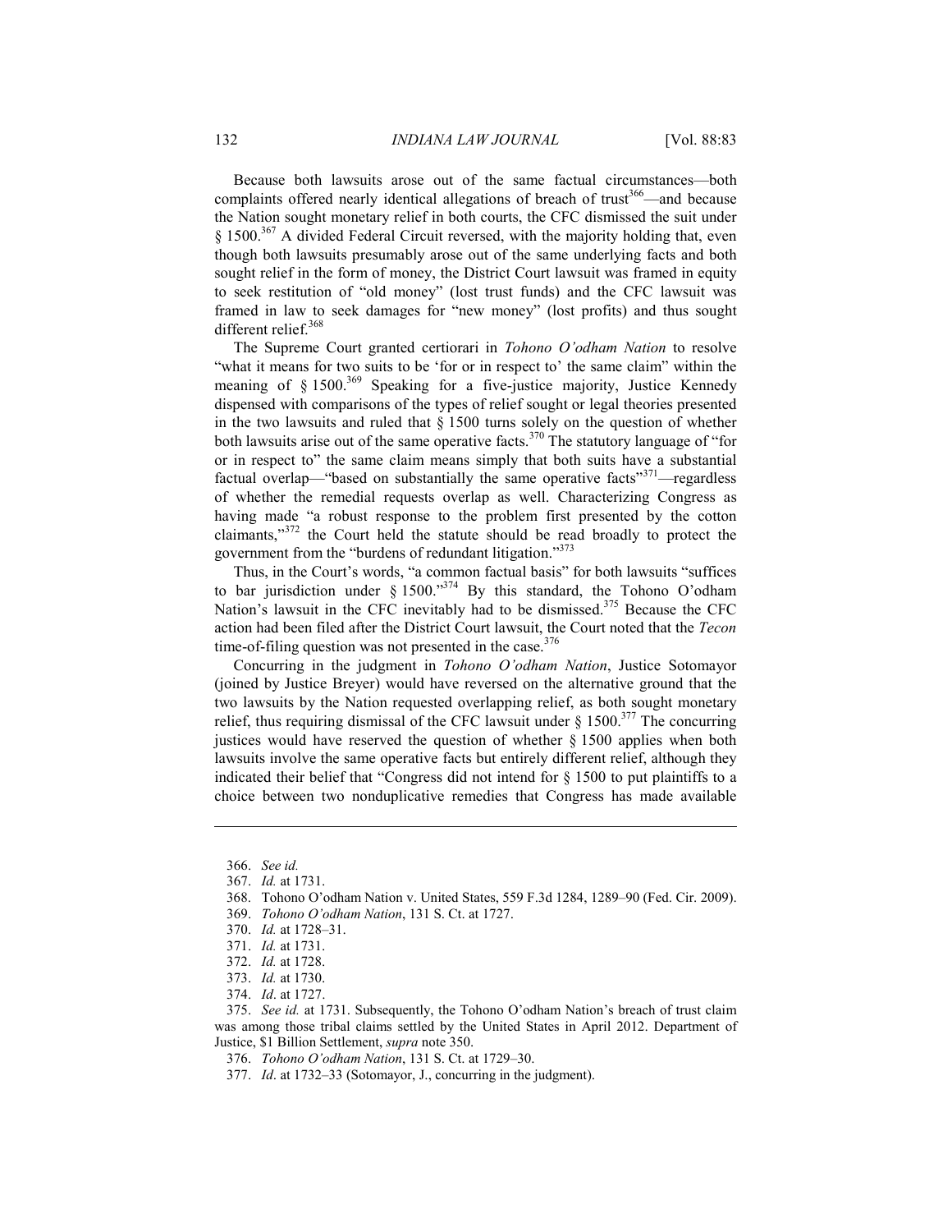Because both lawsuits arose out of the same factual circumstances—both complaints offered nearly identical allegations of breach of trust[366]—and because the Nation sought monetary relief in both courts, the CFC dismissed the suit under § 1500.[367] A divided Federal Circuit reversed, with the majority holding that, even though both lawsuits presumably arose out of the same underlying facts and both sought relief in the form of money, the District Court lawsuit was framed in equity to seek restitution of "old money" (lost trust funds) and the CFC lawsuit was framed in law to seek damages for "new money" (lost profits) and thus sought different relief.[368]

The Supreme Court granted certiorari in *Tohono O'odham Nation* to resolve "what it means for two suits to be 'for or in respect to' the same claim" within the meaning of § 1500.[369] Speaking for a five-justice majority, Justice Kennedy dispensed with comparisons of the types of relief sought or legal theories presented in the two lawsuits and ruled that § 1500 turns solely on the question of whether both lawsuits arise out of the same operative facts.[370] The statutory language of "for or in respect to" the same claim means simply that both suits have a substantial factual overlap—"based on substantially the same operative facts"[371]—regardless of whether the remedial requests overlap as well. Characterizing Congress as having made "a robust response to the problem first presented by the cotton claimants,"[372] the Court held the statute should be read broadly to protect the government from the "burdens of redundant litigation."[373]

Thus, in the Court's words, "a common factual basis" for both lawsuits "suffices to bar jurisdiction under § 1500."[374] By this standard, the Tohono O'odham Nation's lawsuit in the CFC inevitably had to be dismissed.[375] Because the CFC action had been filed after the District Court lawsuit, the Court noted that the *Tecon* time-of-filing question was not presented in the case.[376]

Concurring in the judgment in *Tohono O'odham Nation*, Justice Sotomayor (joined by Justice Breyer) would have reversed on the alternative ground that the two lawsuits by the Nation requested overlapping relief, as both sought monetary relief, thus requiring dismissal of the CFC lawsuit under § 1500.[377] The concurring justices would have reserved the question of whether § 1500 applies when both lawsuits involve the same operative facts but entirely different relief, although they indicated their belief that "Congress did not intend for § 1500 to put plaintiffs to a choice between two nonduplicative remedies that Congress has made available

---

366. *See id.*

367. *Id.* at 1731.

368. Tohono O'odham Nation v. United States, 559 F.3d 1284, 1289–90 (Fed. Cir. 2009).

369. *Tohono O'odham Nation*, 131 S. Ct. at 1727.

370. *Id.* at 1728–31.

371. *Id.* at 1731.

372. *Id.* at 1728.

373. *Id.* at 1730.

374. *Id*. at 1727.

375. *See id.* at 1731. Subsequently, the Tohono O'odham Nation's breach of trust claim was among those tribal claims settled by the United States in April 2012. Department of Justice, $1 Billion Settlement, *supra* note 350.

376. *Tohono O'odham Nation*, 131 S. Ct. at 1729–30.

377. *Id*. at 1732–33 (Sotomayor, J., concurring in the judgment).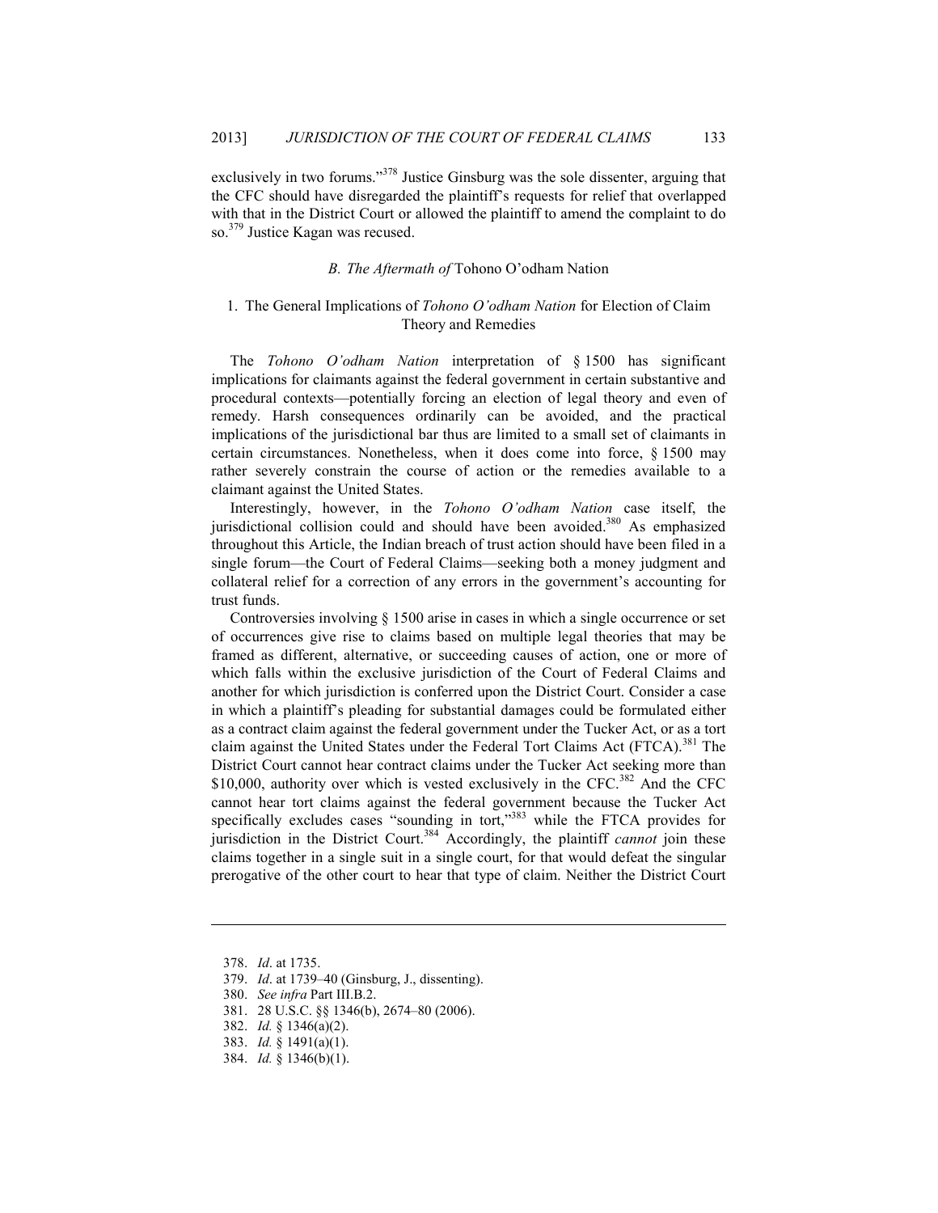exclusively in two forums."[378] Justice Ginsburg was the sole dissenter, arguing that the CFC should have disregarded the plaintiff's requests for relief that overlapped with that in the District Court or allowed the plaintiff to amend the complaint to do so.[379] Justice Kagan was recused.

### B. The Aftermath of *Tohono O'odham Nation*

#### 1. The General Implications of *Tohono O'odham Nation* for Election of Claim Theory and Remedies

The *Tohono O'odham Nation* interpretation of § 1500 has significant implications for claimants against the federal government in certain substantive and procedural contexts—potentially forcing an election of legal theory and even of remedy. Harsh consequences ordinarily can be avoided, and the practical implications of the jurisdictional bar thus are limited to a small set of claimants in certain circumstances. Nonetheless, when it does come into force, § 1500 may rather severely constrain the course of action or the remedies available to a claimant against the United States.

Interestingly, however, in the *Tohono O'odham Nation* case itself, the jurisdictional collision could and should have been avoided.[380] As emphasized throughout this Article, the Indian breach of trust action should have been filed in a single forum—the Court of Federal Claims—seeking both a money judgment and collateral relief for a correction of any errors in the government's accounting for trust funds.

Controversies involving § 1500 arise in cases in which a single occurrence or set of occurrences give rise to claims based on multiple legal theories that may be framed as different, alternative, or succeeding causes of action, one or more of which falls within the exclusive jurisdiction of the Court of Federal Claims and another for which jurisdiction is conferred upon the District Court. Consider a case in which a plaintiff's pleading for substantial damages could be formulated either as a contract claim against the federal government under the Tucker Act, or as a tort claim against the United States under the Federal Tort Claims Act (FTCA).[381] The District Court cannot hear contract claims under the Tucker Act seeking more than $10,000, authority over which is vested exclusively in the CFC.[382] And the CFC cannot hear tort claims against the federal government because the Tucker Act specifically excludes cases "sounding in tort,"[383] while the FTCA provides for jurisdiction in the District Court.[384] Accordingly, the plaintiff *cannot* join these claims together in a single suit in a single court, for that would defeat the singular prerogative of the other court to hear that type of claim. Neither the District Court

---

378. *Id*. at 1735.
379. *Id*. at 1739–40 (Ginsburg, J., dissenting).
380. *See infra* Part III.B.2.
381. 28 U.S.C. §§ 1346(b), 2674–80 (2006).
382. *Id.* § 1346(a)(2).
383. *Id.* § 1491(a)(1).
384. *Id.* § 1346(b)(1).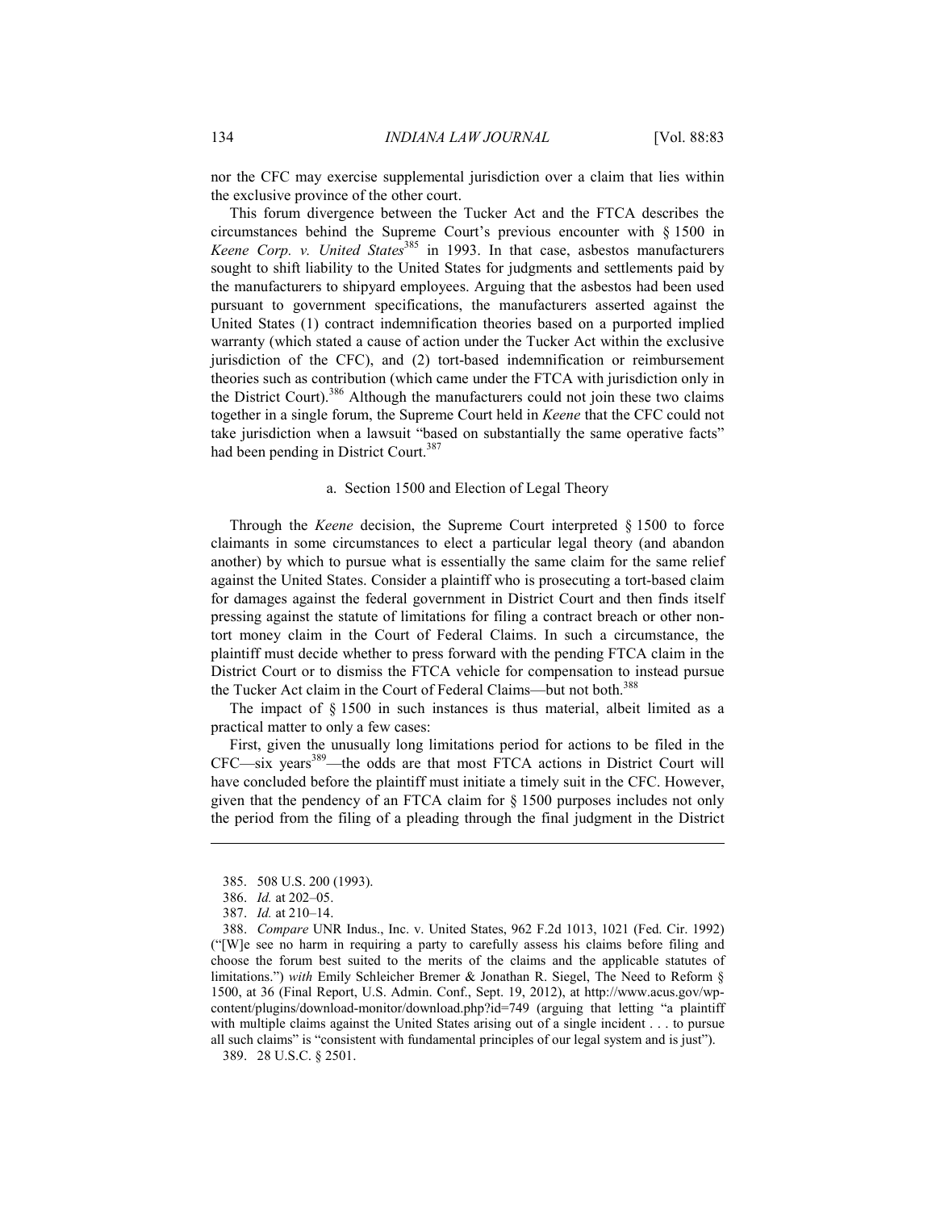nor the CFC may exercise supplemental jurisdiction over a claim that lies within the exclusive province of the other court.

This forum divergence between the Tucker Act and the FTCA describes the circumstances behind the Supreme Court's previous encounter with § 1500 in *Keene Corp. v. United States*[385] in 1993. In that case, asbestos manufacturers sought to shift liability to the United States for judgments and settlements paid by the manufacturers to shipyard employees. Arguing that the asbestos had been used pursuant to government specifications, the manufacturers asserted against the United States (1) contract indemnification theories based on a purported implied warranty (which stated a cause of action under the Tucker Act within the exclusive jurisdiction of the CFC), and (2) tort-based indemnification or reimbursement theories such as contribution (which came under the FTCA with jurisdiction only in the District Court).[386] Although the manufacturers could not join these two claims together in a single forum, the Supreme Court held in *Keene* that the CFC could not take jurisdiction when a lawsuit "based on substantially the same operative facts" had been pending in District Court.[387]

### a. Section 1500 and Election of Legal Theory

Through the *Keene* decision, the Supreme Court interpreted § 1500 to force claimants in some circumstances to elect a particular legal theory (and abandon another) by which to pursue what is essentially the same claim for the same relief against the United States. Consider a plaintiff who is prosecuting a tort-based claim for damages against the federal government in District Court and then finds itself pressing against the statute of limitations for filing a contract breach or other non-tort money claim in the Court of Federal Claims. In such a circumstance, the plaintiff must decide whether to press forward with the pending FTCA claim in the District Court or to dismiss the FTCA vehicle for compensation to instead pursue the Tucker Act claim in the Court of Federal Claims—but not both.[388]

The impact of § 1500 in such instances is thus material, albeit limited as a practical matter to only a few cases:

First, given the unusually long limitations period for actions to be filed in the CFC—six years[389]—the odds are that most FTCA actions in District Court will have concluded before the plaintiff must initiate a timely suit in the CFC. However, given that the pendency of an FTCA claim for § 1500 purposes includes not only the period from the filing of a pleading through the final judgment in the District

---

385. 508 U.S. 200 (1993).

386. *Id.* at 202–05.

387. *Id.* at 210–14.

388. *Compare* UNR Indus., Inc. v. United States, 962 F.2d 1013, 1021 (Fed. Cir. 1992) ("[W]e see no harm in requiring a party to carefully assess his claims before filing and choose the forum best suited to the merits of the claims and the applicable statutes of limitations.") *with* Emily Schleicher Bremer & Jonathan R. Siegel, The Need to Reform § 1500, at 36 (Final Report, U.S. Admin. Conf., Sept. 19, 2012), at http://www.acus.gov/wp-content/plugins/download-monitor/download.php?id=749 (arguing that letting "a plaintiff with multiple claims against the United States arising out of a single incident . . . to pursue all such claims" is "consistent with fundamental principles of our legal system and is just").

389. 28 U.S.C. § 2501.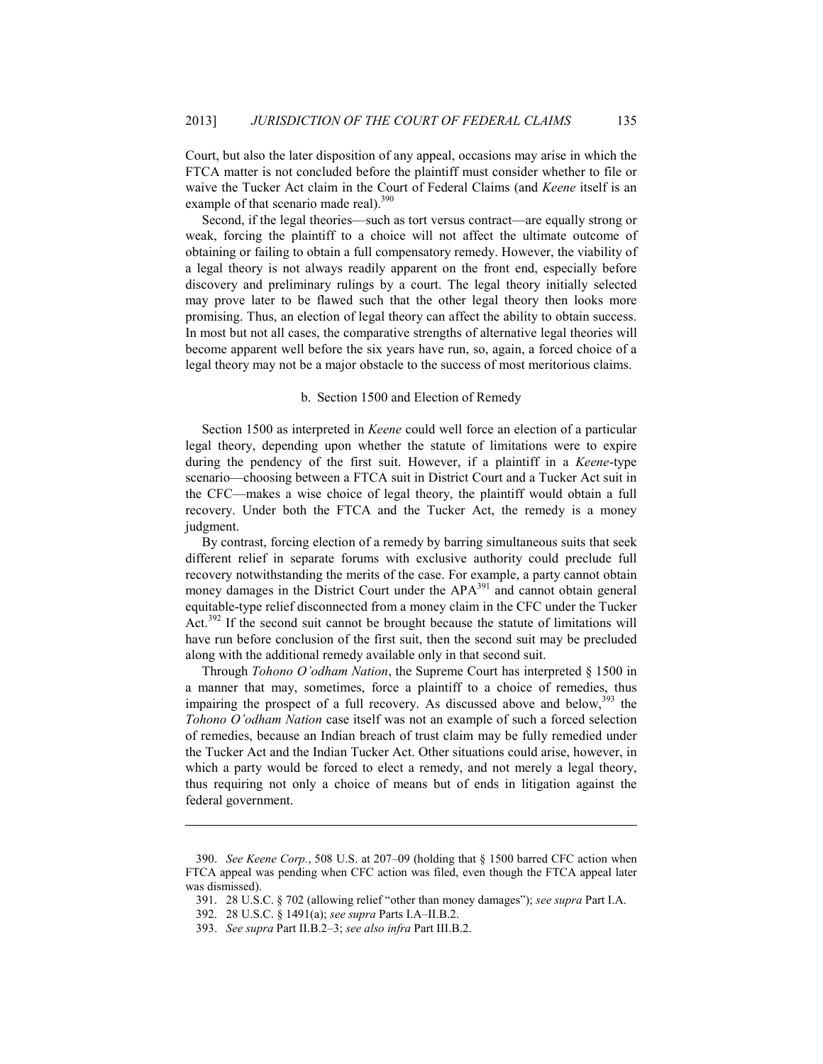Court, but also the later disposition of any appeal, occasions may arise in which the FTCA matter is not concluded before the plaintiff must consider whether to file or waive the Tucker Act claim in the Court of Federal Claims (and *Keene* itself is an example of that scenario made real).[390]

Second, if the legal theories—such as tort versus contract—are equally strong or weak, forcing the plaintiff to a choice will not affect the ultimate outcome of obtaining or failing to obtain a full compensatory remedy. However, the viability of a legal theory is not always readily apparent on the front end, especially before discovery and preliminary rulings by a court. The legal theory initially selected may prove later to be flawed such that the other legal theory then looks more promising. Thus, an election of legal theory can affect the ability to obtain success. In most but not all cases, the comparative strengths of alternative legal theories will become apparent well before the six years have run, so, again, a forced choice of a legal theory may not be a major obstacle to the success of most meritorious claims.

#### b. Section 1500 and Election of Remedy

Section 1500 as interpreted in *Keene* could well force an election of a particular legal theory, depending upon whether the statute of limitations were to expire during the pendency of the first suit. However, if a plaintiff in a *Keene*-type scenario—choosing between a FTCA suit in District Court and a Tucker Act suit in the CFC—makes a wise choice of legal theory, the plaintiff would obtain a full recovery. Under both the FTCA and the Tucker Act, the remedy is a money judgment.

By contrast, forcing election of a remedy by barring simultaneous suits that seek different relief in separate forums with exclusive authority could preclude full recovery notwithstanding the merits of the case. For example, a party cannot obtain money damages in the District Court under the APA[391] and cannot obtain general equitable-type relief disconnected from a money claim in the CFC under the Tucker Act.[392] If the second suit cannot be brought because the statute of limitations will have run before conclusion of the first suit, then the second suit may be precluded along with the additional remedy available only in that second suit.

Through *Tohono O'odham Nation*, the Supreme Court has interpreted § 1500 in a manner that may, sometimes, force a plaintiff to a choice of remedies, thus impairing the prospect of a full recovery. As discussed above and below,[393] the *Tohono O'odham Nation* case itself was not an example of such a forced selection of remedies, because an Indian breach of trust claim may be fully remedied under the Tucker Act and the Indian Tucker Act. Other situations could arise, however, in which a party would be forced to elect a remedy, and not merely a legal theory, thus requiring not only a choice of means but of ends in litigation against the federal government.

---

390. *See Keene Corp.*, 508 U.S. at 207–09 (holding that § 1500 barred CFC action when FTCA appeal was pending when CFC action was filed, even though the FTCA appeal later was dismissed).

391. 28 U.S.C. § 702 (allowing relief "other than money damages"); *see supra* Part I.A.

392. 28 U.S.C. § 1491(a); *see supra* Parts I.A–II.B.2.

393. *See supra* Part II.B.2–3; *see also infra* Part III.B.2.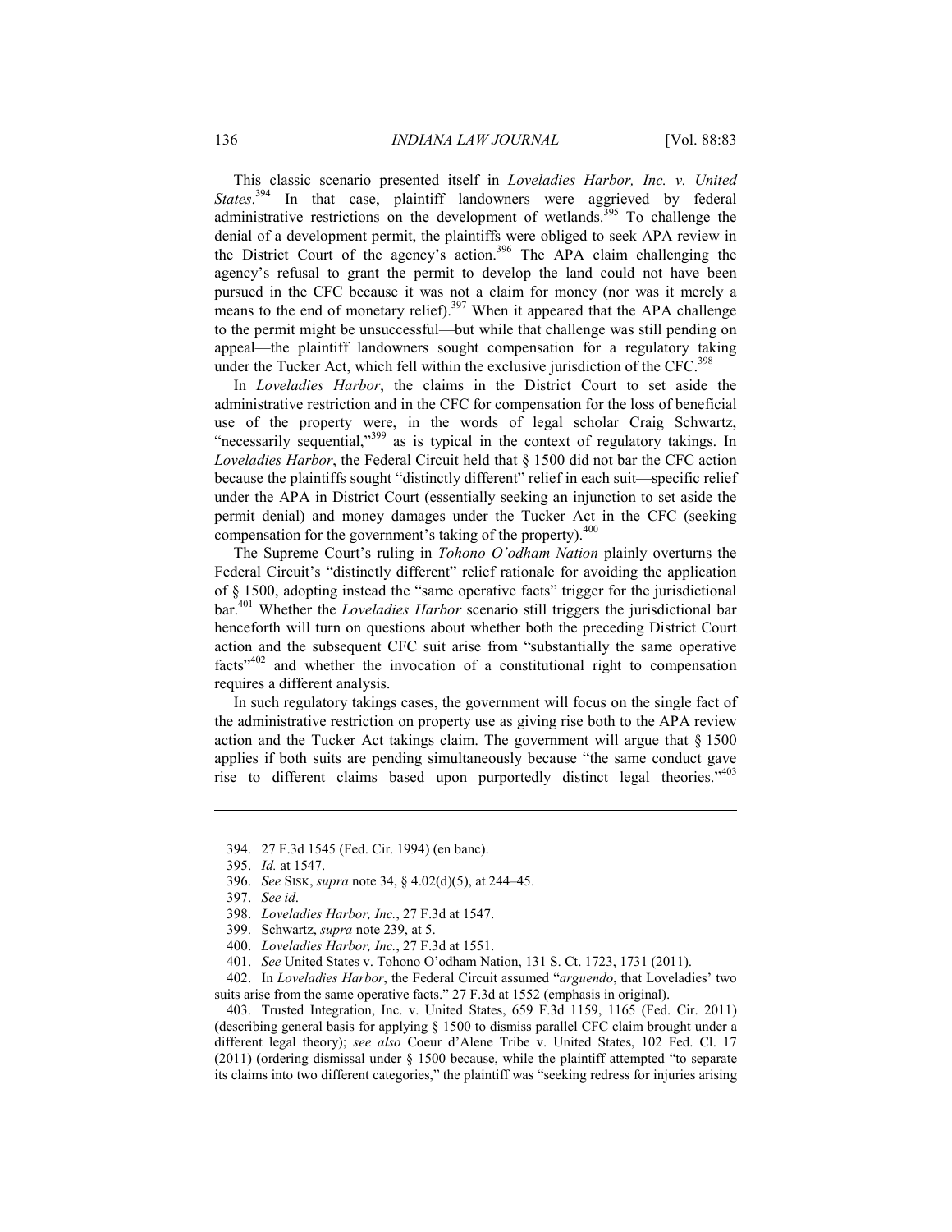This classic scenario presented itself in *Loveladies Harbor, Inc. v. United States*.[394] In that case, plaintiff landowners were aggrieved by federal administrative restrictions on the development of wetlands.[395] To challenge the denial of a development permit, the plaintiffs were obliged to seek APA review in the District Court of the agency's action.[396] The APA claim challenging the agency's refusal to grant the permit to develop the land could not have been pursued in the CFC because it was not a claim for money (nor was it merely a means to the end of monetary relief).[397] When it appeared that the APA challenge to the permit might be unsuccessful—but while that challenge was still pending on appeal—the plaintiff landowners sought compensation for a regulatory taking under the Tucker Act, which fell within the exclusive jurisdiction of the CFC.[398]

In *Loveladies Harbor*, the claims in the District Court to set aside the administrative restriction and in the CFC for compensation for the loss of beneficial use of the property were, in the words of legal scholar Craig Schwartz, "necessarily sequential,"[399] as is typical in the context of regulatory takings. In *Loveladies Harbor*, the Federal Circuit held that § 1500 did not bar the CFC action because the plaintiffs sought "distinctly different" relief in each suit—specific relief under the APA in District Court (essentially seeking an injunction to set aside the permit denial) and money damages under the Tucker Act in the CFC (seeking compensation for the government's taking of the property).[400]

The Supreme Court's ruling in *Tohono O'odham Nation* plainly overturns the Federal Circuit's "distinctly different" relief rationale for avoiding the application of § 1500, adopting instead the "same operative facts" trigger for the jurisdictional bar.[401] Whether the *Loveladies Harbor* scenario still triggers the jurisdictional bar henceforth will turn on questions about whether both the preceding District Court action and the subsequent CFC suit arise from "substantially the same operative facts"[402] and whether the invocation of a constitutional right to compensation requires a different analysis.

In such regulatory takings cases, the government will focus on the single fact of the administrative restriction on property use as giving rise both to the APA review action and the Tucker Act takings claim. The government will argue that § 1500 applies if both suits are pending simultaneously because "the same conduct gave rise to different claims based upon purportedly distinct legal theories."[403]

---

394. 27 F.3d 1545 (Fed. Cir. 1994) (en banc).

395. *Id.* at 1547.

396. *See* SISK, *supra* note 34, § 4.02(d)(5), at 244–45.

397. *See id*.

398. *Loveladies Harbor, Inc.*, 27 F.3d at 1547.

399. Schwartz, *supra* note 239, at 5.

400. *Loveladies Harbor, Inc.*, 27 F.3d at 1551.

401. *See* United States v. Tohono O'odham Nation, 131 S. Ct. 1723, 1731 (2011).

402. In *Loveladies Harbor*, the Federal Circuit assumed "*arguendo*, that Loveladies' two suits arise from the same operative facts." 27 F.3d at 1552 (emphasis in original).

403. Trusted Integration, Inc. v. United States, 659 F.3d 1159, 1165 (Fed. Cir. 2011) (describing general basis for applying § 1500 to dismiss parallel CFC claim brought under a different legal theory); *see also* Coeur d'Alene Tribe v. United States, 102 Fed. Cl. 17 (2011) (ordering dismissal under § 1500 because, while the plaintiff attempted "to separate its claims into two different categories," the plaintiff was "seeking redress for injuries arising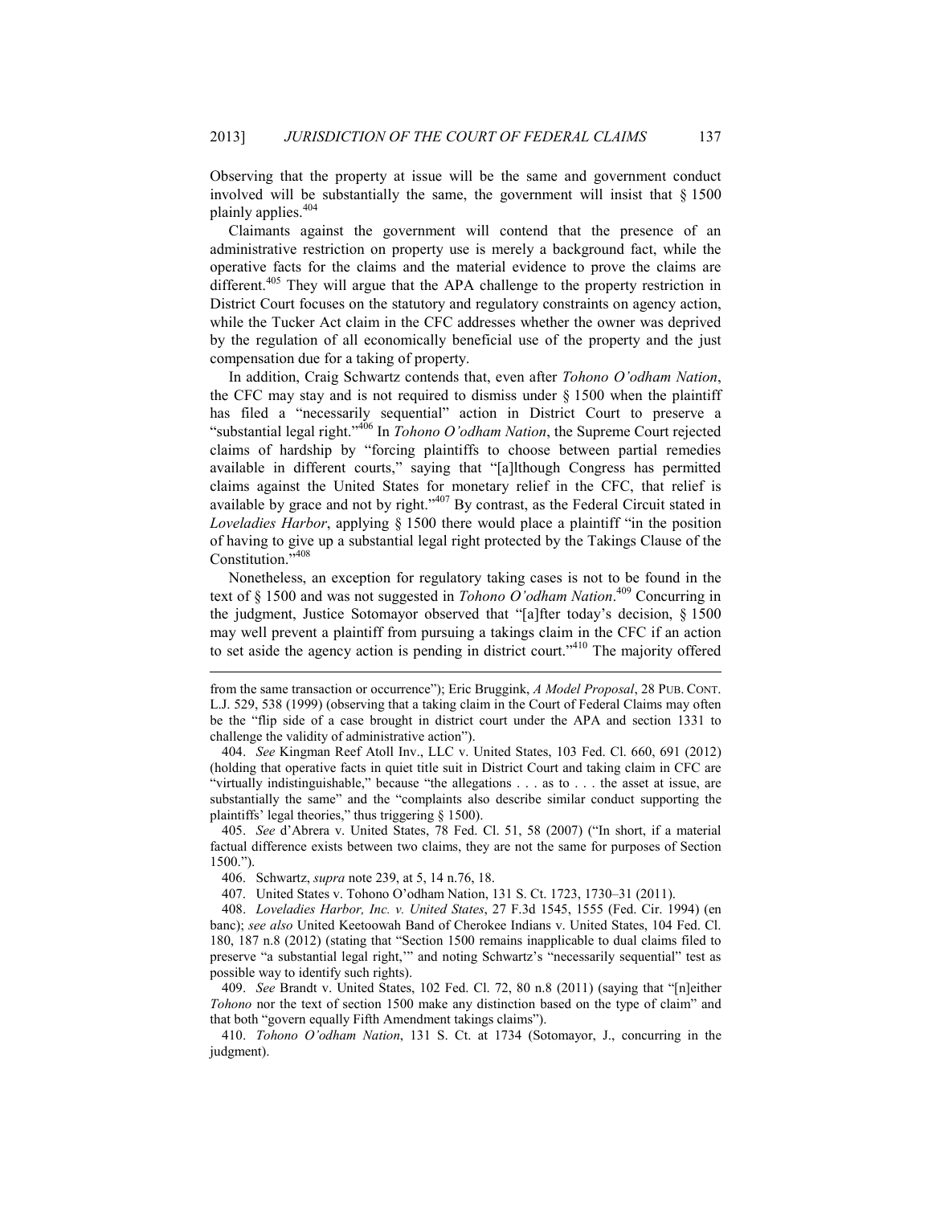Observing that the property at issue will be the same and government conduct involved will be substantially the same, the government will insist that § 1500 plainly applies.[404]

Claimants against the government will contend that the presence of an administrative restriction on property use is merely a background fact, while the operative facts for the claims and the material evidence to prove the claims are different.[405] They will argue that the APA challenge to the property restriction in District Court focuses on the statutory and regulatory constraints on agency action, while the Tucker Act claim in the CFC addresses whether the owner was deprived by the regulation of all economically beneficial use of the property and the just compensation due for a taking of property.

In addition, Craig Schwartz contends that, even after *Tohono O'odham Nation*, the CFC may stay and is not required to dismiss under § 1500 when the plaintiff has filed a "necessarily sequential" action in District Court to preserve a "substantial legal right."[406] In *Tohono O'odham Nation*, the Supreme Court rejected claims of hardship by "forcing plaintiffs to choose between partial remedies available in different courts," saying that "[a]lthough Congress has permitted claims against the United States for monetary relief in the CFC, that relief is available by grace and not by right."[407] By contrast, as the Federal Circuit stated in *Loveladies Harbor*, applying § 1500 there would place a plaintiff "in the position of having to give up a substantial legal right protected by the Takings Clause of the Constitution."[408]

Nonetheless, an exception for regulatory taking cases is not to be found in the text of § 1500 and was not suggested in *Tohono O'odham Nation*.[409] Concurring in the judgment, Justice Sotomayor observed that "[a]fter today's decision, § 1500 may well prevent a plaintiff from pursuing a takings claim in the CFC if an action to set aside the agency action is pending in district court."[410] The majority offered

---

from the same transaction or occurrence"); Eric Bruggink, *A Model Proposal*, 28 PUB. CONT. L.J. 529, 538 (1999) (observing that a taking claim in the Court of Federal Claims may often be the "flip side of a case brought in district court under the APA and section 1331 to challenge the validity of administrative action").

404. *See* Kingman Reef Atoll Inv., LLC v. United States, 103 Fed. Cl. 660, 691 (2012) (holding that operative facts in quiet title suit in District Court and taking claim in CFC are "virtually indistinguishable," because "the allegations . . . as to . . . the asset at issue, are substantially the same" and the "complaints also describe similar conduct supporting the plaintiffs' legal theories," thus triggering § 1500).

405. *See* d'Abrera v. United States, 78 Fed. Cl. 51, 58 (2007) ("In short, if a material factual difference exists between two claims, they are not the same for purposes of Section 1500.").

406. Schwartz, *supra* note 239, at 5, 14 n.76, 18.

407. United States v. Tohono O'odham Nation, 131 S. Ct. 1723, 1730–31 (2011).

408. *Loveladies Harbor, Inc. v. United States*, 27 F.3d 1545, 1555 (Fed. Cir. 1994) (en banc); *see also* United Keetoowah Band of Cherokee Indians v. United States, 104 Fed. Cl. 180, 187 n.8 (2012) (stating that "Section 1500 remains inapplicable to dual claims filed to preserve "a substantial legal right,'" and noting Schwartz's "necessarily sequential" test as possible way to identify such rights).

409. *See* Brandt v. United States, 102 Fed. Cl. 72, 80 n.8 (2011) (saying that "[n]either *Tohono* nor the text of section 1500 make any distinction based on the type of claim" and that both "govern equally Fifth Amendment takings claims").

410. *Tohono O'odham Nation*, 131 S. Ct. at 1734 (Sotomayor, J., concurring in the judgment).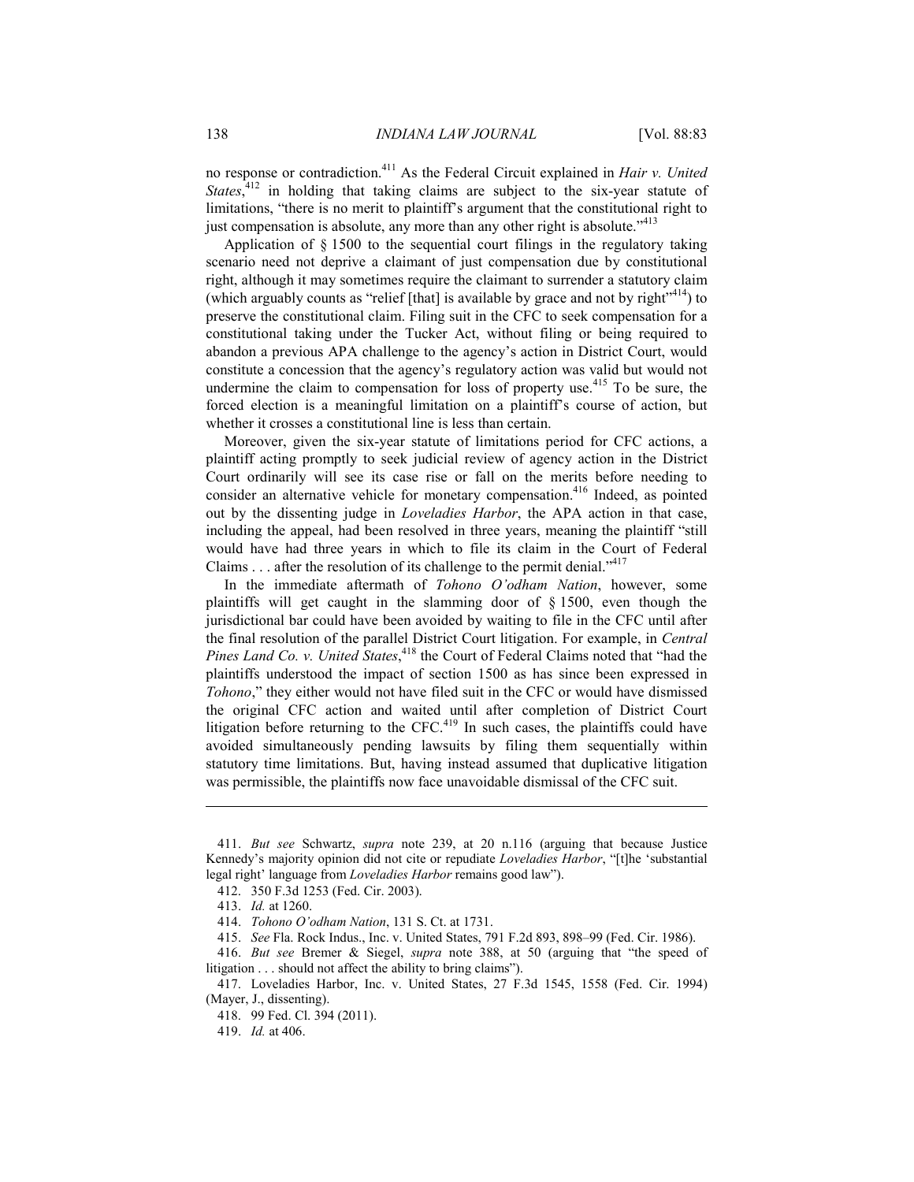no response or contradiction.[411] As the Federal Circuit explained in *Hair v. United States*,[412] in holding that taking claims are subject to the six-year statute of limitations, "there is no merit to plaintiff's argument that the constitutional right to just compensation is absolute, any more than any other right is absolute."[413]

Application of § 1500 to the sequential court filings in the regulatory taking scenario need not deprive a claimant of just compensation due by constitutional right, although it may sometimes require the claimant to surrender a statutory claim (which arguably counts as "relief [that] is available by grace and not by right"[414]) to preserve the constitutional claim. Filing suit in the CFC to seek compensation for a constitutional taking under the Tucker Act, without filing or being required to abandon a previous APA challenge to the agency's action in District Court, would constitute a concession that the agency's regulatory action was valid but would not undermine the claim to compensation for loss of property use.[415] To be sure, the forced election is a meaningful limitation on a plaintiff's course of action, but whether it crosses a constitutional line is less than certain.

Moreover, given the six-year statute of limitations period for CFC actions, a plaintiff acting promptly to seek judicial review of agency action in the District Court ordinarily will see its case rise or fall on the merits before needing to consider an alternative vehicle for monetary compensation.[416] Indeed, as pointed out by the dissenting judge in *Loveladies Harbor*, the APA action in that case, including the appeal, had been resolved in three years, meaning the plaintiff "still would have had three years in which to file its claim in the Court of Federal Claims . . . after the resolution of its challenge to the permit denial."[417]

In the immediate aftermath of *Tohono O'odham Nation*, however, some plaintiffs will get caught in the slamming door of § 1500, even though the jurisdictional bar could have been avoided by waiting to file in the CFC until after the final resolution of the parallel District Court litigation. For example, in *Central Pines Land Co. v. United States*,[418] the Court of Federal Claims noted that "had the plaintiffs understood the impact of section 1500 as has since been expressed in *Tohono*," they either would not have filed suit in the CFC or would have dismissed the original CFC action and waited until after completion of District Court litigation before returning to the CFC.[419] In such cases, the plaintiffs could have avoided simultaneously pending lawsuits by filing them sequentially within statutory time limitations. But, having instead assumed that duplicative litigation was permissible, the plaintiffs now face unavoidable dismissal of the CFC suit.

---

411. *But see* Schwartz, *supra* note 239, at 20 n.116 (arguing that because Justice Kennedy's majority opinion did not cite or repudiate *Loveladies Harbor*, "[t]he 'substantial legal right' language from *Loveladies Harbor* remains good law").

412. 350 F.3d 1253 (Fed. Cir. 2003).

413. *Id.* at 1260.

414. *Tohono O'odham Nation*, 131 S. Ct. at 1731.

415. *See* Fla. Rock Indus., Inc. v. United States, 791 F.2d 893, 898–99 (Fed. Cir. 1986).

416. *But see* Bremer & Siegel, *supra* note 388, at 50 (arguing that "the speed of litigation . . . should not affect the ability to bring claims").

417. Loveladies Harbor, Inc. v. United States, 27 F.3d 1545, 1558 (Fed. Cir. 1994) (Mayer, J., dissenting).

418. 99 Fed. Cl. 394 (2011).

419. *Id.* at 406.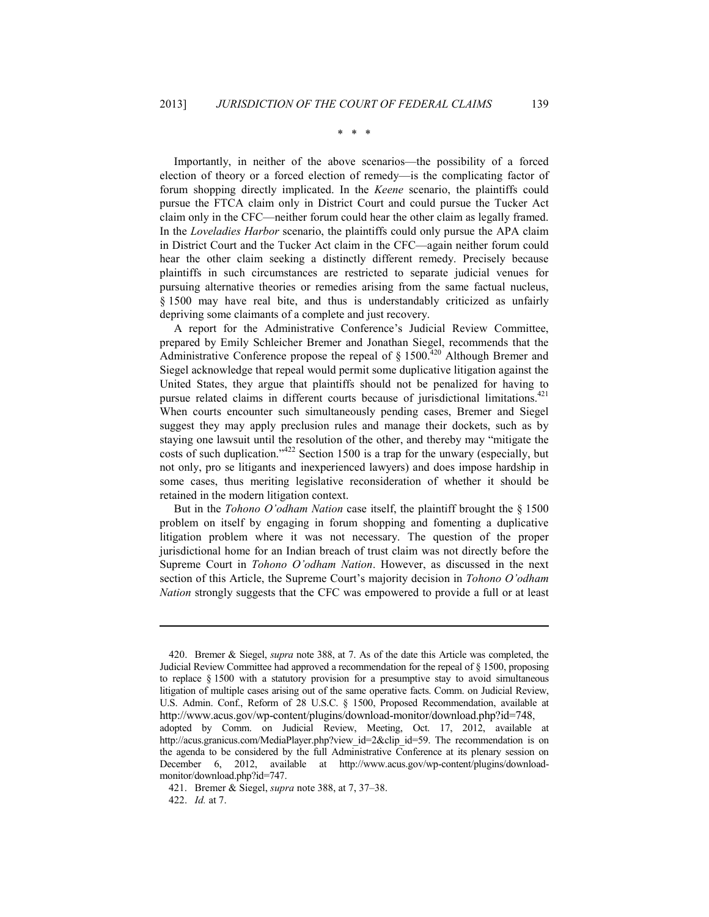\* \* \*

Importantly, in neither of the above scenarios—the possibility of a forced election of theory or a forced election of remedy—is the complicating factor of forum shopping directly implicated. In the *Keene* scenario, the plaintiffs could pursue the FTCA claim only in District Court and could pursue the Tucker Act claim only in the CFC—neither forum could hear the other claim as legally framed. In the *Loveladies Harbor* scenario, the plaintiffs could only pursue the APA claim in District Court and the Tucker Act claim in the CFC—again neither forum could hear the other claim seeking a distinctly different remedy. Precisely because plaintiffs in such circumstances are restricted to separate judicial venues for pursuing alternative theories or remedies arising from the same factual nucleus, § 1500 may have real bite, and thus is understandably criticized as unfairly depriving some claimants of a complete and just recovery.

A report for the Administrative Conference's Judicial Review Committee, prepared by Emily Schleicher Bremer and Jonathan Siegel, recommends that the Administrative Conference propose the repeal of § 1500.[420] Although Bremer and Siegel acknowledge that repeal would permit some duplicative litigation against the United States, they argue that plaintiffs should not be penalized for having to pursue related claims in different courts because of jurisdictional limitations.[421] When courts encounter such simultaneously pending cases, Bremer and Siegel suggest they may apply preclusion rules and manage their dockets, such as by staying one lawsuit until the resolution of the other, and thereby may "mitigate the costs of such duplication."[422] Section 1500 is a trap for the unwary (especially, but not only, pro se litigants and inexperienced lawyers) and does impose hardship in some cases, thus meriting legislative reconsideration of whether it should be retained in the modern litigation context.

But in the *Tohono O'odham Nation* case itself, the plaintiff brought the § 1500 problem on itself by engaging in forum shopping and fomenting a duplicative litigation problem where it was not necessary. The question of the proper jurisdictional home for an Indian breach of trust claim was not directly before the Supreme Court in *Tohono O'odham Nation*. However, as discussed in the next section of this Article, the Supreme Court's majority decision in *Tohono O'odham Nation* strongly suggests that the CFC was empowered to provide a full or at least

---

420. Bremer & Siegel, *supra* note 388, at 7. As of the date this Article was completed, the Judicial Review Committee had approved a recommendation for the repeal of § 1500, proposing to replace § 1500 with a statutory provision for a presumptive stay to avoid simultaneous litigation of multiple cases arising out of the same operative facts. Comm. on Judicial Review, U.S. Admin. Conf., Reform of 28 U.S.C. § 1500, Proposed Recommendation, available at http://www.acus.gov/wp-content/plugins/download-monitor/download.php?id=748, adopted by Comm. on Judicial Review, Meeting, Oct. 17, 2012, available at http://acus.granicus.com/MediaPlayer.php?view_id=2&clip_id=59. The recommendation is on the agenda to be considered by the full Administrative Conference at its plenary session on December 6, 2012, available at http://www.acus.gov/wp-content/plugins/download-monitor/download.php?id=747.

421. Bremer & Siegel, *supra* note 388, at 7, 37–38.

422. *Id.* at 7.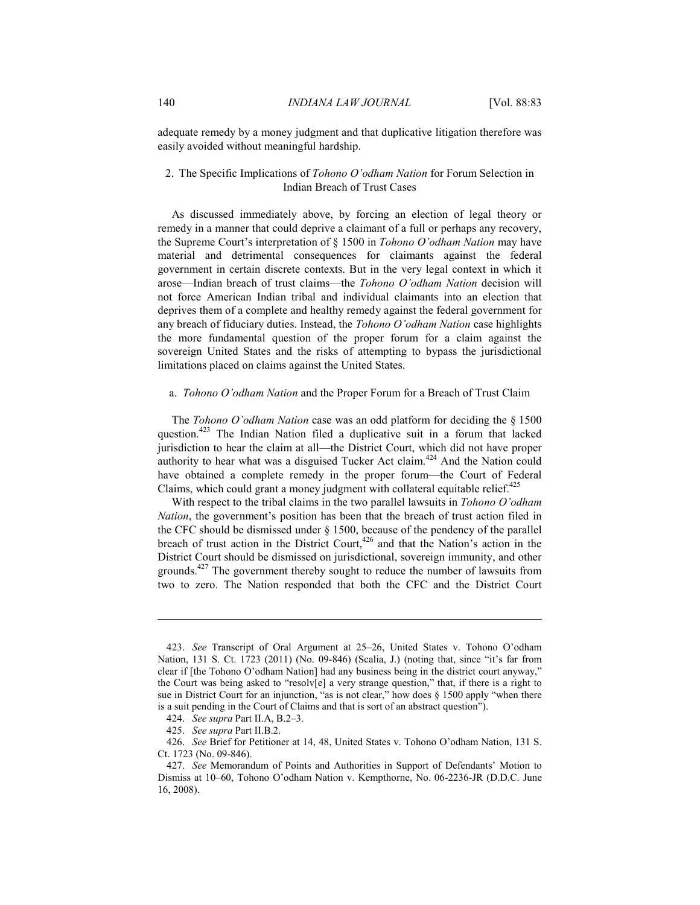adequate remedy by a money judgment and that duplicative litigation therefore was easily avoided without meaningful hardship.

### 2. The Specific Implications of *Tohono O'odham Nation* for Forum Selection in Indian Breach of Trust Cases

As discussed immediately above, by forcing an election of legal theory or remedy in a manner that could deprive a claimant of a full or perhaps any recovery, the Supreme Court's interpretation of § 1500 in *Tohono O'odham Nation* may have material and detrimental consequences for claimants against the federal government in certain discrete contexts. But in the very legal context in which it arose—Indian breach of trust claims—the *Tohono O'odham Nation* decision will not force American Indian tribal and individual claimants into an election that deprives them of a complete and healthy remedy against the federal government for any breach of fiduciary duties. Instead, the *Tohono O'odham Nation* case highlights the more fundamental question of the proper forum for a claim against the sovereign United States and the risks of attempting to bypass the jurisdictional limitations placed on claims against the United States.

#### a. *Tohono O'odham Nation* and the Proper Forum for a Breach of Trust Claim

The *Tohono O'odham Nation* case was an odd platform for deciding the § 1500 question.[423] The Indian Nation filed a duplicative suit in a forum that lacked jurisdiction to hear the claim at all—the District Court, which did not have proper authority to hear what was a disguised Tucker Act claim.[424] And the Nation could have obtained a complete remedy in the proper forum—the Court of Federal Claims, which could grant a money judgment with collateral equitable relief.[425]

With respect to the tribal claims in the two parallel lawsuits in *Tohono O'odham Nation*, the government's position has been that the breach of trust action filed in the CFC should be dismissed under § 1500, because of the pendency of the parallel breach of trust action in the District Court,[426] and that the Nation's action in the District Court should be dismissed on jurisdictional, sovereign immunity, and other grounds.[427] The government thereby sought to reduce the number of lawsuits from two to zero. The Nation responded that both the CFC and the District Court

---

423. *See* Transcript of Oral Argument at 25–26, United States v. Tohono O'odham Nation, 131 S. Ct. 1723 (2011) (No. 09-846) (Scalia, J.) (noting that, since "it's far from clear if [the Tohono O'odham Nation] had any business being in the district court anyway," the Court was being asked to "resolv[e] a very strange question," that, if there is a right to sue in District Court for an injunction, "as is not clear," how does § 1500 apply "when there is a suit pending in the Court of Claims and that is sort of an abstract question").

424. *See supra* Part II.A, B.2–3.

425. *See supra* Part II.B.2.

426. *See* Brief for Petitioner at 14, 48, United States v. Tohono O'odham Nation, 131 S. Ct. 1723 (No. 09-846).

427. *See* Memorandum of Points and Authorities in Support of Defendants' Motion to Dismiss at 10–60, Tohono O'odham Nation v. Kempthorne, No. 06-2236-JR (D.D.C. June 16, 2008).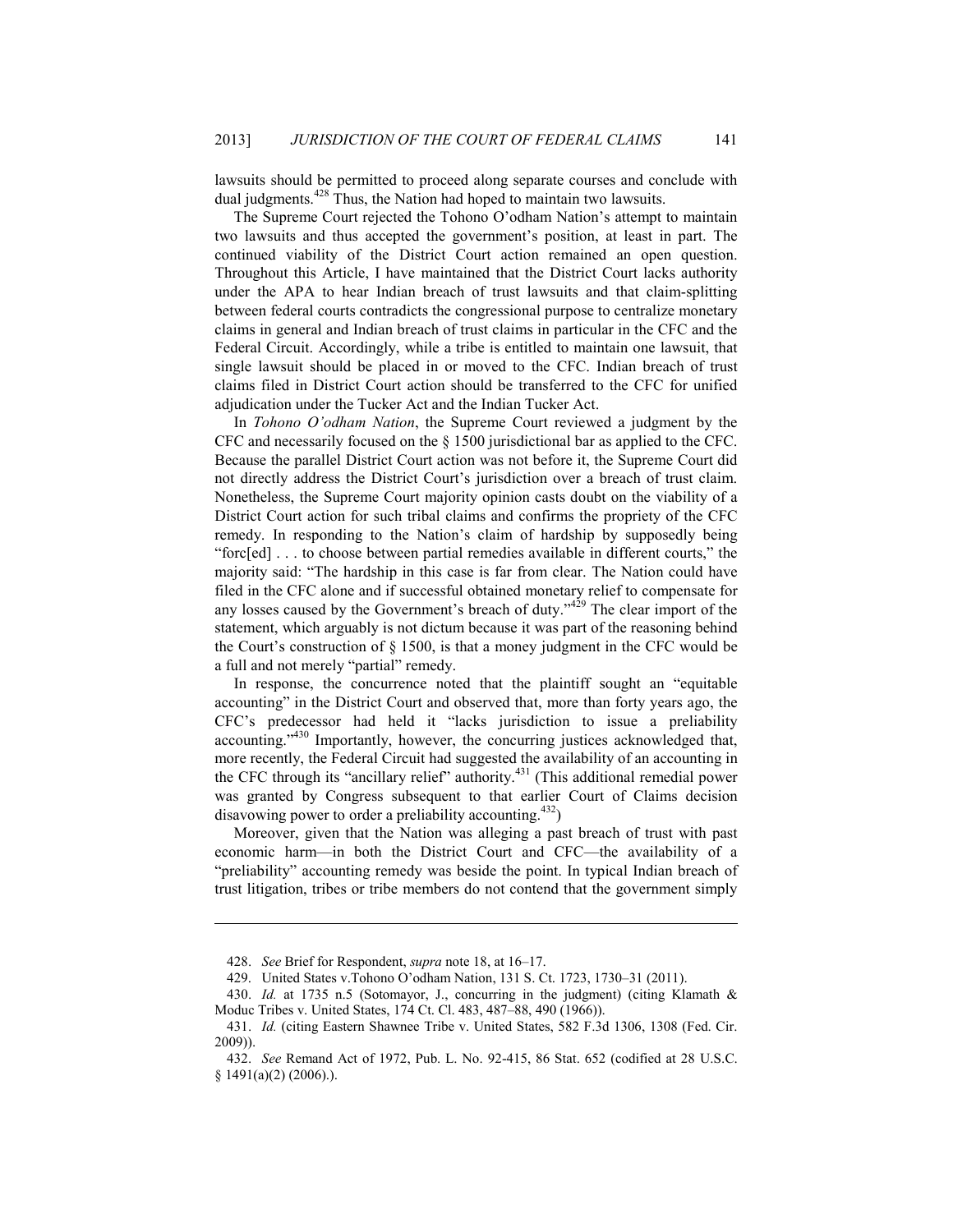lawsuits should be permitted to proceed along separate courses and conclude with dual judgments.[428] Thus, the Nation had hoped to maintain two lawsuits.

The Supreme Court rejected the Tohono O'odham Nation's attempt to maintain two lawsuits and thus accepted the government's position, at least in part. The continued viability of the District Court action remained an open question. Throughout this Article, I have maintained that the District Court lacks authority under the APA to hear Indian breach of trust lawsuits and that claim-splitting between federal courts contradicts the congressional purpose to centralize monetary claims in general and Indian breach of trust claims in particular in the CFC and the Federal Circuit. Accordingly, while a tribe is entitled to maintain one lawsuit, that single lawsuit should be placed in or moved to the CFC. Indian breach of trust claims filed in District Court action should be transferred to the CFC for unified adjudication under the Tucker Act and the Indian Tucker Act.

In *Tohono O'odham Nation*, the Supreme Court reviewed a judgment by the CFC and necessarily focused on the § 1500 jurisdictional bar as applied to the CFC. Because the parallel District Court action was not before it, the Supreme Court did not directly address the District Court's jurisdiction over a breach of trust claim. Nonetheless, the Supreme Court majority opinion casts doubt on the viability of a District Court action for such tribal claims and confirms the propriety of the CFC remedy. In responding to the Nation's claim of hardship by supposedly being "forc[ed] . . . to choose between partial remedies available in different courts," the majority said: "The hardship in this case is far from clear. The Nation could have filed in the CFC alone and if successful obtained monetary relief to compensate for any losses caused by the Government's breach of duty."[429] The clear import of the statement, which arguably is not dictum because it was part of the reasoning behind the Court's construction of § 1500, is that a money judgment in the CFC would be a full and not merely "partial" remedy.

In response, the concurrence noted that the plaintiff sought an "equitable accounting" in the District Court and observed that, more than forty years ago, the CFC's predecessor had held it "lacks jurisdiction to issue a preliability accounting."[430] Importantly, however, the concurring justices acknowledged that, more recently, the Federal Circuit had suggested the availability of an accounting in the CFC through its "ancillary relief" authority.[431] (This additional remedial power was granted by Congress subsequent to that earlier Court of Claims decision disavowing power to order a preliability accounting.[432])

Moreover, given that the Nation was alleging a past breach of trust with past economic harm—in both the District Court and CFC—the availability of a "preliability" accounting remedy was beside the point. In typical Indian breach of trust litigation, tribes or tribe members do not contend that the government simply

---

428. *See* Brief for Respondent, *supra* note 18, at 16–17.

429. United States v.Tohono O'odham Nation, 131 S. Ct. 1723, 1730–31 (2011).

430. *Id.* at 1735 n.5 (Sotomayor, J., concurring in the judgment) (citing Klamath & Moduc Tribes v. United States, 174 Ct. Cl. 483, 487–88, 490 (1966)).

431. *Id.* (citing Eastern Shawnee Tribe v. United States, 582 F.3d 1306, 1308 (Fed. Cir. 2009)).

432. *See* Remand Act of 1972, Pub. L. No. 92-415, 86 Stat. 652 (codified at 28 U.S.C. § 1491(a)(2) (2006).).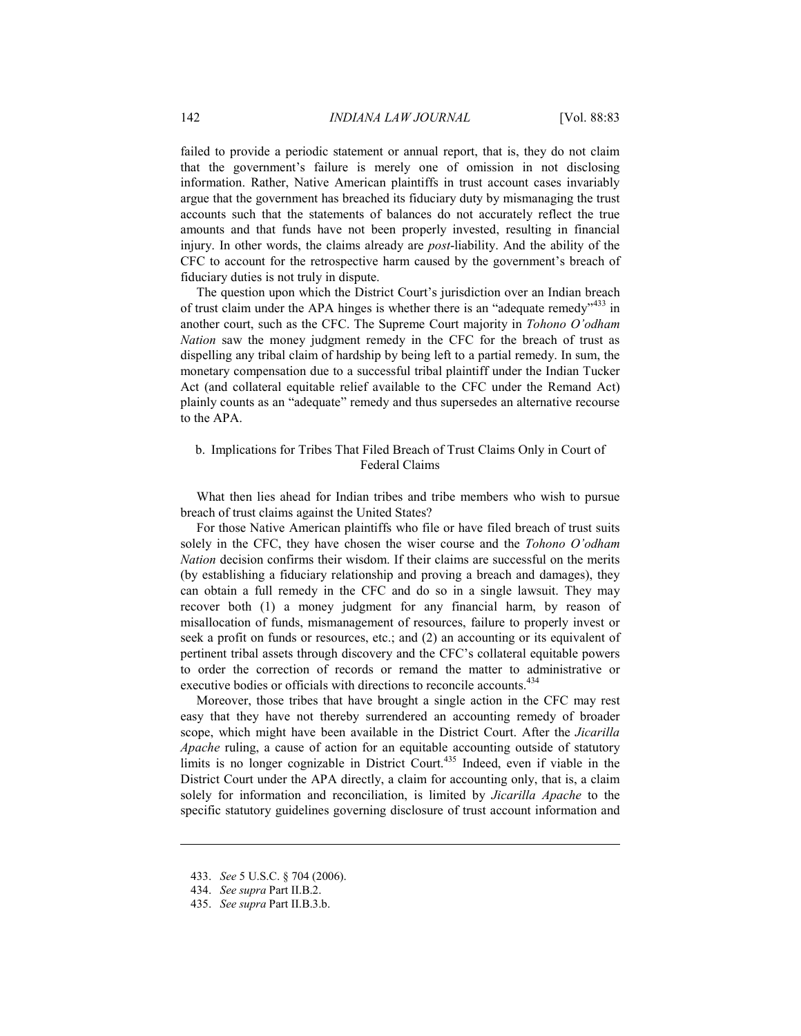failed to provide a periodic statement or annual report, that is, they do not claim that the government's failure is merely one of omission in not disclosing information. Rather, Native American plaintiffs in trust account cases invariably argue that the government has breached its fiduciary duty by mismanaging the trust accounts such that the statements of balances do not accurately reflect the true amounts and that funds have not been properly invested, resulting in financial injury. In other words, the claims already are *post*-liability. And the ability of the CFC to account for the retrospective harm caused by the government's breach of fiduciary duties is not truly in dispute.

The question upon which the District Court's jurisdiction over an Indian breach of trust claim under the APA hinges is whether there is an "adequate remedy"[433] in another court, such as the CFC. The Supreme Court majority in *Tohono O'odham Nation* saw the money judgment remedy in the CFC for the breach of trust as dispelling any tribal claim of hardship by being left to a partial remedy. In sum, the monetary compensation due to a successful tribal plaintiff under the Indian Tucker Act (and collateral equitable relief available to the CFC under the Remand Act) plainly counts as an "adequate" remedy and thus supersedes an alternative recourse to the APA.

#### b. Implications for Tribes That Filed Breach of Trust Claims Only in Court of Federal Claims

What then lies ahead for Indian tribes and tribe members who wish to pursue breach of trust claims against the United States?

For those Native American plaintiffs who file or have filed breach of trust suits solely in the CFC, they have chosen the wiser course and the *Tohono O'odham Nation* decision confirms their wisdom. If their claims are successful on the merits (by establishing a fiduciary relationship and proving a breach and damages), they can obtain a full remedy in the CFC and do so in a single lawsuit. They may recover both (1) a money judgment for any financial harm, by reason of misallocation of funds, mismanagement of resources, failure to properly invest or seek a profit on funds or resources, etc.; and (2) an accounting or its equivalent of pertinent tribal assets through discovery and the CFC's collateral equitable powers to order the correction of records or remand the matter to administrative or executive bodies or officials with directions to reconcile accounts.[434]

Moreover, those tribes that have brought a single action in the CFC may rest easy that they have not thereby surrendered an accounting remedy of broader scope, which might have been available in the District Court. After the *Jicarilla Apache* ruling, a cause of action for an equitable accounting outside of statutory limits is no longer cognizable in District Court.[435] Indeed, even if viable in the District Court under the APA directly, a claim for accounting only, that is, a claim solely for information and reconciliation, is limited by *Jicarilla Apache* to the specific statutory guidelines governing disclosure of trust account information and

---

433. *See* 5 U.S.C. § 704 (2006).

434. *See supra* Part II.B.2.

435. *See supra* Part II.B.3.b.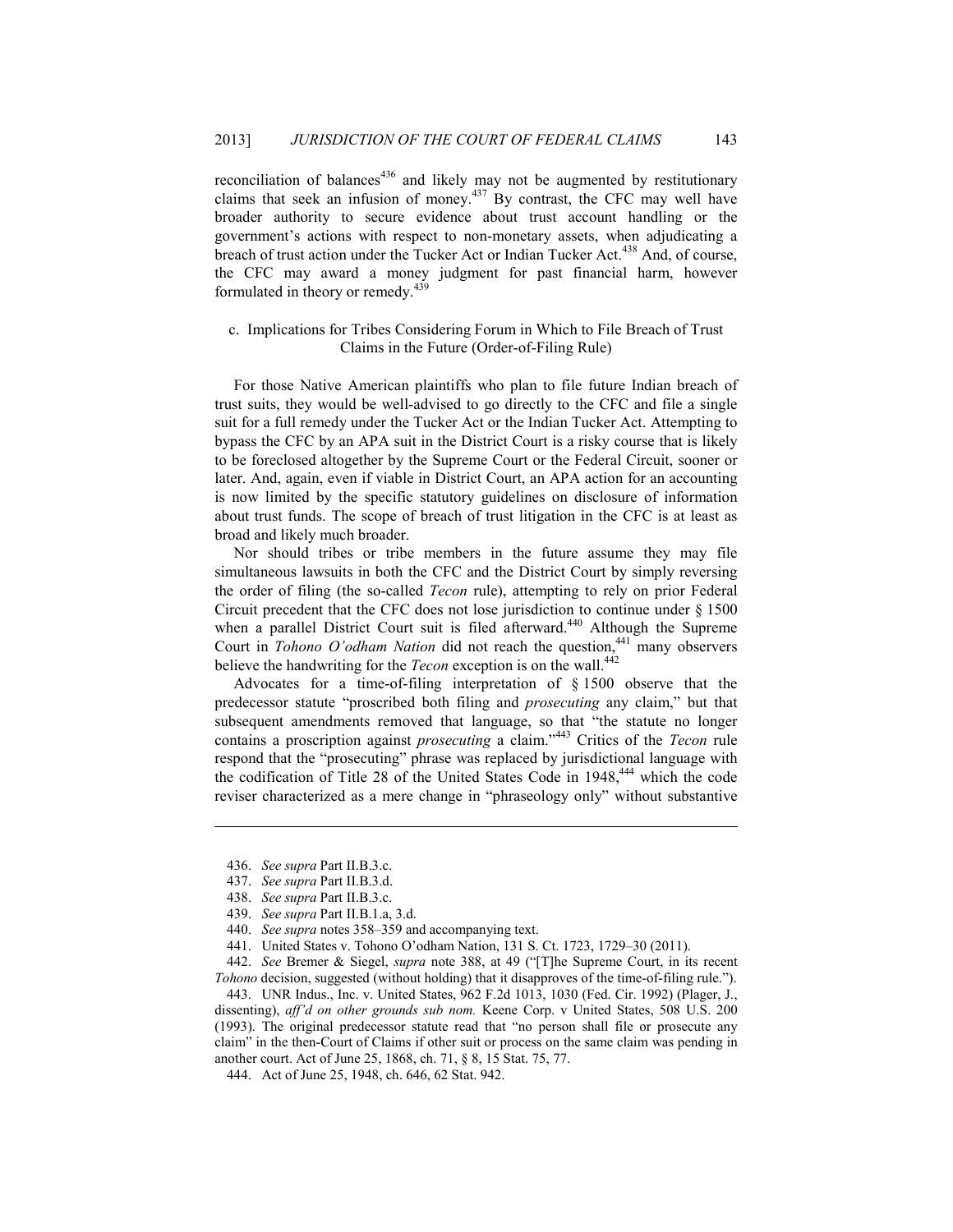reconciliation of balances[436] and likely may not be augmented by restitutionary claims that seek an infusion of money.[437] By contrast, the CFC may well have broader authority to secure evidence about trust account handling or the government's actions with respect to non-monetary assets, when adjudicating a breach of trust action under the Tucker Act or Indian Tucker Act.[438] And, of course, the CFC may award a money judgment for past financial harm, however formulated in theory or remedy.[439]

### c. Implications for Tribes Considering Forum in Which to File Breach of Trust Claims in the Future (Order-of-Filing Rule)

For those Native American plaintiffs who plan to file future Indian breach of trust suits, they would be well-advised to go directly to the CFC and file a single suit for a full remedy under the Tucker Act or the Indian Tucker Act. Attempting to bypass the CFC by an APA suit in the District Court is a risky course that is likely to be foreclosed altogether by the Supreme Court or the Federal Circuit, sooner or later. And, again, even if viable in District Court, an APA action for an accounting is now limited by the specific statutory guidelines on disclosure of information about trust funds. The scope of breach of trust litigation in the CFC is at least as broad and likely much broader.

Nor should tribes or tribe members in the future assume they may file simultaneous lawsuits in both the CFC and the District Court by simply reversing the order of filing (the so-called *Tecon* rule), attempting to rely on prior Federal Circuit precedent that the CFC does not lose jurisdiction to continue under § 1500 when a parallel District Court suit is filed afterward.[440] Although the Supreme Court in *Tohono O'odham Nation* did not reach the question,[441] many observers believe the handwriting for the *Tecon* exception is on the wall.[442]

Advocates for a time-of-filing interpretation of § 1500 observe that the predecessor statute "proscribed both filing and *prosecuting* any claim," but that subsequent amendments removed that language, so that "the statute no longer contains a proscription against *prosecuting* a claim."[443] Critics of the *Tecon* rule respond that the "prosecuting" phrase was replaced by jurisdictional language with the codification of Title 28 of the United States Code in 1948,[444] which the code reviser characterized as a mere change in "phraseology only" without substantive

---

436. *See supra* Part II.B.3.c.

437. *See supra* Part II.B.3.d.

438. *See supra* Part II.B.3.c.

439. *See supra* Part II.B.1.a, 3.d.

440. *See supra* notes 358–359 and accompanying text.

441. United States v. Tohono O'odham Nation, 131 S. Ct. 1723, 1729–30 (2011).

442. *See* Bremer & Siegel, *supra* note 388, at 49 ("[T]he Supreme Court, in its recent *Tohono* decision, suggested (without holding) that it disapproves of the time-of-filing rule.").

443. UNR Indus., Inc. v. United States, 962 F.2d 1013, 1030 (Fed. Cir. 1992) (Plager, J., dissenting), *aff'd on other grounds sub nom.* Keene Corp. v United States, 508 U.S. 200 (1993). The original predecessor statute read that "no person shall file or prosecute any claim" in the then-Court of Claims if other suit or process on the same claim was pending in another court. Act of June 25, 1868, ch. 71, § 8, 15 Stat. 75, 77.

444. Act of June 25, 1948, ch. 646, 62 Stat. 942.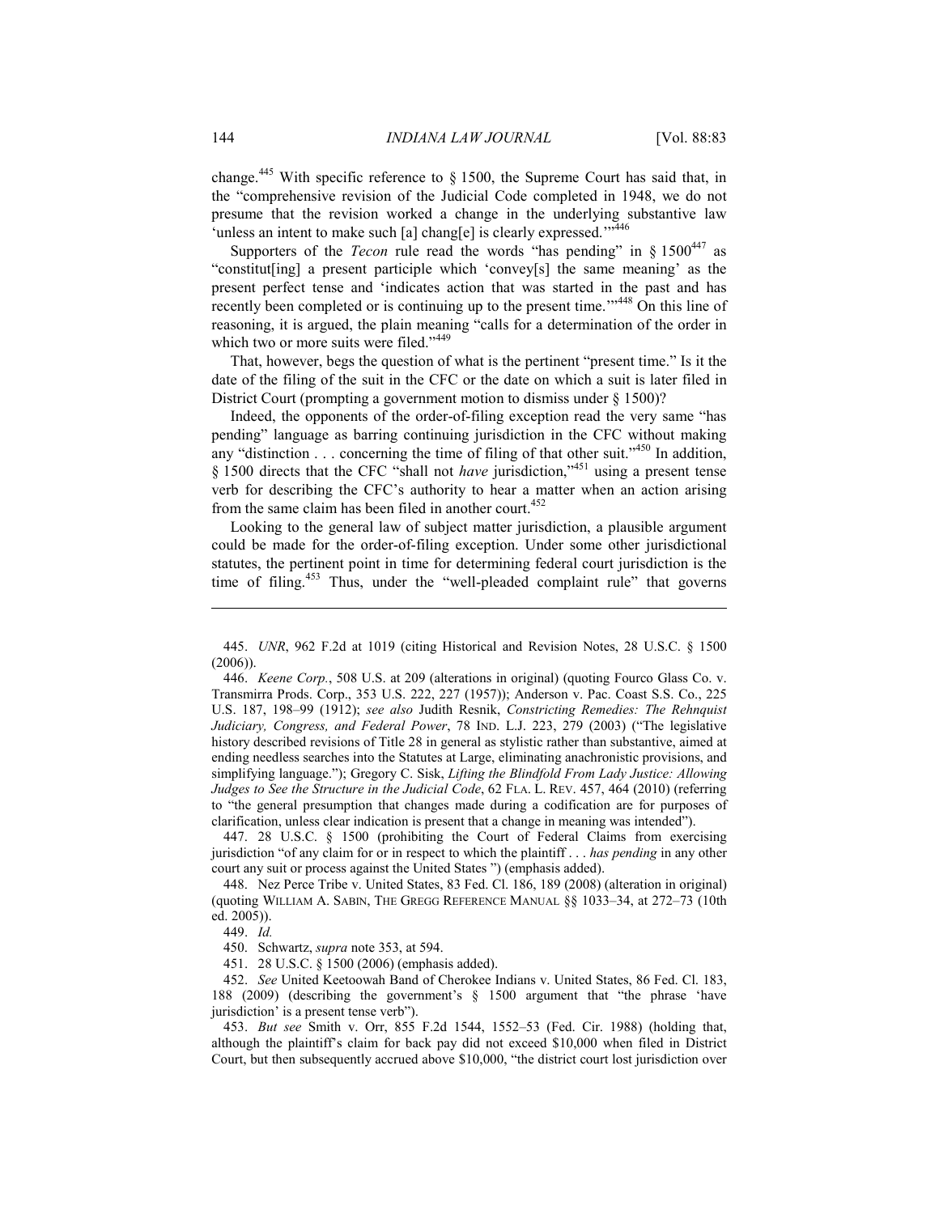change.[445] With specific reference to § 1500, the Supreme Court has said that, in the "comprehensive revision of the Judicial Code completed in 1948, we do not presume that the revision worked a change in the underlying substantive law 'unless an intent to make such [a] chang[e] is clearly expressed.'"[446]

Supporters of the *Tecon* rule read the words "has pending" in § 1500[447] as "constitut[ing] a present participle which 'convey[s] the same meaning' as the present perfect tense and 'indicates action that was started in the past and has recently been completed or is continuing up to the present time.'"[448] On this line of reasoning, it is argued, the plain meaning "calls for a determination of the order in which two or more suits were filed."[449]

That, however, begs the question of what is the pertinent "present time." Is it the date of the filing of the suit in the CFC or the date on which a suit is later filed in District Court (prompting a government motion to dismiss under § 1500)?

Indeed, the opponents of the order-of-filing exception read the very same "has pending" language as barring continuing jurisdiction in the CFC without making any "distinction . . . concerning the time of filing of that other suit."[450] In addition, § 1500 directs that the CFC "shall not *have* jurisdiction,"[451] using a present tense verb for describing the CFC's authority to hear a matter when an action arising from the same claim has been filed in another court.[452]

Looking to the general law of subject matter jurisdiction, a plausible argument could be made for the order-of-filing exception. Under some other jurisdictional statutes, the pertinent point in time for determining federal court jurisdiction is the time of filing.[453] Thus, under the "well-pleaded complaint rule" that governs

---

445. *UNR*, 962 F.2d at 1019 (citing Historical and Revision Notes, 28 U.S.C. § 1500 (2006)).

446. *Keene Corp.*, 508 U.S. at 209 (alterations in original) (quoting Fourco Glass Co. v. Transmirra Prods. Corp., 353 U.S. 222, 227 (1957)); Anderson v. Pac. Coast S.S. Co., 225 U.S. 187, 198–99 (1912); *see also* Judith Resnik, *Constricting Remedies: The Rehnquist Judiciary, Congress, and Federal Power*, 78 IND. L.J. 223, 279 (2003) ("The legislative history described revisions of Title 28 in general as stylistic rather than substantive, aimed at ending needless searches into the Statutes at Large, eliminating anachronistic provisions, and simplifying language."); Gregory C. Sisk, *Lifting the Blindfold From Lady Justice: Allowing Judges to See the Structure in the Judicial Code*, 62 FLA. L. REV. 457, 464 (2010) (referring to "the general presumption that changes made during a codification are for purposes of clarification, unless clear indication is present that a change in meaning was intended").

447. 28 U.S.C. § 1500 (prohibiting the Court of Federal Claims from exercising jurisdiction "of any claim for or in respect to which the plaintiff . . . *has pending* in any other court any suit or process against the United States ") (emphasis added).

448. Nez Perce Tribe v. United States, 83 Fed. Cl. 186, 189 (2008) (alteration in original) (quoting WILLIAM A. SABIN, THE GREGG REFERENCE MANUAL §§ 1033–34, at 272–73 (10th ed. 2005)).

449. *Id.*

450. Schwartz, *supra* note 353, at 594.

451. 28 U.S.C. § 1500 (2006) (emphasis added).

452. *See* United Keetoowah Band of Cherokee Indians v. United States, 86 Fed. Cl. 183, 188 (2009) (describing the government's § 1500 argument that "the phrase 'have jurisdiction' is a present tense verb").

453. *But see* Smith v. Orr, 855 F.2d 1544, 1552–53 (Fed. Cir. 1988) (holding that, although the plaintiff's claim for back pay did not exceed $10,000 when filed in District Court, but then subsequently accrued above $10,000, "the district court lost jurisdiction over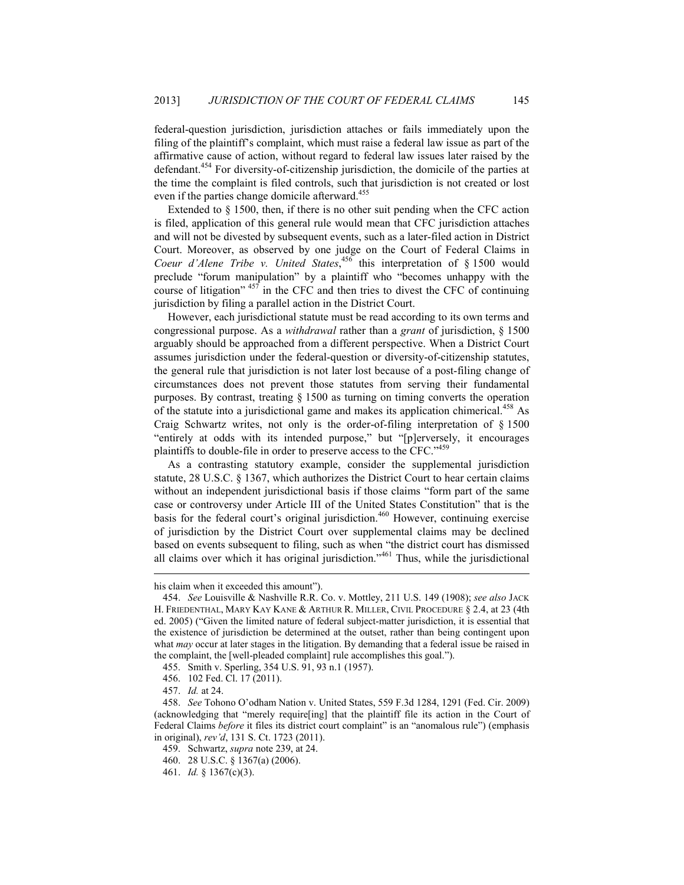federal-question jurisdiction, jurisdiction attaches or fails immediately upon the filing of the plaintiff's complaint, which must raise a federal law issue as part of the affirmative cause of action, without regard to federal law issues later raised by the defendant.[454] For diversity-of-citizenship jurisdiction, the domicile of the parties at the time the complaint is filed controls, such that jurisdiction is not created or lost even if the parties change domicile afterward.[455]

Extended to § 1500, then, if there is no other suit pending when the CFC action is filed, application of this general rule would mean that CFC jurisdiction attaches and will not be divested by subsequent events, such as a later-filed action in District Court. Moreover, as observed by one judge on the Court of Federal Claims in *Coeur d'Alene Tribe v. United States*,[456] this interpretation of § 1500 would preclude "forum manipulation" by a plaintiff who "becomes unhappy with the course of litigation"[457] in the CFC and then tries to divest the CFC of continuing jurisdiction by filing a parallel action in the District Court.

However, each jurisdictional statute must be read according to its own terms and congressional purpose. As a *withdrawal* rather than a *grant* of jurisdiction, § 1500 arguably should be approached from a different perspective. When a District Court assumes jurisdiction under the federal-question or diversity-of-citizenship statutes, the general rule that jurisdiction is not later lost because of a post-filing change of circumstances does not prevent those statutes from serving their fundamental purposes. By contrast, treating § 1500 as turning on timing converts the operation of the statute into a jurisdictional game and makes its application chimerical.[458] As Craig Schwartz writes, not only is the order-of-filing interpretation of § 1500 "entirely at odds with its intended purpose," but "[p]erversely, it encourages plaintiffs to double-file in order to preserve access to the CFC."[459]

As a contrasting statutory example, consider the supplemental jurisdiction statute, 28 U.S.C. § 1367, which authorizes the District Court to hear certain claims without an independent jurisdictional basis if those claims "form part of the same case or controversy under Article III of the United States Constitution" that is the basis for the federal court's original jurisdiction.[460] However, continuing exercise of jurisdiction by the District Court over supplemental claims may be declined based on events subsequent to filing, such as when "the district court has dismissed all claims over which it has original jurisdiction."[461] Thus, while the jurisdictional

---

his claim when it exceeded this amount").

454. *See* Louisville & Nashville R.R. Co. v. Mottley, 211 U.S. 149 (1908); *see also* JACK H. FRIEDENTHAL, MARY KAY KANE & ARTHUR R. MILLER, CIVIL PROCEDURE § 2.4, at 23 (4th ed. 2005) ("Given the limited nature of federal subject-matter jurisdiction, it is essential that the existence of jurisdiction be determined at the outset, rather than being contingent upon what *may* occur at later stages in the litigation. By demanding that a federal issue be raised in the complaint, the [well-pleaded complaint] rule accomplishes this goal.").

455. Smith v. Sperling, 354 U.S. 91, 93 n.1 (1957).

456. 102 Fed. Cl. 17 (2011).

457. *Id.* at 24.

458. *See* Tohono O'odham Nation v. United States, 559 F.3d 1284, 1291 (Fed. Cir. 2009) (acknowledging that "merely requir[ing] that the plaintiff file its action in the Court of Federal Claims *before* it files its district court complaint" is an "anomalous rule") (emphasis in original), *rev'd*, 131 S. Ct. 1723 (2011).

459. Schwartz, *supra* note 239, at 24.

460. 28 U.S.C. § 1367(a) (2006).

461. *Id.* § 1367(c)(3).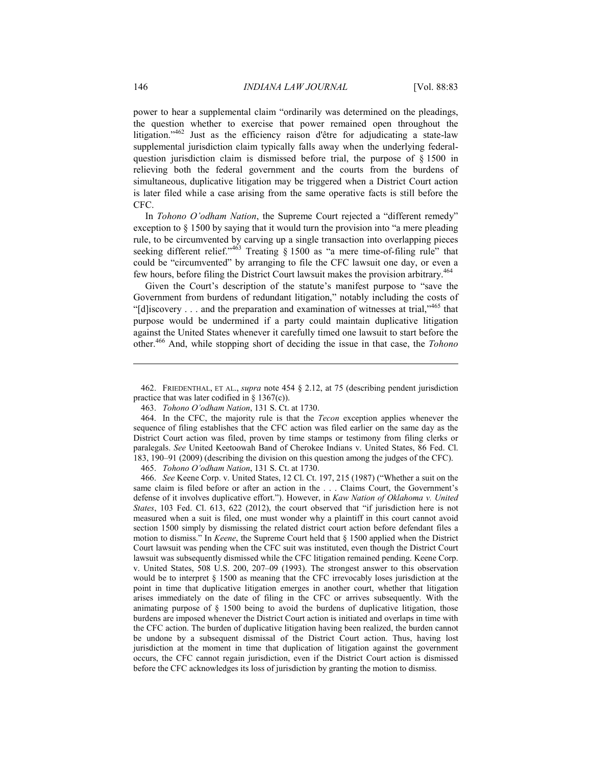power to hear a supplemental claim "ordinarily was determined on the pleadings, the question whether to exercise that power remained open throughout the litigation."[462] Just as the efficiency raison d'être for adjudicating a state-law supplemental jurisdiction claim typically falls away when the underlying federal-question jurisdiction claim is dismissed before trial, the purpose of § 1500 in relieving both the federal government and the courts from the burdens of simultaneous, duplicative litigation may be triggered when a District Court action is later filed while a case arising from the same operative facts is still before the CFC.

In *Tohono O'odham Nation*, the Supreme Court rejected a "different remedy" exception to § 1500 by saying that it would turn the provision into "a mere pleading rule, to be circumvented by carving up a single transaction into overlapping pieces seeking different relief."[463] Treating § 1500 as "a mere time-of-filing rule" that could be "circumvented" by arranging to file the CFC lawsuit one day, or even a few hours, before filing the District Court lawsuit makes the provision arbitrary.[464]

Given the Court's description of the statute's manifest purpose to "save the Government from burdens of redundant litigation," notably including the costs of "[d]iscovery . . . and the preparation and examination of witnesses at trial,"[465] that purpose would be undermined if a party could maintain duplicative litigation against the United States whenever it carefully timed one lawsuit to start before the other.[466] And, while stopping short of deciding the issue in that case, the *Tohono*

---

462. FRIEDENTHAL, ET AL., *supra* note 454 § 2.12, at 75 (describing pendent jurisdiction practice that was later codified in § 1367(c)).

463. *Tohono O'odham Nation*, 131 S. Ct. at 1730.

464. In the CFC, the majority rule is that the *Tecon* exception applies whenever the sequence of filing establishes that the CFC action was filed earlier on the same day as the District Court action was filed, proven by time stamps or testimony from filing clerks or paralegals. *See* United Keetoowah Band of Cherokee Indians v. United States, 86 Fed. Cl. 183, 190–91 (2009) (describing the division on this question among the judges of the CFC).

465. *Tohono O'odham Nation*, 131 S. Ct. at 1730.

466. *See* Keene Corp. v. United States, 12 Cl. Ct. 197, 215 (1987) ("Whether a suit on the same claim is filed before or after an action in the . . . Claims Court, the Government's defense of it involves duplicative effort."). However, in *Kaw Nation of Oklahoma v. United States*, 103 Fed. Cl. 613, 622 (2012), the court observed that "if jurisdiction here is not measured when a suit is filed, one must wonder why a plaintiff in this court cannot avoid section 1500 simply by dismissing the related district court action before defendant files a motion to dismiss." In *Keene*, the Supreme Court held that § 1500 applied when the District Court lawsuit was pending when the CFC suit was instituted, even though the District Court lawsuit was subsequently dismissed while the CFC litigation remained pending. Keene Corp. v. United States, 508 U.S. 200, 207–09 (1993). The strongest answer to this observation would be to interpret § 1500 as meaning that the CFC irrevocably loses jurisdiction at the point in time that duplicative litigation emerges in another court, whether that litigation arises immediately on the date of filing in the CFC or arrives subsequently. With the animating purpose of § 1500 being to avoid the burdens of duplicative litigation, those burdens are imposed whenever the District Court action is initiated and overlaps in time with the CFC action. The burden of duplicative litigation having been realized, the burden cannot be undone by a subsequent dismissal of the District Court action. Thus, having lost jurisdiction at the moment in time that duplication of litigation against the government occurs, the CFC cannot regain jurisdiction, even if the District Court action is dismissed before the CFC acknowledges its loss of jurisdiction by granting the motion to dismiss.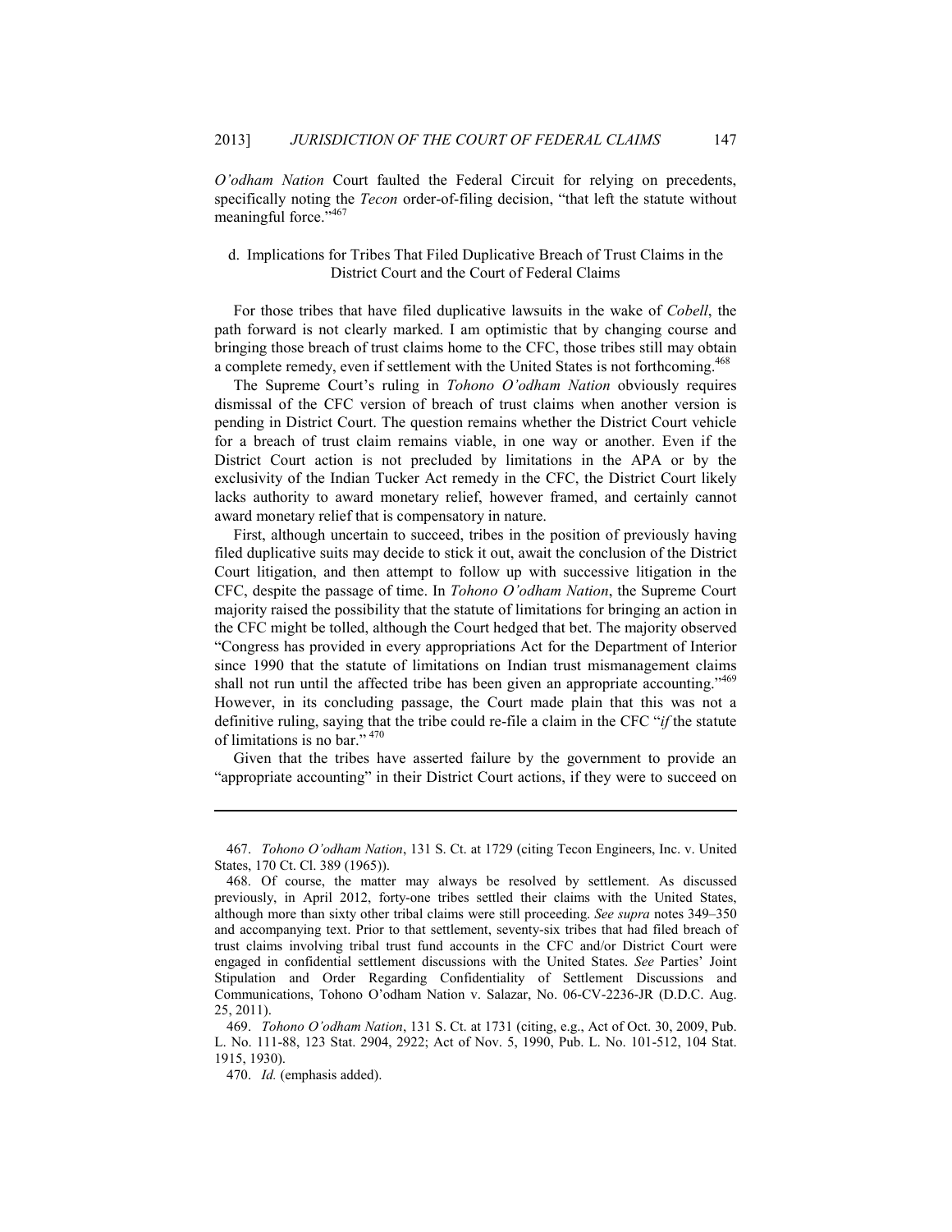*O'odham Nation* Court faulted the Federal Circuit for relying on precedents, specifically noting the *Tecon* order-of-filing decision, "that left the statute without meaningful force."[467]

#### d. Implications for Tribes That Filed Duplicative Breach of Trust Claims in the District Court and the Court of Federal Claims

For those tribes that have filed duplicative lawsuits in the wake of *Cobell*, the path forward is not clearly marked. I am optimistic that by changing course and bringing those breach of trust claims home to the CFC, those tribes still may obtain a complete remedy, even if settlement with the United States is not forthcoming.[468]

The Supreme Court's ruling in *Tohono O'odham Nation* obviously requires dismissal of the CFC version of breach of trust claims when another version is pending in District Court. The question remains whether the District Court vehicle for a breach of trust claim remains viable, in one way or another. Even if the District Court action is not precluded by limitations in the APA or by the exclusivity of the Indian Tucker Act remedy in the CFC, the District Court likely lacks authority to award monetary relief, however framed, and certainly cannot award monetary relief that is compensatory in nature.

First, although uncertain to succeed, tribes in the position of previously having filed duplicative suits may decide to stick it out, await the conclusion of the District Court litigation, and then attempt to follow up with successive litigation in the CFC, despite the passage of time. In *Tohono O'odham Nation*, the Supreme Court majority raised the possibility that the statute of limitations for bringing an action in the CFC might be tolled, although the Court hedged that bet. The majority observed "Congress has provided in every appropriations Act for the Department of Interior since 1990 that the statute of limitations on Indian trust mismanagement claims shall not run until the affected tribe has been given an appropriate accounting."[469] However, in its concluding passage, the Court made plain that this was not a definitive ruling, saying that the tribe could re-file a claim in the CFC "*if* the statute of limitations is no bar."[470]

Given that the tribes have asserted failure by the government to provide an "appropriate accounting" in their District Court actions, if they were to succeed on

---

467. *Tohono O'odham Nation*, 131 S. Ct. at 1729 (citing Tecon Engineers, Inc. v. United States, 170 Ct. Cl. 389 (1965)).

468. Of course, the matter may always be resolved by settlement. As discussed previously, in April 2012, forty-one tribes settled their claims with the United States, although more than sixty other tribal claims were still proceeding. *See supra* notes 349–350 and accompanying text. Prior to that settlement, seventy-six tribes that had filed breach of trust claims involving tribal trust fund accounts in the CFC and/or District Court were engaged in confidential settlement discussions with the United States. *See* Parties' Joint Stipulation and Order Regarding Confidentiality of Settlement Discussions and Communications, Tohono O'odham Nation v. Salazar, No. 06-CV-2236-JR (D.D.C. Aug. 25, 2011).

469. *Tohono O'odham Nation*, 131 S. Ct. at 1731 (citing, e.g., Act of Oct. 30, 2009, Pub. L. No. 111-88, 123 Stat. 2904, 2922; Act of Nov. 5, 1990, Pub. L. No. 101-512, 104 Stat. 1915, 1930).

470. *Id.* (emphasis added).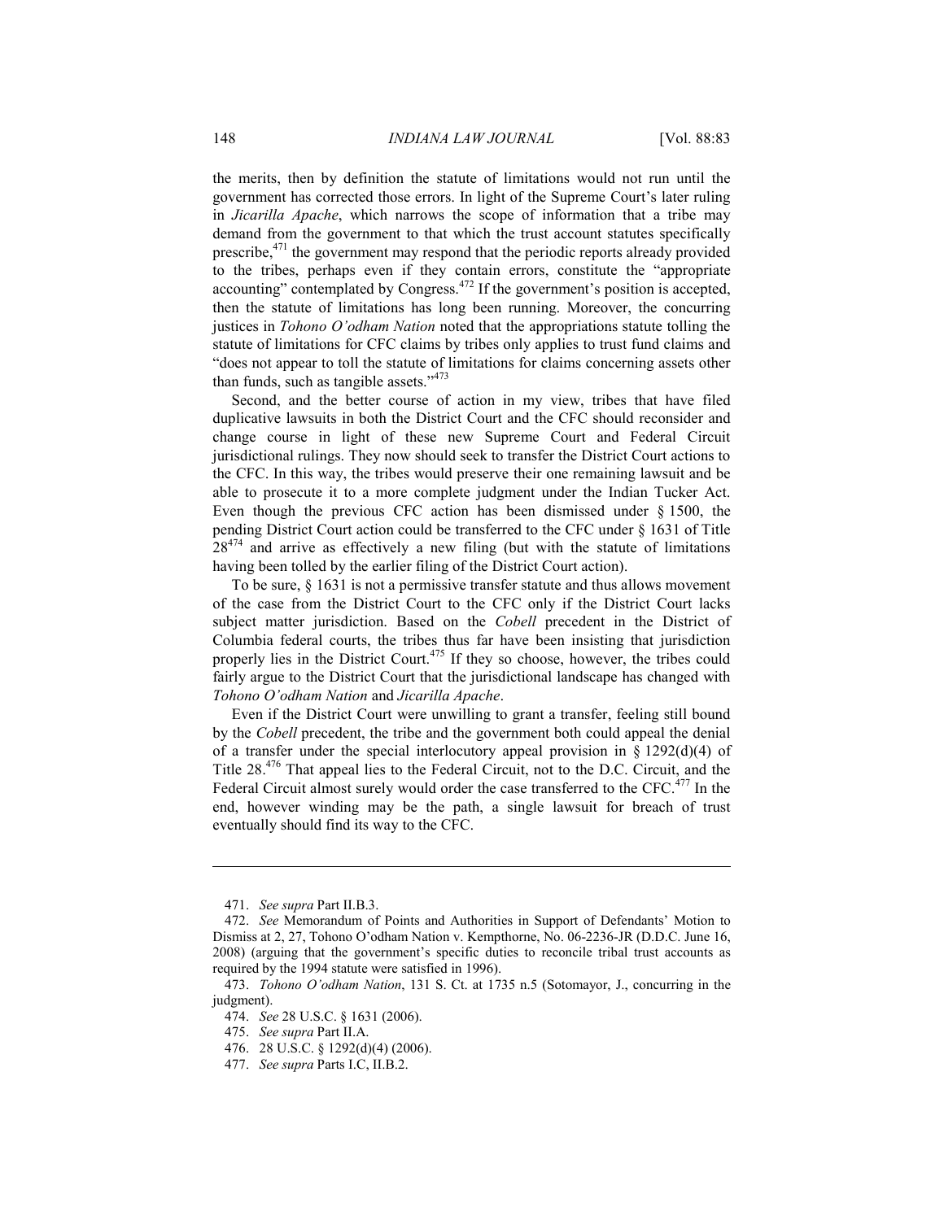the merits, then by definition the statute of limitations would not run until the government has corrected those errors. In light of the Supreme Court's later ruling in *Jicarilla Apache*, which narrows the scope of information that a tribe may demand from the government to that which the trust account statutes specifically prescribe,[471] the government may respond that the periodic reports already provided to the tribes, perhaps even if they contain errors, constitute the "appropriate accounting" contemplated by Congress.[472] If the government's position is accepted, then the statute of limitations has long been running. Moreover, the concurring justices in *Tohono O'odham Nation* noted that the appropriations statute tolling the statute of limitations for CFC claims by tribes only applies to trust fund claims and "does not appear to toll the statute of limitations for claims concerning assets other than funds, such as tangible assets."[473]

Second, and the better course of action in my view, tribes that have filed duplicative lawsuits in both the District Court and the CFC should reconsider and change course in light of these new Supreme Court and Federal Circuit jurisdictional rulings. They now should seek to transfer the District Court actions to the CFC. In this way, the tribes would preserve their one remaining lawsuit and be able to prosecute it to a more complete judgment under the Indian Tucker Act. Even though the previous CFC action has been dismissed under § 1500, the pending District Court action could be transferred to the CFC under § 1631 of Title 28[474] and arrive as effectively a new filing (but with the statute of limitations having been tolled by the earlier filing of the District Court action).

To be sure, § 1631 is not a permissive transfer statute and thus allows movement of the case from the District Court to the CFC only if the District Court lacks subject matter jurisdiction. Based on the *Cobell* precedent in the District of Columbia federal courts, the tribes thus far have been insisting that jurisdiction properly lies in the District Court.[475] If they so choose, however, the tribes could fairly argue to the District Court that the jurisdictional landscape has changed with *Tohono O'odham Nation* and *Jicarilla Apache*.

Even if the District Court were unwilling to grant a transfer, feeling still bound by the *Cobell* precedent, the tribe and the government both could appeal the denial of a transfer under the special interlocutory appeal provision in § 1292(d)(4) of Title 28.[476] That appeal lies to the Federal Circuit, not to the D.C. Circuit, and the Federal Circuit almost surely would order the case transferred to the CFC.[477] In the end, however winding may be the path, a single lawsuit for breach of trust eventually should find its way to the CFC.

---

471. *See supra* Part II.B.3.

472. *See* Memorandum of Points and Authorities in Support of Defendants' Motion to Dismiss at 2, 27, Tohono O'odham Nation v. Kempthorne, No. 06-2236-JR (D.D.C. June 16, 2008) (arguing that the government's specific duties to reconcile tribal trust accounts as required by the 1994 statute were satisfied in 1996).

473. *Tohono O'odham Nation*, 131 S. Ct. at 1735 n.5 (Sotomayor, J., concurring in the judgment).

474. *See* 28 U.S.C. § 1631 (2006).

475. *See supra* Part II.A.

476. 28 U.S.C. § 1292(d)(4) (2006).

477. *See supra* Parts I.C, II.B.2.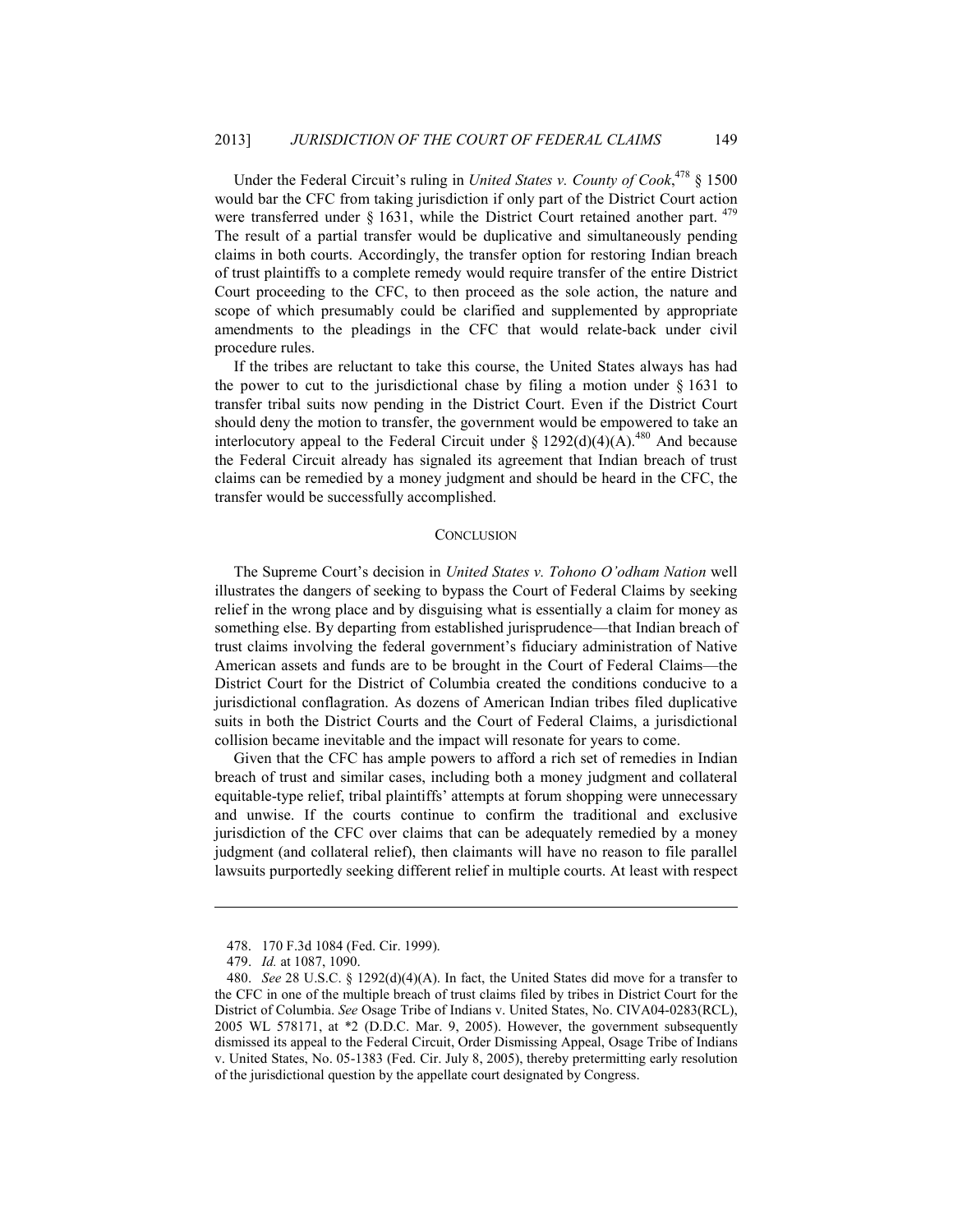Under the Federal Circuit's ruling in *United States v. County of Cook*,[478] § 1500 would bar the CFC from taking jurisdiction if only part of the District Court action were transferred under § 1631, while the District Court retained another part.[479] The result of a partial transfer would be duplicative and simultaneously pending claims in both courts. Accordingly, the transfer option for restoring Indian breach of trust plaintiffs to a complete remedy would require transfer of the entire District Court proceeding to the CFC, to then proceed as the sole action, the nature and scope of which presumably could be clarified and supplemented by appropriate amendments to the pleadings in the CFC that would relate-back under civil procedure rules.

If the tribes are reluctant to take this course, the United States always has had the power to cut to the jurisdictional chase by filing a motion under § 1631 to transfer tribal suits now pending in the District Court. Even if the District Court should deny the motion to transfer, the government would be empowered to take an interlocutory appeal to the Federal Circuit under § 1292(d)(4)(A).[480] And because the Federal Circuit already has signaled its agreement that Indian breach of trust claims can be remedied by a money judgment and should be heard in the CFC, the transfer would be successfully accomplished.

## CONCLUSION

The Supreme Court's decision in *United States v. Tohono O'odham Nation* well illustrates the dangers of seeking to bypass the Court of Federal Claims by seeking relief in the wrong place and by disguising what is essentially a claim for money as something else. By departing from established jurisprudence—that Indian breach of trust claims involving the federal government's fiduciary administration of Native American assets and funds are to be brought in the Court of Federal Claims—the District Court for the District of Columbia created the conditions conducive to a jurisdictional conflagration. As dozens of American Indian tribes filed duplicative suits in both the District Courts and the Court of Federal Claims, a jurisdictional collision became inevitable and the impact will resonate for years to come.

Given that the CFC has ample powers to afford a rich set of remedies in Indian breach of trust and similar cases, including both a money judgment and collateral equitable-type relief, tribal plaintiffs' attempts at forum shopping were unnecessary and unwise. If the courts continue to confirm the traditional and exclusive jurisdiction of the CFC over claims that can be adequately remedied by a money judgment (and collateral relief), then claimants will have no reason to file parallel lawsuits purportedly seeking different relief in multiple courts. At least with respect

---

478. 170 F.3d 1084 (Fed. Cir. 1999).

479. *Id.* at 1087, 1090.

480. *See* 28 U.S.C. § 1292(d)(4)(A). In fact, the United States did move for a transfer to the CFC in one of the multiple breach of trust claims filed by tribes in District Court for the District of Columbia. *See* Osage Tribe of Indians v. United States, No. CIVA04-0283(RCL), 2005 WL 578171, at *2 (D.D.C. Mar. 9, 2005). However, the government subsequently dismissed its appeal to the Federal Circuit, Order Dismissing Appeal, Osage Tribe of Indians v. United States, No. 05-1383 (Fed. Cir. July 8, 2005), thereby pretermitting early resolution of the jurisdictional question by the appellate court designated by Congress.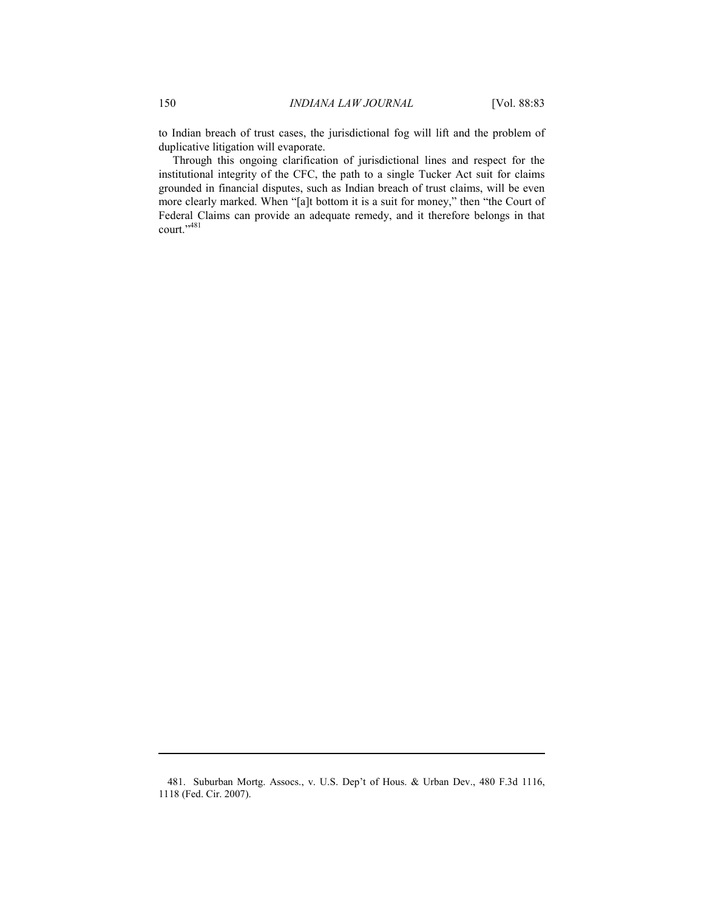to Indian breach of trust cases, the jurisdictional fog will lift and the problem of duplicative litigation will evaporate.

Through this ongoing clarification of jurisdictional lines and respect for the institutional integrity of the CFC, the path to a single Tucker Act suit for claims grounded in financial disputes, such as Indian breach of trust claims, will be even more clearly marked. When "[a]t bottom it is a suit for money," then "the Court of Federal Claims can provide an adequate remedy, and it therefore belongs in that court."[481]

---

481. Suburban Mortg. Assocs., v. U.S. Dep't of Hous. & Urban Dev., 480 F.3d 1116, 1118 (Fed. Cir. 2007).